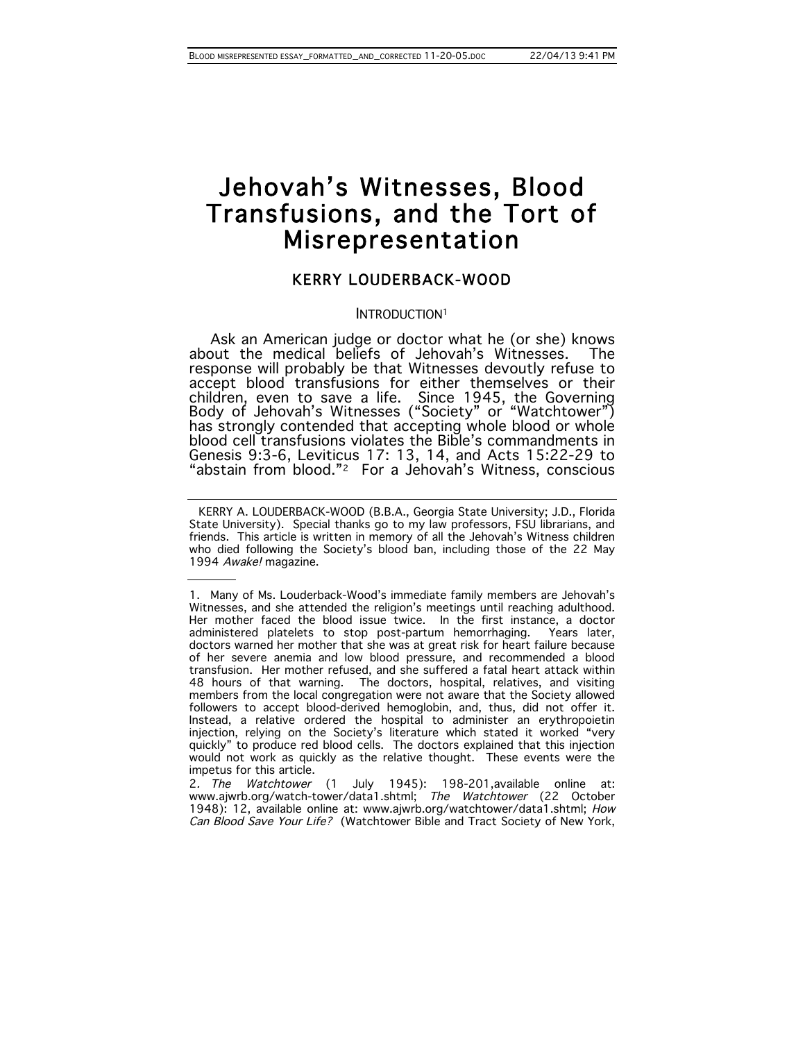# Jehovah's Witnesses, Blood Transfusions, and the Tort of Misrepresentation

## KERRY LOUDERBACK-WOOD

### INTRODUCTION[1]

Ask an American judge or doctor what he (or she) knows about the medical beliefs of Jehovah's Witnesses. The response will probably be that Witnesses devoutly refuse to accept blood transfusions for either themselves or their children, even to save a life. Since 1945, the Governing Body of Jehovah's Witnesses ("Society" or "Watchtower") has strongly contended that accepting whole blood or whole blood cell transfusions violates the Bible's commandments in Genesis 9:3-6, Leviticus 17: 13, 14, and Acts 15:22-29 to "abstain from blood."[2] For a Jehovah's Witness, conscious

---

KERRY A. LOUDERBACK-WOOD (B.B.A., Georgia State University; J.D., Florida State University). Special thanks go to my law professors, FSU librarians, and friends. This article is written in memory of all the Jehovah's Witness children who died following the Society's blood ban, including those of the 22 May 1994 *Awake!* magazine.

1. Many of Ms. Louderback-Wood's immediate family members are Jehovah's Witnesses, and she attended the religion's meetings until reaching adulthood. Her mother faced the blood issue twice. In the first instance, a doctor administered platelets to stop post-partum hemorrhaging. Years later, doctors warned her mother that she was at great risk for heart failure because of her severe anemia and low blood pressure, and recommended a blood transfusion. Her mother refused, and she suffered a fatal heart attack within 48 hours of that warning. The doctors, hospital, relatives, and visiting members from the local congregation were not aware that the Society allowed followers to accept blood-derived hemoglobin, and, thus, did not offer it. Instead, a relative ordered the hospital to administer an erythropoietin injection, relying on the Society's literature which stated it worked "very quickly" to produce red blood cells. The doctors explained that this injection would not work as quickly as the relative thought. These events were the impetus for this article.

2. *The Watchtower* (1 July 1945): 198-201,available online at: www.ajwrb.org/watch-tower/data1.shtml; *The Watchtower* (22 October 1948): 12, available online at: www.ajwrb.org/watchtower/data1.shtml; *How Can Blood Save Your Life?* (Watchtower Bible and Tract Society of New York,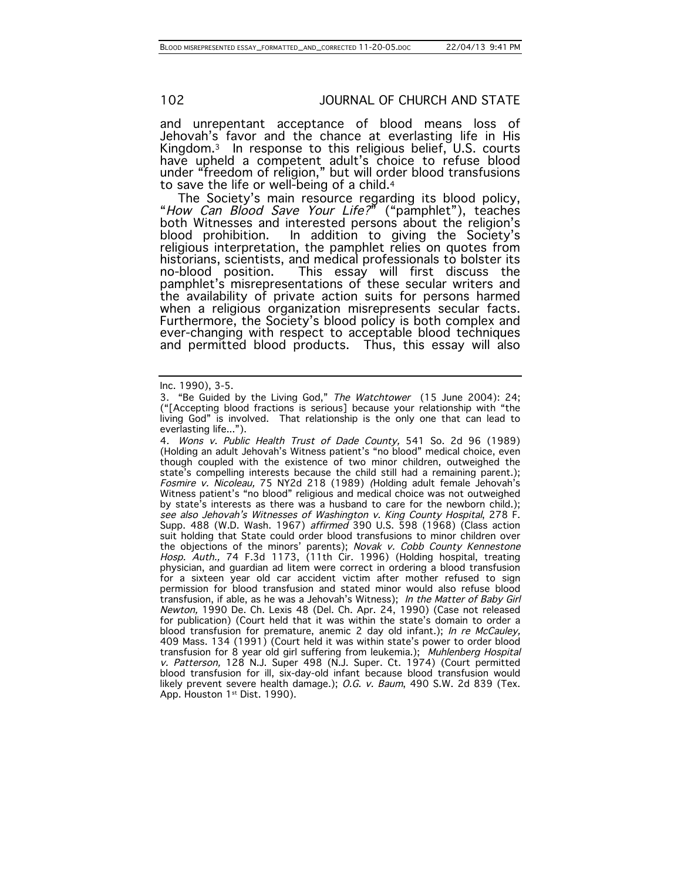and unrepentant acceptance of blood means loss of Jehovah's favor and the chance at everlasting life in His Kingdom.[3] In response to this religious belief, U.S. courts have upheld a competent adult's choice to refuse blood under "freedom of religion," but will order blood transfusions to save the life or well-being of a child.[4]

The Society's main resource regarding its blood policy, "*How Can Blood Save Your Life?*" ("pamphlet"), teaches both Witnesses and interested persons about the religion's blood prohibition. In addition to giving the Society's religious interpretation, the pamphlet relies on quotes from historians, scientists, and medical professionals to bolster its no-blood position. This essay will first discuss the pamphlet's misrepresentations of these secular writers and the availability of private action suits for persons harmed when a religious organization misrepresents secular facts. Furthermore, the Society's blood policy is both complex and ever-changing with respect to acceptable blood techniques and permitted blood products. Thus, this essay will also

---

Inc. 1990), 3-5.

3. "Be Guided by the Living God," *The Watchtower* (15 June 2004): 24; ("[Accepting blood fractions is serious] because your relationship with "the living God" is involved. That relationship is the only one that can lead to everlasting life…").

4. *Wons v. Public Health Trust of Dade County,* 541 So. 2d 96 (1989) (Holding an adult Jehovah's Witness patient's "no blood" medical choice, even though coupled with the existence of two minor children, outweighed the state's compelling interests because the child still had a remaining parent.); *Fosmire v. Nicoleau,* 75 NY2d 218 (1989) (Holding adult female Jehovah's Witness patient's "no blood" religious and medical choice was not outweighed by state's interests as there was a husband to care for the newborn child.); *see also Jehovah's Witnesses of Washington v. King County Hospital*, 278 F. Supp. 488 (W.D. Wash. 1967) *affirmed* 390 U.S. 598 (1968) (Class action suit holding that State could order blood transfusions to minor children over the objections of the minors' parents); *Novak v. Cobb County Kennestone Hosp. Auth.,* 74 F.3d 1173, (11th Cir. 1996) (Holding hospital, treating physician, and guardian ad litem were correct in ordering a blood transfusion for a sixteen year old car accident victim after mother refused to sign permission for blood transfusion and stated minor would also refuse blood transfusion, if able, as he was a Jehovah's Witness); *In the Matter of Baby Girl Newton,* 1990 De. Ch. Lexis 48 (Del. Ch. Apr. 24, 1990) (Case not released for publication) (Court held that it was within the state's domain to order a blood transfusion for premature, anemic 2 day old infant.); *In re McCauley,* 409 Mass. 134 (1991) (Court held it was within state's power to order blood transfusion for 8 year old girl suffering from leukemia.); *Muhlenberg Hospital v. Patterson,* 128 N.J. Super 498 (N.J. Super. Ct. 1974) (Court permitted blood transfusion for ill, six-day-old infant because blood transfusion would likely prevent severe health damage.); *O.G. v. Baum*, 490 S.W. 2d 839 (Tex. App. Houston 1st Dist. 1990).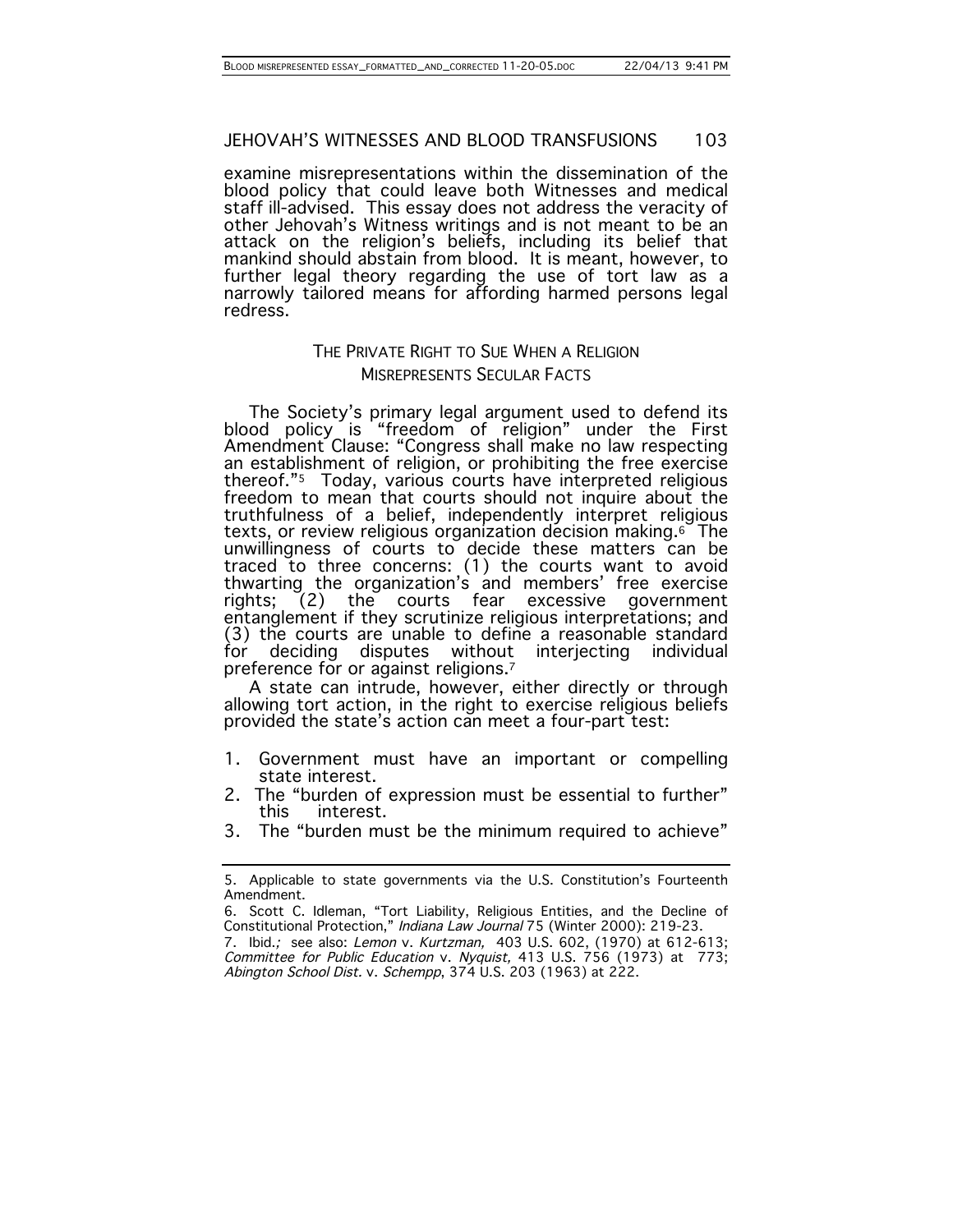examine misrepresentations within the dissemination of the blood policy that could leave both Witnesses and medical staff ill-advised. This essay does not address the veracity of other Jehovah's Witness writings and is not meant to be an attack on the religion's beliefs, including its belief that mankind should abstain from blood. It is meant, however, to further legal theory regarding the use of tort law as a narrowly tailored means for affording harmed persons legal redress.

## THE PRIVATE RIGHT TO SUE WHEN A RELIGION MISREPRESENTS SECULAR FACTS

The Society's primary legal argument used to defend its blood policy is "freedom of religion" under the First Amendment Clause: "Congress shall make no law respecting an establishment of religion, or prohibiting the free exercise thereof."[5] Today, various courts have interpreted religious freedom to mean that courts should not inquire about the truthfulness of a belief, independently interpret religious texts, or review religious organization decision making.[6] The unwillingness of courts to decide these matters can be traced to three concerns: (1) the courts want to avoid thwarting the organization's and members' free exercise rights; (2) the courts fear excessive government entanglement if they scrutinize religious interpretations; and (3) the courts are unable to define a reasonable standard for deciding disputes without interjecting individual preference for or against religions.[7]

A state can intrude, however, either directly or through allowing tort action, in the right to exercise religious beliefs provided the state's action can meet a four-part test:

1. Government must have an important or compelling state interest.
2. The "burden of expression must be essential to further" this interest.
3. The "burden must be the minimum required to achieve"

---

5. Applicable to state governments via the U.S. Constitution's Fourteenth Amendment.

6. Scott C. Idleman, "Tort Liability, Religious Entities, and the Decline of Constitutional Protection," *Indiana Law Journal* 75 (Winter 2000): 219-23.

7. Ibid.*;* see also: *Lemon* v. *Kurtzman,* 403 U.S. 602, (1970) at 612-613; *Committee for Public Education* v. *Nyquist,* 413 U.S. 756 (1973) at 773; *Abington School Dist.* v. *Schempp*, 374 U.S. 203 (1963) at 222.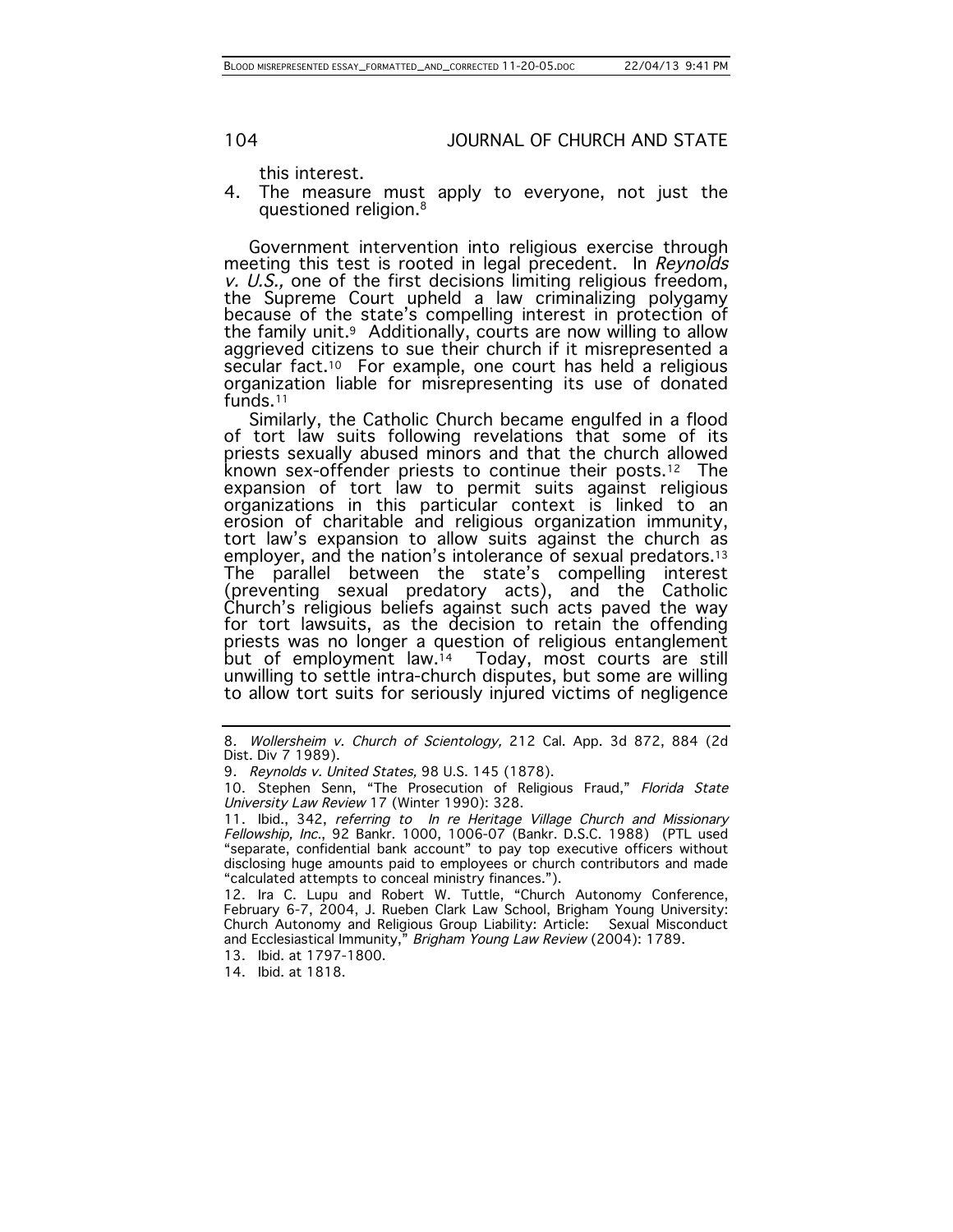this interest.

4. The measure must apply to everyone, not just the questioned religion.[8]

Government intervention into religious exercise through meeting this test is rooted in legal precedent. In *Reynolds v. U.S.,* one of the first decisions limiting religious freedom, the Supreme Court upheld a law criminalizing polygamy because of the state's compelling interest in protection of the family unit.[9] Additionally, courts are now willing to allow aggrieved citizens to sue their church if it misrepresented a secular fact.[10] For example, one court has held a religious organization liable for misrepresenting its use of donated funds.[11]

Similarly, the Catholic Church became engulfed in a flood of tort law suits following revelations that some of its priests sexually abused minors and that the church allowed known sex-offender priests to continue their posts.[12] The expansion of tort law to permit suits against religious organizations in this particular context is linked to an erosion of charitable and religious organization immunity, tort law's expansion to allow suits against the church as employer, and the nation's intolerance of sexual predators.[13] The parallel between the state's compelling interest (preventing sexual predatory acts), and the Catholic Church's religious beliefs against such acts paved the way for tort lawsuits, as the decision to retain the offending priests was no longer a question of religious entanglement but of employment law.[14] Today, most courts are still unwilling to settle intra-church disputes, but some are willing to allow tort suits for seriously injured victims of negligence

---

8. *Wollersheim v. Church of Scientology,* 212 Cal. App. 3d 872, 884 (2d Dist. Div 7 1989).

9. *Reynolds v. United States,* 98 U.S. 145 (1878).

10. Stephen Senn, "The Prosecution of Religious Fraud," *Florida State University Law Review* 17 (Winter 1990): 328.

11. Ibid., 342, *referring to In re Heritage Village Church and Missionary Fellowship, Inc*., 92 Bankr. 1000, 1006-07 (Bankr. D.S.C. 1988) (PTL used "separate, confidential bank account" to pay top executive officers without disclosing huge amounts paid to employees or church contributors and made "calculated attempts to conceal ministry finances.").

12. Ira C. Lupu and Robert W. Tuttle, "Church Autonomy Conference, February 6-7, 2004, J. Rueben Clark Law School, Brigham Young University: Church Autonomy and Religious Group Liability: Article: Sexual Misconduct and Ecclesiastical Immunity," *Brigham Young Law Review* (2004): 1789.

13. Ibid. at 1797-1800.

14. Ibid. at 1818.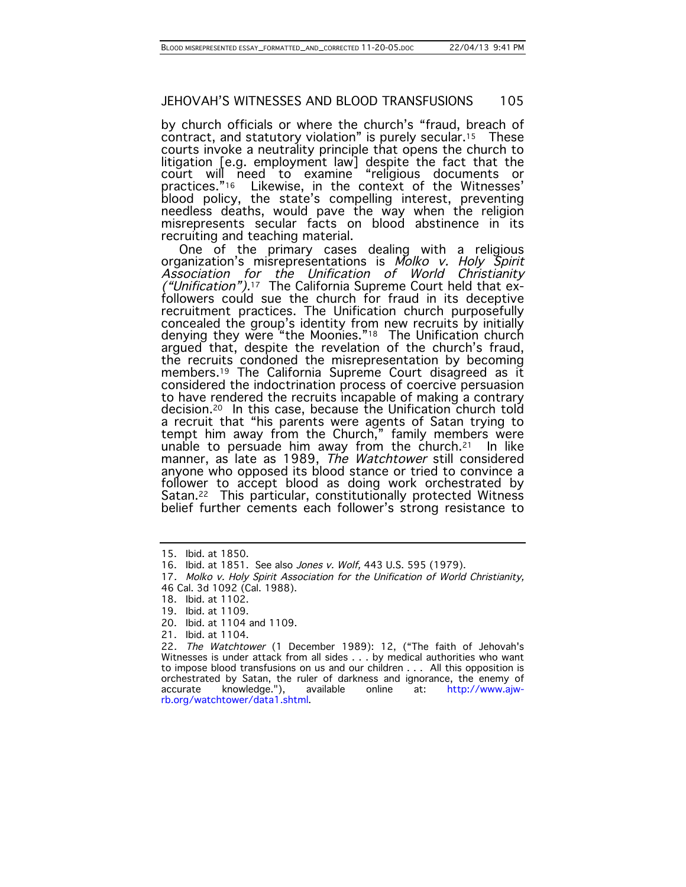by church officials or where the church's "fraud, breach of contract, and statutory violation" is purely secular.[15] These courts invoke a neutrality principle that opens the church to litigation [e.g. employment law] despite the fact that the court will need to examine "religious documents or practices."[16] Likewise, in the context of the Witnesses' blood policy, the state's compelling interest, preventing needless deaths, would pave the way when the religion misrepresents secular facts on blood abstinence in its recruiting and teaching material.

One of the primary cases dealing with a religious organization's misrepresentations is *Molko v. Holy Spirit Association for the Unification of World Christianity ("Unification").*[17] The California Supreme Court held that ex-followers could sue the church for fraud in its deceptive recruitment practices. The Unification church purposefully concealed the group's identity from new recruits by initially denying they were "the Moonies."[18] The Unification church argued that, despite the revelation of the church's fraud, the recruits condoned the misrepresentation by becoming members.[19] The California Supreme Court disagreed as it considered the indoctrination process of coercive persuasion to have rendered the recruits incapable of making a contrary decision.[20] In this case, because the Unification church told a recruit that "his parents were agents of Satan trying to tempt him away from the Church," family members were unable to persuade him away from the church.[21] In like manner, as late as 1989, *The Watchtower* still considered anyone who opposed its blood stance or tried to convince a follower to accept blood as doing work orchestrated by Satan.[22] This particular, constitutionally protected Witness belief further cements each follower's strong resistance to

---

15. Ibid. at 1850.
16. Ibid. at 1851. See also *Jones v. Wolf,* 443 U.S. 595 (1979).
17. *Molko v. Holy Spirit Association for the Unification of World Christianity,* 46 Cal. 3d 1092 (Cal. 1988).
18. Ibid. at 1102.
19. Ibid. at 1109.
20. Ibid. at 1104 and 1109.
21. Ibid. at 1104.
22. *The Watchtower* (1 December 1989): 12, ("The faith of Jehovah's Witnesses is under attack from all sides . . . by medical authorities who want to impose blood transfusions on us and our children . . . All this opposition is orchestrated by Satan, the ruler of darkness and ignorance, the enemy of accurate knowledge."), available online at: http://www.ajw-rb.org/watchtower/data1.shtml.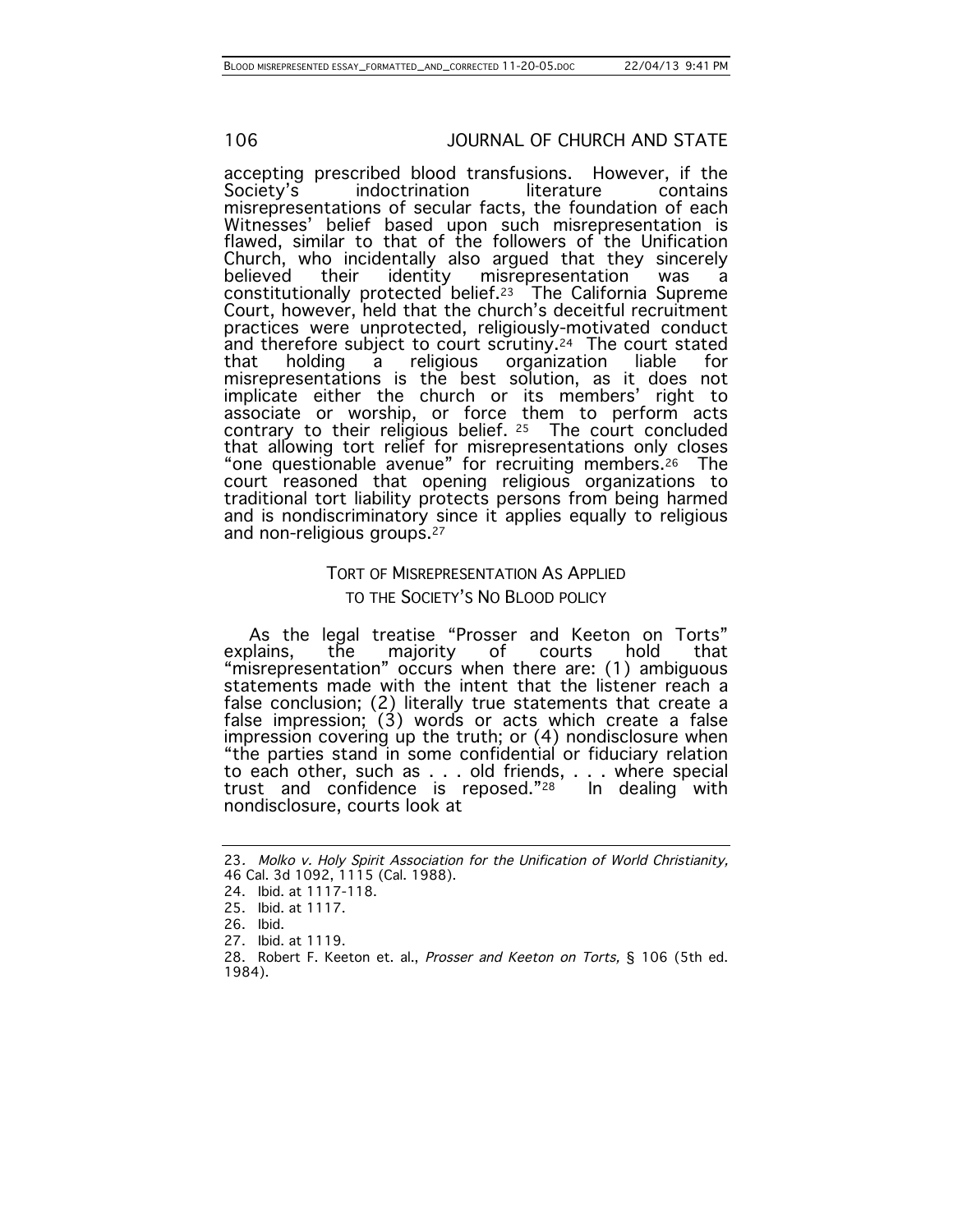accepting prescribed blood transfusions. However, if the Society's indoctrination literature contains misrepresentations of secular facts, the foundation of each Witnesses' belief based upon such misrepresentation is flawed, similar to that of the followers of the Unification Church, who incidentally also argued that they sincerely believed their identity misrepresentation was a constitutionally protected belief.[23] The California Supreme Court, however, held that the church's deceitful recruitment practices were unprotected, religiously-motivated conduct and therefore subject to court scrutiny.[24] The court stated that holding a religious organization liable for misrepresentations is the best solution, as it does not implicate either the church or its members' right to associate or worship, or force them to perform acts contrary to their religious belief.[25] The court concluded that allowing tort relief for misrepresentations only closes "one questionable avenue" for recruiting members.[26] The court reasoned that opening religious organizations to traditional tort liability protects persons from being harmed and is nondiscriminatory since it applies equally to religious and non-religious groups.[27]

## TORT OF MISREPRESENTATION AS APPLIED TO THE SOCIETY'S NO BLOOD POLICY

As the legal treatise "Prosser and Keeton on Torts" explains, the majority of courts hold that "misrepresentation" occurs when there are: (1) ambiguous statements made with the intent that the listener reach a false conclusion; (2) literally true statements that create a false impression; (3) words or acts which create a false impression covering up the truth; or (4) nondisclosure when "the parties stand in some confidential or fiduciary relation to each other, such as . . . old friends, . . . where special trust and confidence is reposed."[28] In dealing with nondisclosure, courts look at

---

23. *Molko v. Holy Spirit Association for the Unification of World Christianity,* 46 Cal. 3d 1092, 1115 (Cal. 1988).

24. Ibid. at 1117-118.

25. Ibid. at 1117.

26. Ibid.

27. Ibid. at 1119.

28. Robert F. Keeton et. al., *Prosser and Keeton on Torts,* § 106 (5th ed. 1984).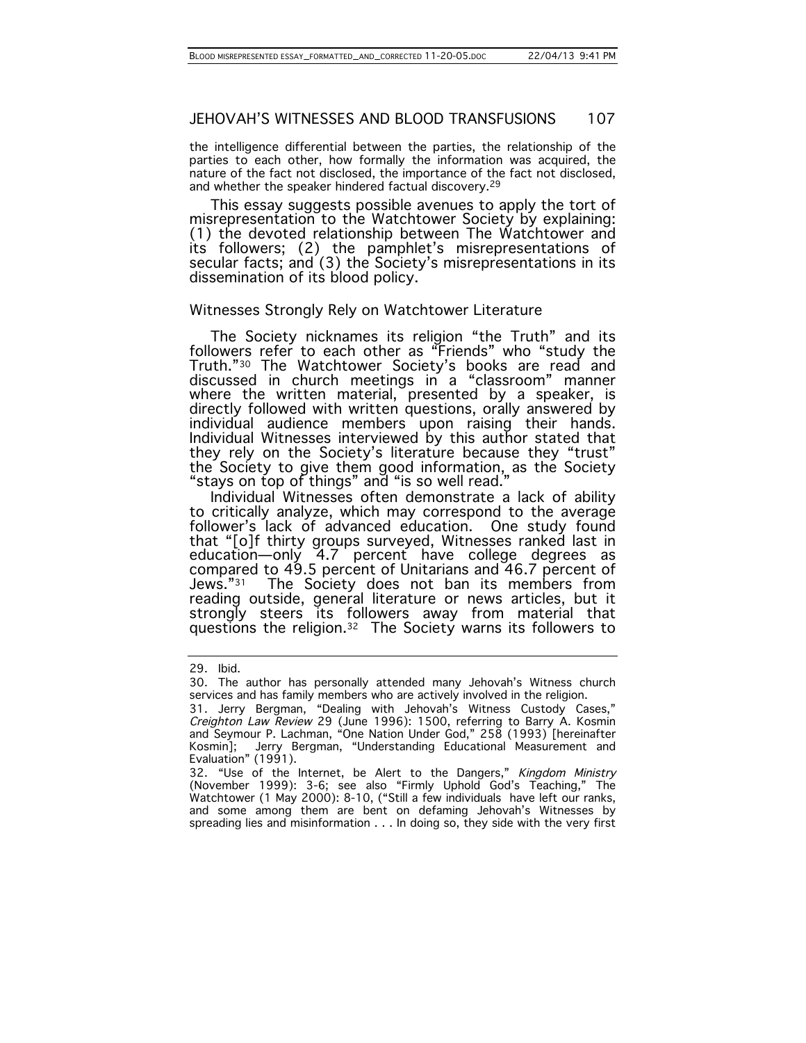the intelligence differential between the parties, the relationship of the parties to each other, how formally the information was acquired, the nature of the fact not disclosed, the importance of the fact not disclosed, and whether the speaker hindered factual discovery.[29]

This essay suggests possible avenues to apply the tort of misrepresentation to the Watchtower Society by explaining: (1) the devoted relationship between The Watchtower and its followers; (2) the pamphlet's misrepresentations of secular facts; and (3) the Society's misrepresentations in its dissemination of its blood policy.

## Witnesses Strongly Rely on Watchtower Literature

The Society nicknames its religion "the Truth" and its followers refer to each other as "Friends" who "study the Truth."[30] The Watchtower Society's books are read and discussed in church meetings in a "classroom" manner where the written material, presented by a speaker, is directly followed with written questions, orally answered by individual audience members upon raising their hands. Individual Witnesses interviewed by this author stated that they rely on the Society's literature because they "trust" the Society to give them good information, as the Society "stays on top of things" and "is so well read."

Individual Witnesses often demonstrate a lack of ability to critically analyze, which may correspond to the average follower's lack of advanced education. One study found that "[o]f thirty groups surveyed, Witnesses ranked last in education—only 4.7 percent have college degrees as compared to 49.5 percent of Unitarians and 46.7 percent of Jews."[31] The Society does not ban its members from reading outside, general literature or news articles, but it strongly steers its followers away from material that questions the religion.[32] The Society warns its followers to

---

29. Ibid.

30. The author has personally attended many Jehovah's Witness church services and has family members who are actively involved in the religion.

31. Jerry Bergman, "Dealing with Jehovah's Witness Custody Cases," *Creighton Law Review* 29 (June 1996): 1500, referring to Barry A. Kosmin and Seymour P. Lachman, "One Nation Under God," 258 (1993) [hereinafter Kosmin]; Jerry Bergman, "Understanding Educational Measurement and Evaluation" (1991).

32. "Use of the Internet, be Alert to the Dangers," *Kingdom Ministry* (November 1999): 3-6; see also "Firmly Uphold God's Teaching," The Watchtower (1 May 2000): 8-10, ("Still a few individuals have left our ranks, and some among them are bent on defaming Jehovah's Witnesses by spreading lies and misinformation . . . In doing so, they side with the very first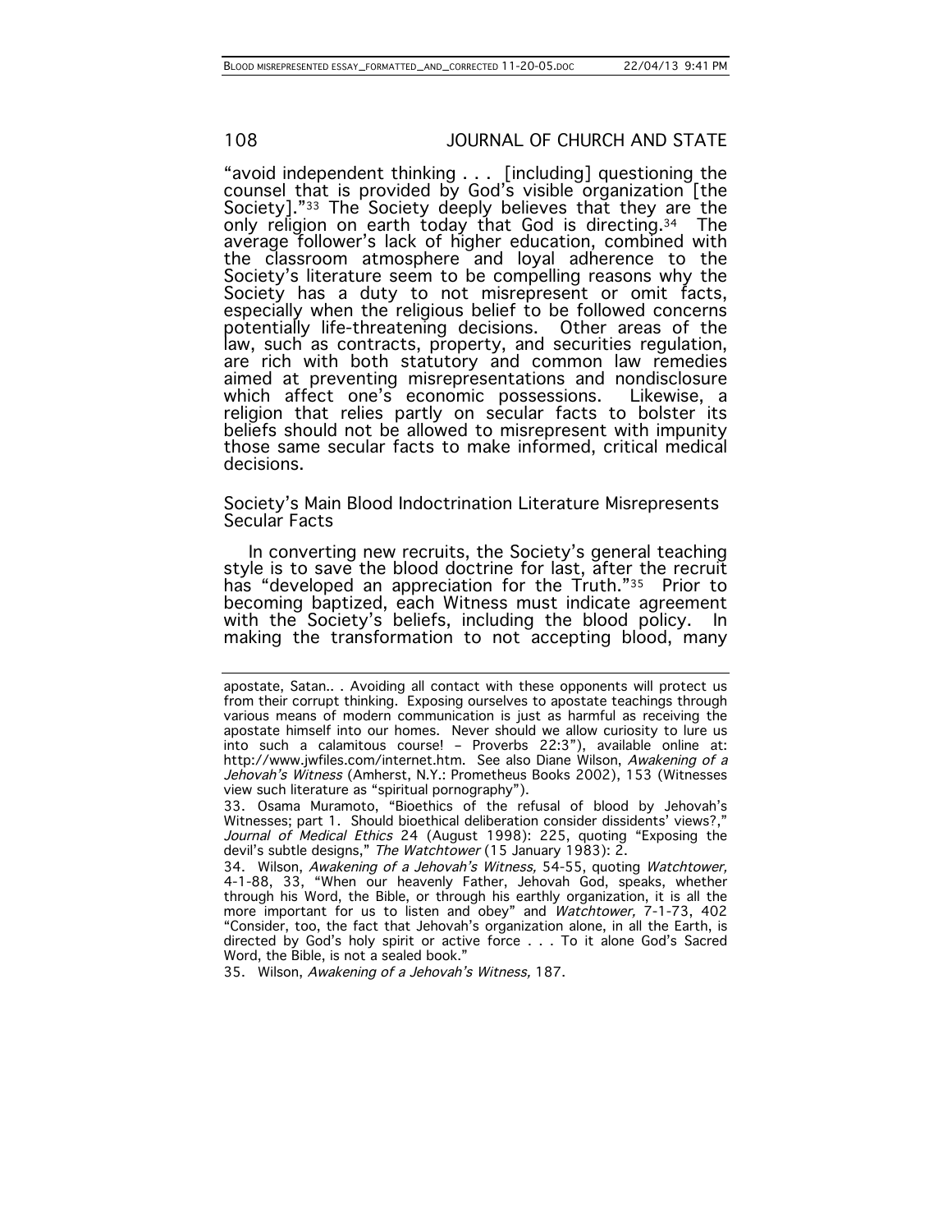"avoid independent thinking . . . [including] questioning the counsel that is provided by God's visible organization [the Society]."[33] The Society deeply believes that they are the only religion on earth today that God is directing.[34] The average follower's lack of higher education, combined with the classroom atmosphere and loyal adherence to the Society's literature seem to be compelling reasons why the Society has a duty to not misrepresent or omit facts, especially when the religious belief to be followed concerns potentially life-threatening decisions. Other areas of the law, such as contracts, property, and securities regulation, are rich with both statutory and common law remedies aimed at preventing misrepresentations and nondisclosure which affect one's economic possessions. Likewise, a religion that relies partly on secular facts to bolster its beliefs should not be allowed to misrepresent with impunity those same secular facts to make informed, critical medical decisions.

## Society's Main Blood Indoctrination Literature Misrepresents Secular Facts

In converting new recruits, the Society's general teaching style is to save the blood doctrine for last, after the recruit has "developed an appreciation for the Truth."[35] Prior to becoming baptized, each Witness must indicate agreement with the Society's beliefs, including the blood policy. In making the transformation to not accepting blood, many

---

apostate, Satan.. . Avoiding all contact with these opponents will protect us from their corrupt thinking. Exposing ourselves to apostate teachings through various means of modern communication is just as harmful as receiving the apostate himself into our homes. Never should we allow curiosity to lure us into such a calamitous course! – Proverbs 22:3"), available online at: http://www.jwfiles.com/internet.htm. See also Diane Wilson, *Awakening of a Jehovah's Witness* (Amherst, N.Y.: Prometheus Books 2002), 153 (Witnesses view such literature as "spiritual pornography").

33. Osama Muramoto, "Bioethics of the refusal of blood by Jehovah's Witnesses; part 1. Should bioethical deliberation consider dissidents' views?," *Journal of Medical Ethics* 24 (August 1998): 225, quoting "Exposing the devil's subtle designs," *The Watchtower* (15 January 1983): 2.

34. Wilson, *Awakening of a Jehovah's Witness,* 54-55, quoting *Watchtower,* 4-1-88, 33, "When our heavenly Father, Jehovah God, speaks, whether through his Word, the Bible, or through his earthly organization, it is all the more important for us to listen and obey" and *Watchtower,* 7-1-73, 402 "Consider, too, the fact that Jehovah's organization alone, in all the Earth, is directed by God's holy spirit or active force . . . To it alone God's Sacred Word, the Bible, is not a sealed book."

35. Wilson, *Awakening of a Jehovah's Witness,* 187.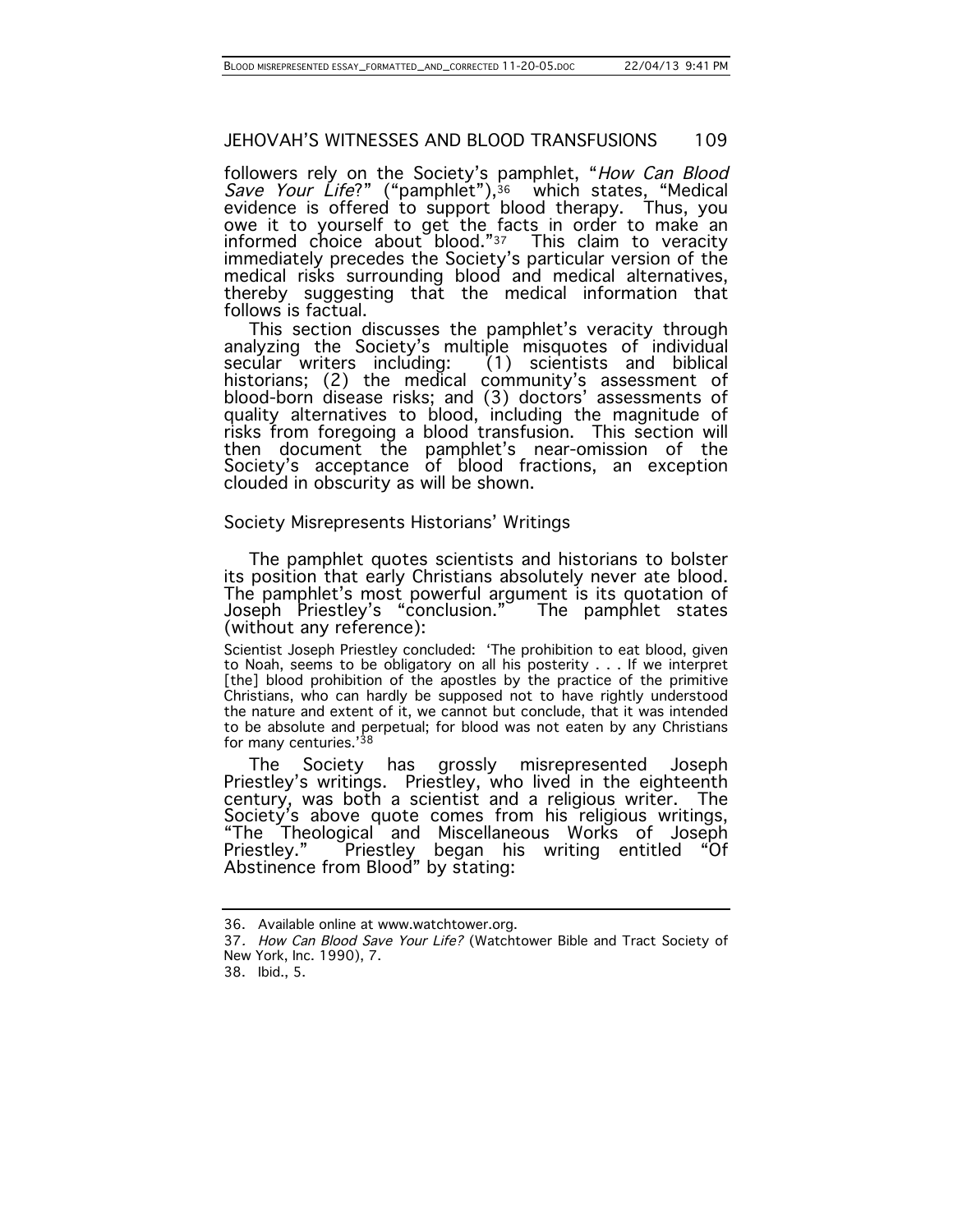followers rely on the Society's pamphlet, "*How Can Blood Save Your Life*?" ("pamphlet"),[36] which states, "Medical evidence is offered to support blood therapy. Thus, you owe it to yourself to get the facts in order to make an informed choice about blood."[37] This claim to veracity immediately precedes the Society's particular version of the medical risks surrounding blood and medical alternatives, thereby suggesting that the medical information that follows is factual.

This section discusses the pamphlet's veracity through analyzing the Society's multiple misquotes of individual secular writers including: (1) scientists and biblical historians; (2) the medical community's assessment of blood-born disease risks; and (3) doctors' assessments of quality alternatives to blood, including the magnitude of risks from foregoing a blood transfusion. This section will then document the pamphlet's near-omission of the Society's acceptance of blood fractions, an exception clouded in obscurity as will be shown.

### Society Misrepresents Historians' Writings

The pamphlet quotes scientists and historians to bolster its position that early Christians absolutely never ate blood. The pamphlet's most powerful argument is its quotation of Joseph Priestley's "conclusion." The pamphlet states (without any reference):

> Scientist Joseph Priestley concluded: 'The prohibition to eat blood, given to Noah, seems to be obligatory on all his posterity . . . If we interpret [the] blood prohibition of the apostles by the practice of the primitive Christians, who can hardly be supposed not to have rightly understood the nature and extent of it, we cannot but conclude, that it was intended to be absolute and perpetual; for blood was not eaten by any Christians for many centuries.'[38]

The Society has grossly misrepresented Joseph Priestley's writings. Priestley, who lived in the eighteenth century, was both a scientist and a religious writer. The Society's above quote comes from his religious writings, "The Theological and Miscellaneous Works of Joseph Priestley." Priestley began his writing entitled "Of Abstinence from Blood" by stating:

---

36. Available online at www.watchtower.org.

37. *How Can Blood Save Your Life?* (Watchtower Bible and Tract Society of New York, Inc. 1990), 7.

38. Ibid., 5.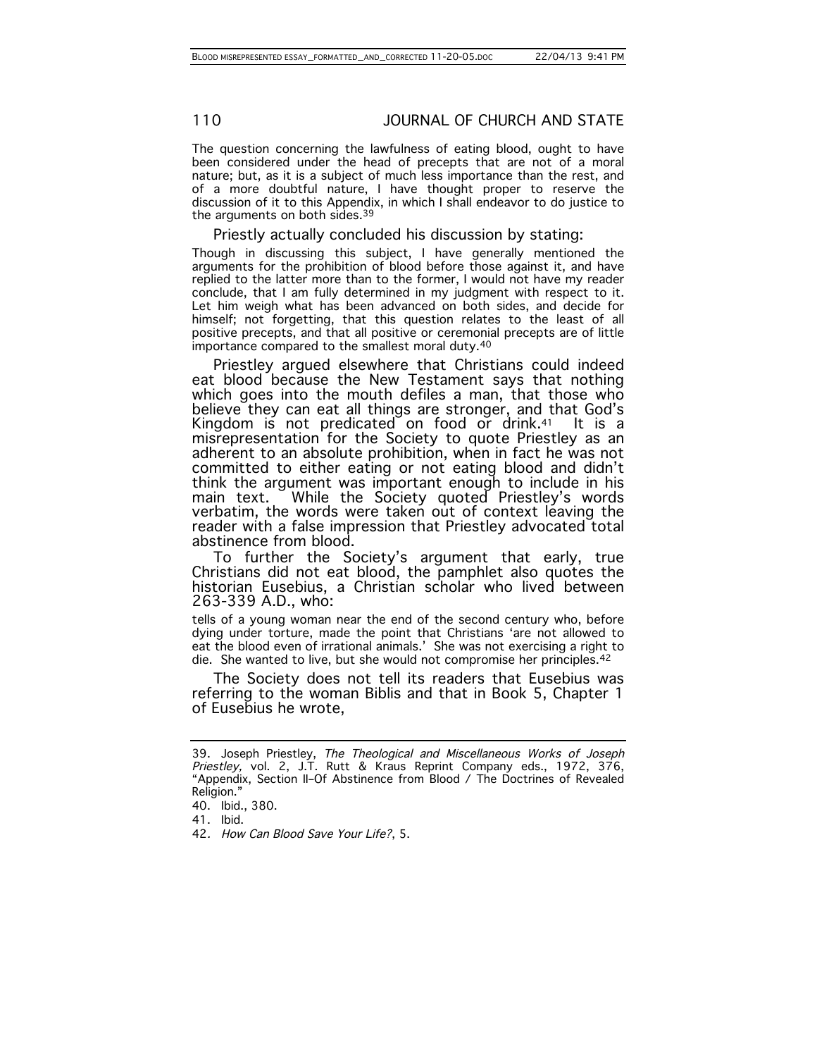The question concerning the lawfulness of eating blood, ought to have been considered under the head of precepts that are not of a moral nature; but, as it is a subject of much less importance than the rest, and of a more doubtful nature, I have thought proper to reserve the discussion of it to this Appendix, in which I shall endeavor to do justice to the arguments on both sides.[39]

Priestly actually concluded his discussion by stating:

> Though in discussing this subject, I have generally mentioned the arguments for the prohibition of blood before those against it, and have replied to the latter more than to the former, I would not have my reader conclude, that I am fully determined in my judgment with respect to it. Let him weigh what has been advanced on both sides, and decide for himself; not forgetting, that this question relates to the least of all positive precepts, and that all positive or ceremonial precepts are of little importance compared to the smallest moral duty.[40]

Priestley argued elsewhere that Christians could indeed eat blood because the New Testament says that nothing which goes into the mouth defiles a man, that those who believe they can eat all things are stronger, and that God's Kingdom is not predicated on food or drink.[41] It is a misrepresentation for the Society to quote Priestley as an adherent to an absolute prohibition, when in fact he was not committed to either eating or not eating blood and didn't think the argument was important enough to include in his main text. While the Society quoted Priestley's words verbatim, the words were taken out of context leaving the reader with a false impression that Priestley advocated total abstinence from blood.

To further the Society's argument that early, true Christians did not eat blood, the pamphlet also quotes the historian Eusebius, a Christian scholar who lived between 263-339 A.D., who:

> tells of a young woman near the end of the second century who, before dying under torture, made the point that Christians 'are not allowed to eat the blood even of irrational animals.' She was not exercising a right to die. She wanted to live, but she would not compromise her principles.[42]

The Society does not tell its readers that Eusebius was referring to the woman Biblis and that in Book 5, Chapter 1 of Eusebius he wrote,

---

39. Joseph Priestley, *The Theological and Miscellaneous Works of Joseph Priestley,* vol. 2, J.T. Rutt & Kraus Reprint Company eds., 1972, 376, "Appendix, Section II–Of Abstinence from Blood / The Doctrines of Revealed Religion."

40. Ibid., 380.

41. Ibid.

42. *How Can Blood Save Your Life?*, 5.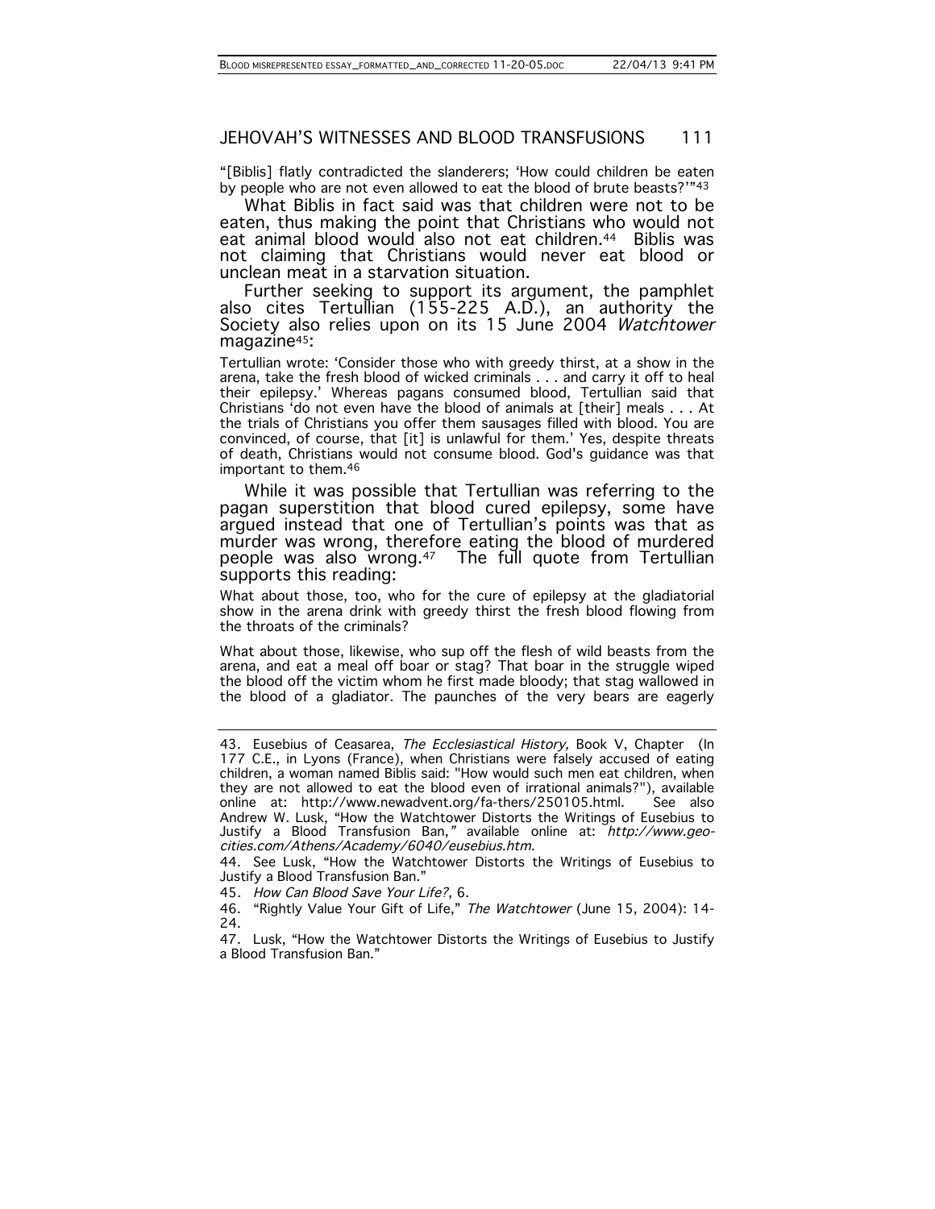"[Biblis] flatly contradicted the slanderers; 'How could children be eaten by people who are not even allowed to eat the blood of brute beasts?'"[43]

What Biblis in fact said was that children were not to be eaten, thus making the point that Christians who would not eat animal blood would also not eat children.[44] Biblis was not claiming that Christians would never eat blood or unclean meat in a starvation situation.

Further seeking to support its argument, the pamphlet also cites Tertullian (155-225 A.D.), an authority the Society also relies upon on its 15 June 2004 *Watchtower* magazine[45]:

> Tertullian wrote: 'Consider those who with greedy thirst, at a show in the arena, take the fresh blood of wicked criminals . . . and carry it off to heal their epilepsy.' Whereas pagans consumed blood, Tertullian said that Christians 'do not even have the blood of animals at [their] meals . . . At the trials of Christians you offer them sausages filled with blood. You are convinced, of course, that [it] is unlawful for them.' Yes, despite threats of death, Christians would not consume blood. God's guidance was that important to them.[46]

While it was possible that Tertullian was referring to the pagan superstition that blood cured epilepsy, some have argued instead that one of Tertullian's points was that as murder was wrong, therefore eating the blood of murdered people was also wrong.[47] The full quote from Tertullian supports this reading:

> What about those, too, who for the cure of epilepsy at the gladiatorial show in the arena drink with greedy thirst the fresh blood flowing from the throats of the criminals?
>
> What about those, likewise, who sup off the flesh of wild beasts from the arena, and eat a meal off boar or stag? That boar in the struggle wiped the blood off the victim whom he first made bloody; that stag wallowed in the blood of a gladiator. The paunches of the very bears are eagerly

---

43. Eusebius of Ceasarea, *The Ecclesiastical History,* Book V, Chapter (In 177 C.E., in Lyons (France), when Christians were falsely accused of eating children, a woman named Biblis said: "How would such men eat children, when they are not allowed to eat the blood even of irrational animals?"), available online at: http://www.newadvent.org/fa-thers/250105.html. See also Andrew W. Lusk, "How the Watchtower Distorts the Writings of Eusebius to Justify a Blood Transfusion Ban," available online at: *http://www.geo-cities.com/Athens/Academy/6040/eusebius.htm.*

44. See Lusk, "How the Watchtower Distorts the Writings of Eusebius to Justify a Blood Transfusion Ban."

45. *How Can Blood Save Your Life?*, 6.

46. "Rightly Value Your Gift of Life," *The Watchtower* (June 15, 2004): 14-24.

47. Lusk, "How the Watchtower Distorts the Writings of Eusebius to Justify a Blood Transfusion Ban."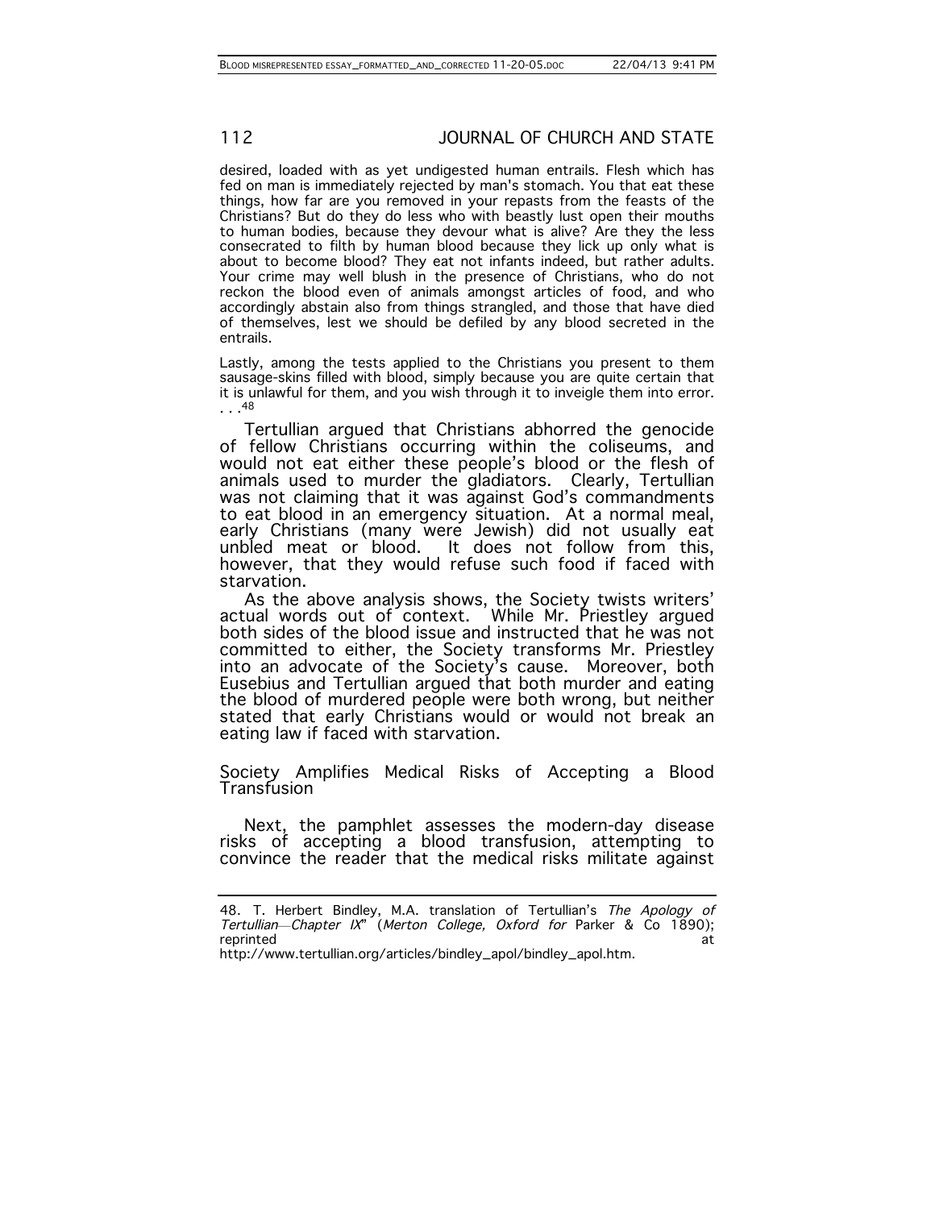desired, loaded with as yet undigested human entrails. Flesh which has fed on man is immediately rejected by man's stomach. You that eat these things, how far are you removed in your repasts from the feasts of the Christians? But do they do less who with beastly lust open their mouths to human bodies, because they devour what is alive? Are they the less consecrated to filth by human blood because they lick up only what is about to become blood? They eat not infants indeed, but rather adults. Your crime may well blush in the presence of Christians, who do not reckon the blood even of animals amongst articles of food, and who accordingly abstain also from things strangled, and those that have died of themselves, lest we should be defiled by any blood secreted in the entrails.

Lastly, among the tests applied to the Christians you present to them sausage-skins filled with blood, simply because you are quite certain that it is unlawful for them, and you wish through it to inveigle them into error. . . .[48]

Tertullian argued that Christians abhorred the genocide of fellow Christians occurring within the coliseums, and would not eat either these people's blood or the flesh of animals used to murder the gladiators. Clearly, Tertullian was not claiming that it was against God's commandments to eat blood in an emergency situation. At a normal meal, early Christians (many were Jewish) did not usually eat unbled meat or blood. It does not follow from this, however, that they would refuse such food if faced with starvation.

As the above analysis shows, the Society twists writers' actual words out of context. While Mr. Priestley argued both sides of the blood issue and instructed that he was not committed to either, the Society transforms Mr. Priestley into an advocate of the Society's cause. Moreover, both Eusebius and Tertullian argued that both murder and eating the blood of murdered people were both wrong, but neither stated that early Christians would or would not break an eating law if faced with starvation.

## Society Amplifies Medical Risks of Accepting a Blood Transfusion

Next, the pamphlet assesses the modern-day disease risks of accepting a blood transfusion, attempting to convince the reader that the medical risks militate against

---

48. T. Herbert Bindley, M.A. translation of Tertullian's *The Apology of Tertullian—Chapter IX*" (*Merton College, Oxford for* Parker & Co 1890); reprinted at http://www.tertullian.org/articles/bindley_apol/bindley_apol.htm.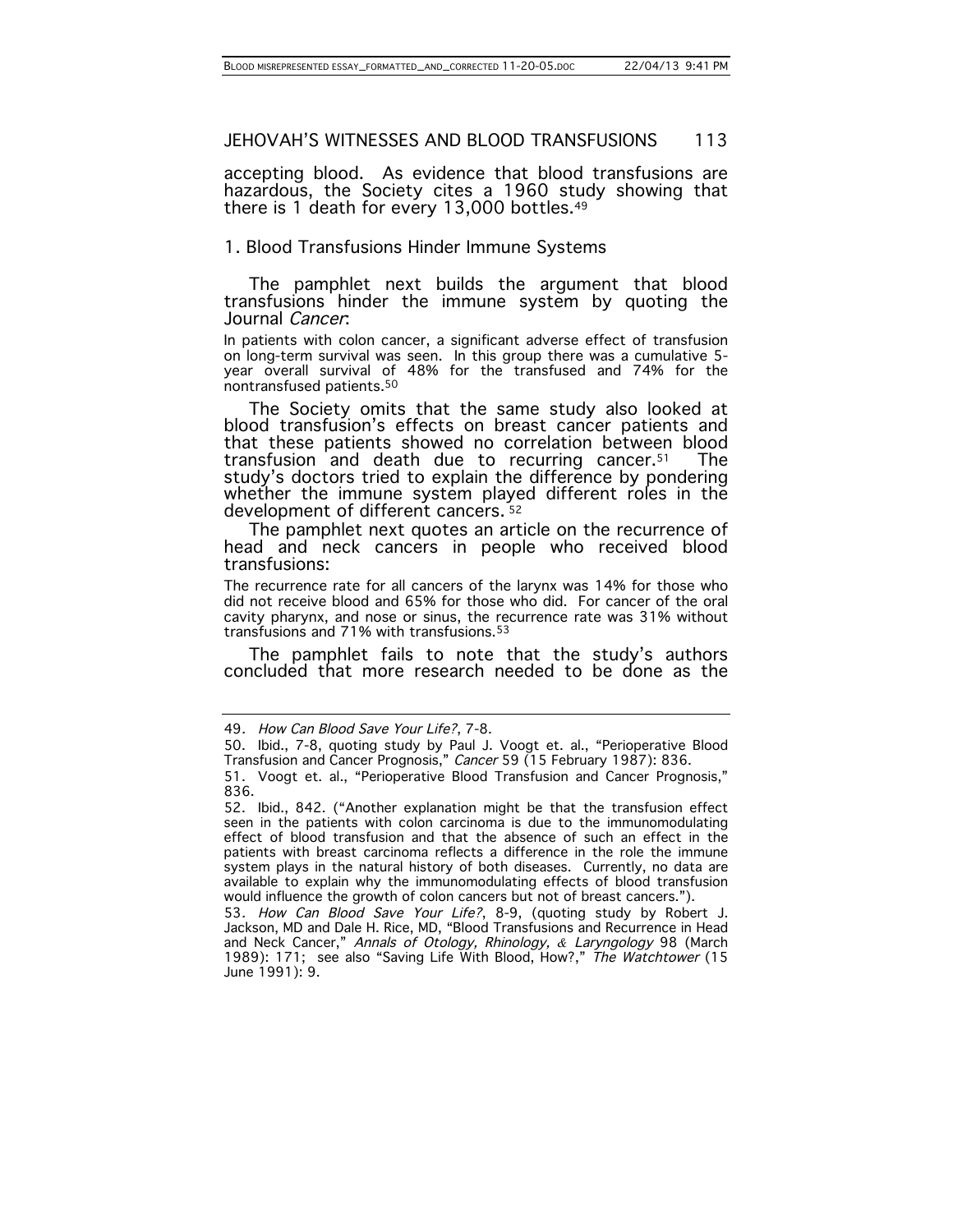accepting blood. As evidence that blood transfusions are hazardous, the Society cites a 1960 study showing that there is 1 death for every 13,000 bottles.[49]

### 1. Blood Transfusions Hinder Immune Systems

The pamphlet next builds the argument that blood transfusions hinder the immune system by quoting the Journal *Cancer*:

> In patients with colon cancer, a significant adverse effect of transfusion on long-term survival was seen. In this group there was a cumulative 5-year overall survival of 48% for the transfused and 74% for the nontransfused patients.[50]

The Society omits that the same study also looked at blood transfusion's effects on breast cancer patients and that these patients showed no correlation between blood transfusion and death due to recurring cancer.[51] The study's doctors tried to explain the difference by pondering whether the immune system played different roles in the development of different cancers.[52]

The pamphlet next quotes an article on the recurrence of head and neck cancers in people who received blood transfusions:

> The recurrence rate for all cancers of the larynx was 14% for those who did not receive blood and 65% for those who did. For cancer of the oral cavity pharynx, and nose or sinus, the recurrence rate was 31% without transfusions and 71% with transfusions.[53]

The pamphlet fails to note that the study's authors concluded that more research needed to be done as the

---

49. *How Can Blood Save Your Life?*, 7-8.

50. Ibid., 7-8, quoting study by Paul J. Voogt et. al., "Perioperative Blood Transfusion and Cancer Prognosis," *Cancer* 59 (15 February 1987): 836.

51. Voogt et. al., "Perioperative Blood Transfusion and Cancer Prognosis," 836.

52. Ibid., 842. ("Another explanation might be that the transfusion effect seen in the patients with colon carcinoma is due to the immunomodulating effect of blood transfusion and that the absence of such an effect in the patients with breast carcinoma reflects a difference in the role the immune system plays in the natural history of both diseases. Currently, no data are available to explain why the immunomodulating effects of blood transfusion would influence the growth of colon cancers but not of breast cancers.").

53. *How Can Blood Save Your Life?*, 8-9, (quoting study by Robert J. Jackson, MD and Dale H. Rice, MD, "Blood Transfusions and Recurrence in Head and Neck Cancer," *Annals of Otology, Rhinology, & Laryngology* 98 (March 1989): 171; see also "Saving Life With Blood, How?," *The Watchtower* (15 June 1991): 9.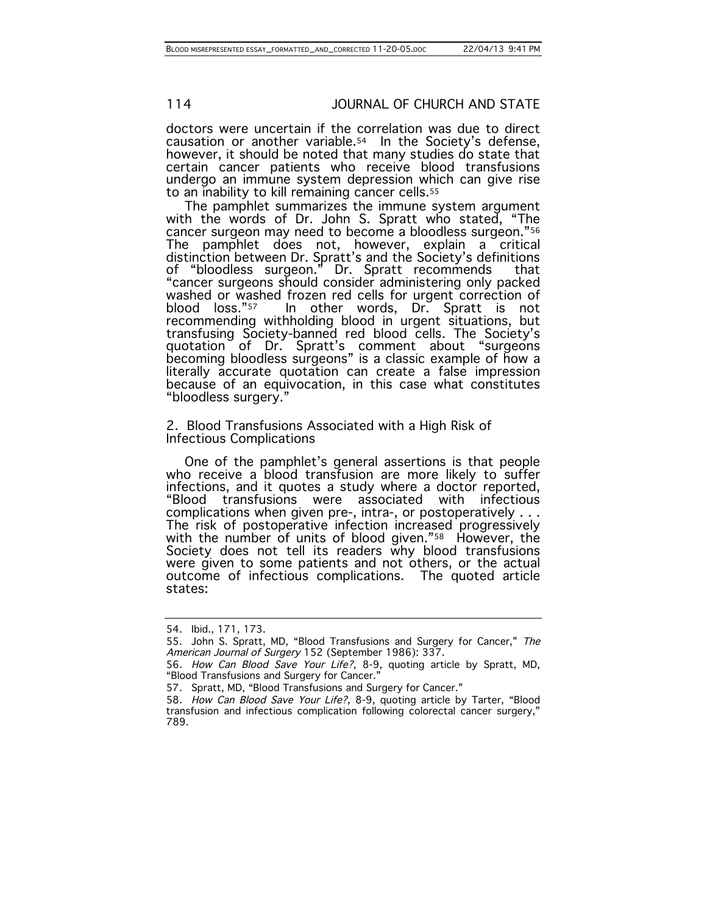doctors were uncertain if the correlation was due to direct causation or another variable.[54] In the Society's defense, however, it should be noted that many studies do state that certain cancer patients who receive blood transfusions undergo an immune system depression which can give rise to an inability to kill remaining cancer cells.[55]

The pamphlet summarizes the immune system argument with the words of Dr. John S. Spratt who stated, "The cancer surgeon may need to become a bloodless surgeon."[56] The pamphlet does not, however, explain a critical distinction between Dr. Spratt's and the Society's definitions of "bloodless surgeon." Dr. Spratt recommends that "cancer surgeons should consider administering only packed washed or washed frozen red cells for urgent correction of blood loss."[57] In other words, Dr. Spratt is not recommending withholding blood in urgent situations, but transfusing Society-banned red blood cells. The Society's quotation of Dr. Spratt's comment about "surgeons becoming bloodless surgeons" is a classic example of how a literally accurate quotation can create a false impression because of an equivocation, in this case what constitutes "bloodless surgery."

### 2. Blood Transfusions Associated with a High Risk of Infectious Complications

One of the pamphlet's general assertions is that people who receive a blood transfusion are more likely to suffer infections, and it quotes a study where a doctor reported, "Blood transfusions were associated with infectious complications when given pre-, intra-, or postoperatively . . . The risk of postoperative infection increased progressively with the number of units of blood given."[58] However, the Society does not tell its readers why blood transfusions were given to some patients and not others, or the actual outcome of infectious complications. The quoted article states:

---

54. Ibid., 171, 173.

55. John S. Spratt, MD, "Blood Transfusions and Surgery for Cancer," *The American Journal of Surgery* 152 (September 1986): 337.

56. *How Can Blood Save Your Life?*, 8-9, quoting article by Spratt, MD, "Blood Transfusions and Surgery for Cancer."

57. Spratt, MD, "Blood Transfusions and Surgery for Cancer."

58. *How Can Blood Save Your Life?*, 8-9, quoting article by Tarter, "Blood transfusion and infectious complication following colorectal cancer surgery," 789.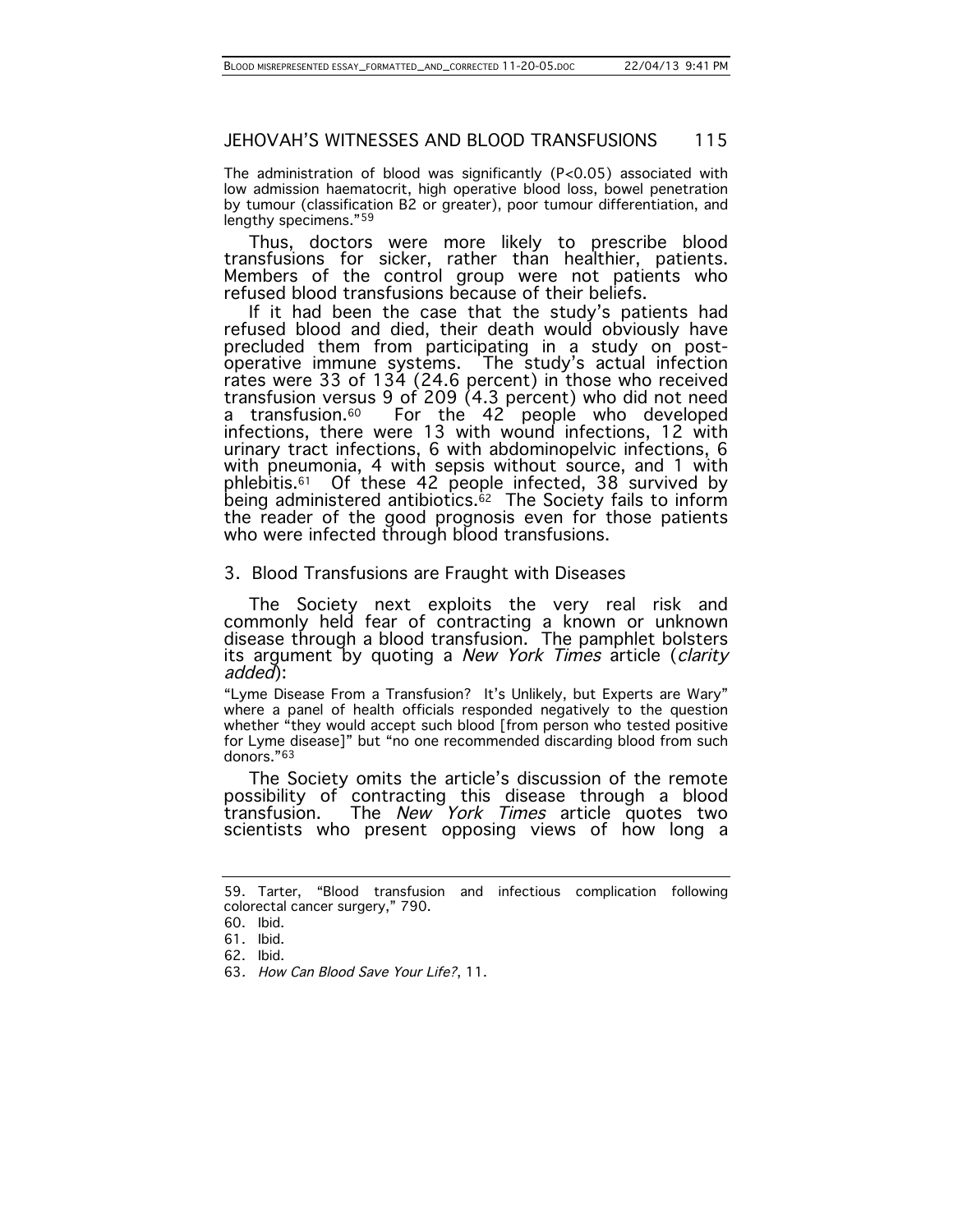The administration of blood was significantly ($P<0.05$) associated with low admission haematocrit, high operative blood loss, bowel penetration by tumour (classification B2 or greater), poor tumour differentiation, and lengthy specimens."[59]

Thus, doctors were more likely to prescribe blood transfusions for sicker, rather than healthier, patients. Members of the control group were not patients who refused blood transfusions because of their beliefs.

If it had been the case that the study's patients had refused blood and died, their death would obviously have precluded them from participating in a study on post-operative immune systems. The study's actual infection rates were 33 of 134 (24.6 percent) in those who received transfusion versus 9 of 209 (4.3 percent) who did not need a transfusion.[60] For the 42 people who developed infections, there were 13 with wound infections, 12 with urinary tract infections, 6 with abdominopelvic infections, 6 with pneumonia, 4 with sepsis without source, and 1 with phlebitis.[61] Of these 42 people infected, 38 survived by being administered antibiotics.[62] The Society fails to inform the reader of the good prognosis even for those patients who were infected through blood transfusions.

## 3. Blood Transfusions are Fraught with Diseases

The Society next exploits the very real risk and commonly held fear of contracting a known or unknown disease through a blood transfusion. The pamphlet bolsters its argument by quoting a *New York Times* article (*clarity added*):

"Lyme Disease From a Transfusion? It's Unlikely, but Experts are Wary" where a panel of health officials responded negatively to the question whether "they would accept such blood [from person who tested positive for Lyme disease]" but "no one recommended discarding blood from such donors."[63]

The Society omits the article's discussion of the remote possibility of contracting this disease through a blood transfusion. The *New York Times* article quotes two scientists who present opposing views of how long a

---

59. Tarter, "Blood transfusion and infectious complication following colorectal cancer surgery," 790.

60. Ibid.

61. Ibid.

62. Ibid.

63. *How Can Blood Save Your Life?*, 11.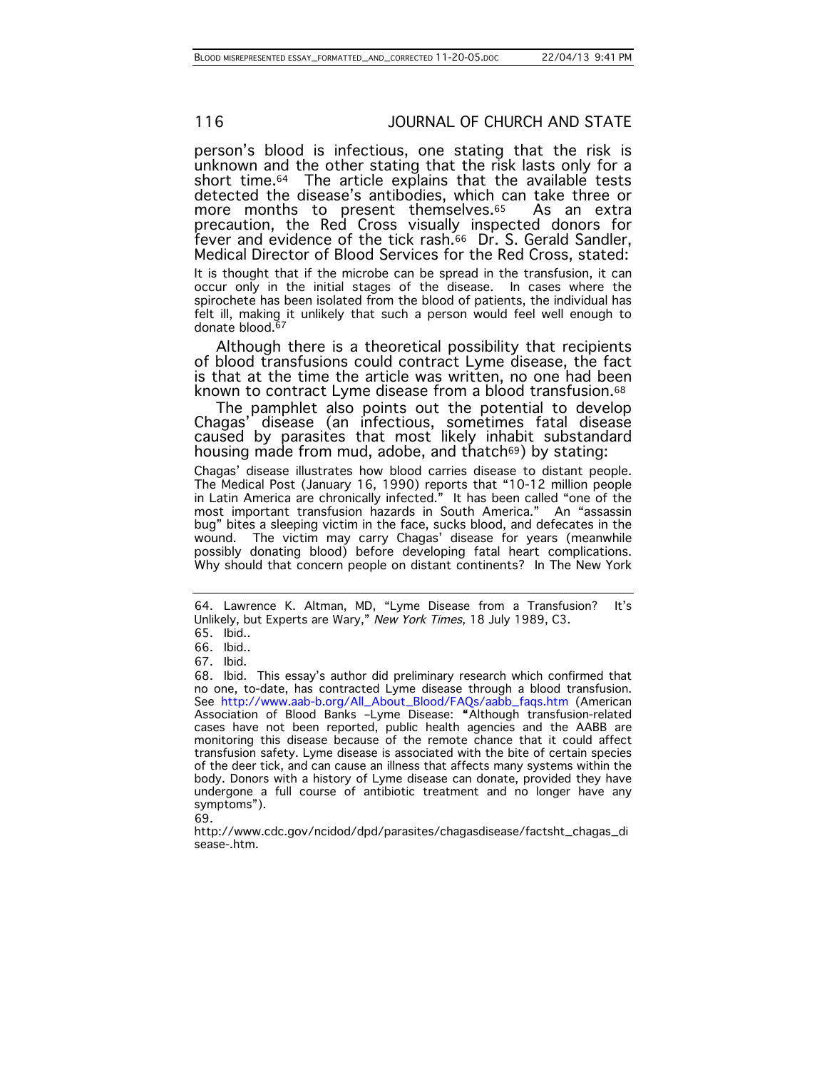person's blood is infectious, one stating that the risk is unknown and the other stating that the risk lasts only for a short time.[64] The article explains that the available tests detected the disease's antibodies, which can take three or more months to present themselves.[65] As an extra precaution, the Red Cross visually inspected donors for fever and evidence of the tick rash.[66] Dr. S. Gerald Sandler, Medical Director of Blood Services for the Red Cross, stated:

> It is thought that if the microbe can be spread in the transfusion, it can occur only in the initial stages of the disease. In cases where the spirochete has been isolated from the blood of patients, the individual has felt ill, making it unlikely that such a person would feel well enough to donate blood.[67]

Although there is a theoretical possibility that recipients of blood transfusions could contract Lyme disease, the fact is that at the time the article was written, no one had been known to contract Lyme disease from a blood transfusion.[68]

The pamphlet also points out the potential to develop Chagas' disease (an infectious, sometimes fatal disease caused by parasites that most likely inhabit substandard housing made from mud, adobe, and thatch[69]) by stating:

> Chagas' disease illustrates how blood carries disease to distant people. The Medical Post (January 16, 1990) reports that "10-12 million people in Latin America are chronically infected." It has been called "one of the most important transfusion hazards in South America." An "assassin bug" bites a sleeping victim in the face, sucks blood, and defecates in the wound. The victim may carry Chagas' disease for years (meanwhile possibly donating blood) before developing fatal heart complications. Why should that concern people on distant continents? In The New York

---

64. Lawrence K. Altman, MD, "Lyme Disease from a Transfusion? It's Unlikely, but Experts are Wary," *New York Times*, 18 July 1989, C3.

65. Ibid..

66. Ibid..

67. Ibid.

68. Ibid. This essay's author did preliminary research which confirmed that no one, to-date, has contracted Lyme disease through a blood transfusion. See http://www.aab-b.org/All_About_Blood/FAQs/aabb_faqs.htm (American Association of Blood Banks –Lyme Disease: **"**Although transfusion-related cases have not been reported, public health agencies and the AABB are monitoring this disease because of the remote chance that it could affect transfusion safety. Lyme disease is associated with the bite of certain species of the deer tick, and can cause an illness that affects many systems within the body. Donors with a history of Lyme disease can donate, provided they have undergone a full course of antibiotic treatment and no longer have any symptoms").

69. http://www.cdc.gov/ncidod/dpd/parasites/chagasdisease/factsht_chagas_disease-.htm.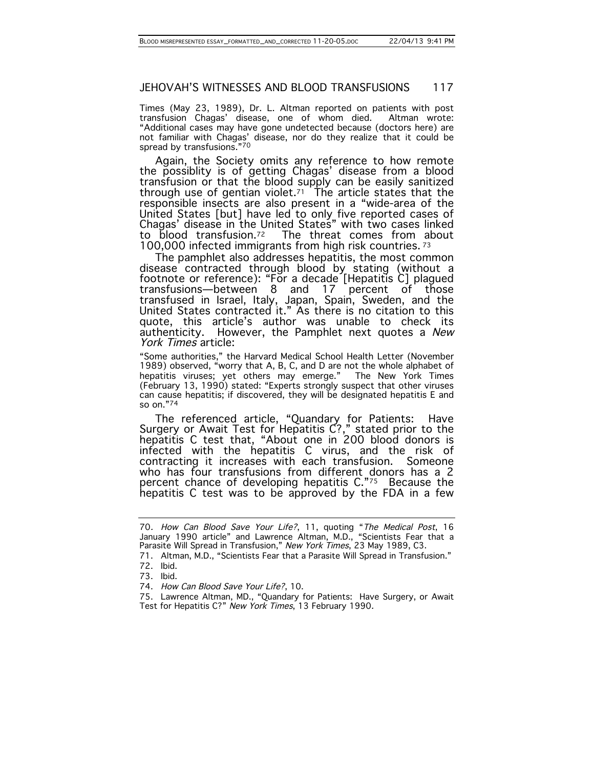Times (May 23, 1989), Dr. L. Altman reported on patients with post transfusion Chagas' disease, one of whom died. Altman wrote: "Additional cases may have gone undetected because (doctors here) are not familiar with Chagas' disease, nor do they realize that it could be spread by transfusions."[70]

Again, the Society omits any reference to how remote the possiblity is of getting Chagas' disease from a blood transfusion or that the blood supply can be easily sanitized through use of gentian violet.[71] The article states that the responsible insects are also present in a "wide-area of the United States [but] have led to only five reported cases of Chagas' disease in the United States" with two cases linked to blood transfusion.[72] The threat comes from about 100,000 infected immigrants from high risk countries.[73]

The pamphlet also addresses hepatitis, the most common disease contracted through blood by stating (without a footnote or reference): "For a decade [Hepatitis C] plagued transfusions—between 8 and 17 percent of those transfused in Israel, Italy, Japan, Spain, Sweden, and the United States contracted it." As there is no citation to this quote, this article's author was unable to check its authenticity. However, the Pamphlet next quotes a *New York Times* article:

> "Some authorities," the Harvard Medical School Health Letter (November 1989) observed, "worry that A, B, C, and D are not the whole alphabet of hepatitis viruses; yet others may emerge." The New York Times (February 13, 1990) stated: "Experts strongly suspect that other viruses can cause hepatitis; if discovered, they will be designated hepatitis E and so on."[74]

The referenced article, "Quandary for Patients: Have Surgery or Await Test for Hepatitis C?," stated prior to the hepatitis C test that, "About one in 200 blood donors is infected with the hepatitis C virus, and the risk of contracting it increases with each transfusion. Someone who has four transfusions from different donors has a 2 percent chance of developing hepatitis C."[75] Because the hepatitis C test was to be approved by the FDA in a few

---

70. *How Can Blood Save Your Life?*, 11, quoting "*The Medical Post*, 16 January 1990 article" and Lawrence Altman, M.D., "Scientists Fear that a Parasite Will Spread in Transfusion," *New York Times*, 23 May 1989, C3.

71. Altman, M.D., "Scientists Fear that a Parasite Will Spread in Transfusion."

72. Ibid.

73. Ibid.

74. *How Can Blood Save Your Life?*, 10.

75. Lawrence Altman, MD., "Quandary for Patients: Have Surgery, or Await Test for Hepatitis C?" *New York Times*, 13 February 1990.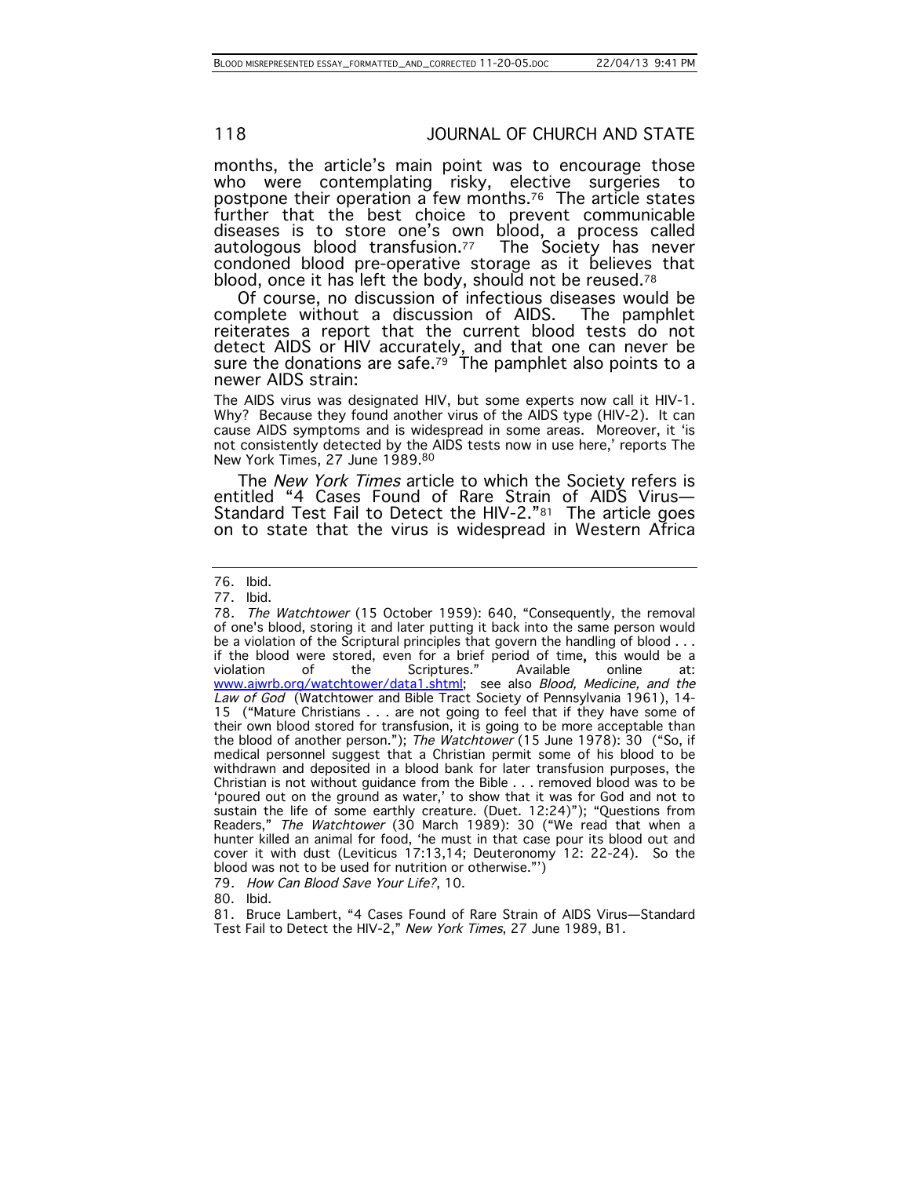months, the article's main point was to encourage those who were contemplating risky, elective surgeries to postpone their operation a few months.[76] The article states further that the best choice to prevent communicable diseases is to store one's own blood, a process called autologous blood transfusion.[77] The Society has never condoned blood pre-operative storage as it believes that blood, once it has left the body, should not be reused.[78]

Of course, no discussion of infectious diseases would be complete without a discussion of AIDS. The pamphlet reiterates a report that the current blood tests do not detect AIDS or HIV accurately, and that one can never be sure the donations are safe.[79] The pamphlet also points to a newer AIDS strain:

> The AIDS virus was designated HIV, but some experts now call it HIV-1. Why? Because they found another virus of the AIDS type (HIV-2). It can cause AIDS symptoms and is widespread in some areas. Moreover, it 'is not consistently detected by the AIDS tests now in use here,' reports The New York Times, 27 June 1989.[80]

The *New York Times* article to which the Society refers is entitled "4 Cases Found of Rare Strain of AIDS Virus—Standard Test Fail to Detect the HIV-2."[81] The article goes on to state that the virus is widespread in Western Africa

---

76. Ibid.

77. Ibid.

78. *The Watchtower* (15 October 1959): 640, "Consequently, the removal of one's blood, storing it and later putting it back into the same person would be a violation of the Scriptural principles that govern the handling of blood . . . if the blood were stored, even for a brief period of time, this would be a violation of the Scriptures." Available online at: www.ajwrb.org/watchtower/data1.shtml; see also *Blood, Medicine, and the Law of God* (Watchtower and Bible Tract Society of Pennsylvania 1961), 14-15 ("Mature Christians . . . are not going to feel that if they have some of their own blood stored for transfusion, it is going to be more acceptable than the blood of another person."); *The Watchtower* (15 June 1978): 30 ("So, if medical personnel suggest that a Christian permit some of his blood to be withdrawn and deposited in a blood bank for later transfusion purposes, the Christian is not without guidance from the Bible . . . removed blood was to be 'poured out on the ground as water,' to show that it was for God and not to sustain the life of some earthly creature. (Duet. 12:24)"); "Questions from Readers," *The Watchtower* (30 March 1989): 30 ("We read that when a hunter killed an animal for food, 'he must in that case pour its blood out and cover it with dust (Leviticus 17:13,14; Deuteronomy 12: 22-24). So the blood was not to be used for nutrition or otherwise."')

79. *How Can Blood Save Your Life?*, 10.

80. Ibid.

81. Bruce Lambert, "4 Cases Found of Rare Strain of AIDS Virus—Standard Test Fail to Detect the HIV-2," *New York Times*, 27 June 1989, B1.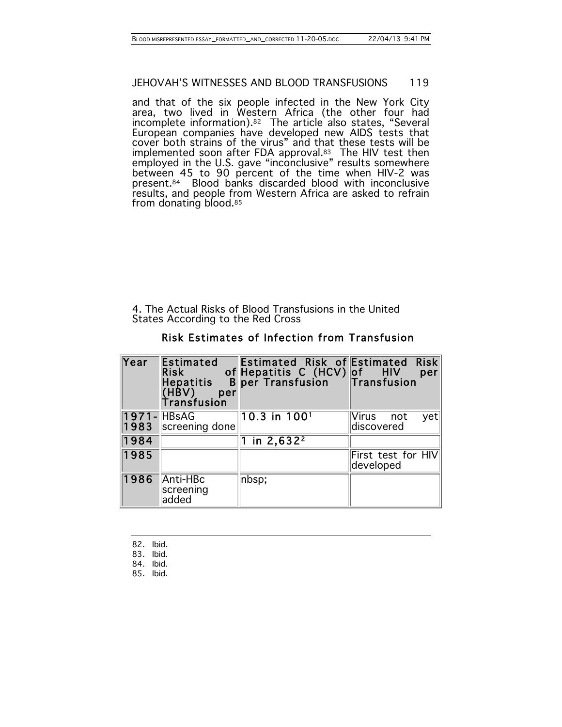and that of the six people infected in the New York City area, two lived in Western Africa (the other four had incomplete information).[82] The article also states, "Several European companies have developed new AIDS tests that cover both strains of the virus" and that these tests will be implemented soon after FDA approval.[83] The HIV test then employed in the U.S. gave "inconclusive" results somewhere between 45 to 90 percent of the time when HIV-2 was present.[84] Blood banks discarded blood with inconclusive results, and people from Western Africa are asked to refrain from donating blood.[85]

4. The Actual Risks of Blood Transfusions in the United States According to the Red Cross

## Risk Estimates of Infection from Transfusion

| Year | Estimated Risk of Hepatitis B (HBV) per Transfusion | Estimated Risk of Hepatitis C (HCV) per Transfusion | Estimated Risk of HIV per Transfusion |
|---|---|---|---|
| 1971-1983 | HBsAG screening done | 10.3 in 100[1] | Virus not yet discovered |
| 1984 | | 1 in 2,632[2] | |
| 1985 | | | First test for HIV developed |
| 1986 | Anti-HBc screening added | nbsp; | |

82. Ibid.
83. Ibid.
84. Ibid.
85. Ibid.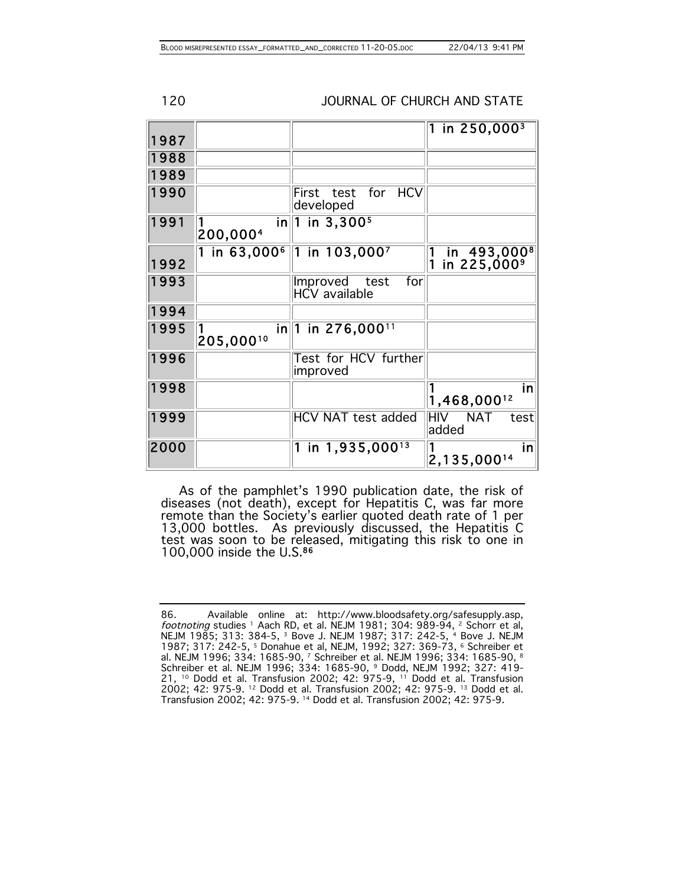| 1987 | | | 1 in 250,000[3] |
|---|---|---|---|
| 1988 | | | |
| 1989 | | | |
| 1990 | | First test for HCV developed | |
| 1991 | 1 in 200,000[4] | 1 in 3,300[5] | |
| 1992 | 1 in 63,000[6] | 1 in 103,000[7] | 1 in 493,000[8] 1 in 225,000[9] |
| 1993 | | Improved test for HCV available | |
| 1994 | | | |
| 1995 | 1 in 205,000[10] | 1 in 276,000[11] | |
| 1996 | | Test for HCV further improved | |
| 1998 | | | 1 in 1,468,000[12] |
| 1999 | | HCV NAT test added | HIV NAT test added |
| 2000 | | 1 in 1,935,000[13] | 1 in 2,135,000[14] |

As of the pamphlet's 1990 publication date, the risk of diseases (not death), except for Hepatitis C, was far more remote than the Society's earlier quoted death rate of 1 per 13,000 bottles. As previously discussed, the Hepatitis C test was soon to be released, mitigating this risk to one in 100,000 inside the U.S.[86]

86. Available online at: http://www.bloodsafety.org/safesupply.asp, *footnoting* studies [1] Aach RD, et al. NEJM 1981; 304: 989-94, [2] Schorr et al, NEJM 1985; 313: 384-5, [3] Bove J. NEJM 1987; 317: 242-5, [4] Bove J. NEJM 1987; 317: 242-5, [5] Donahue et al, NEJM, 1992; 327: 369-73, [6] Schreiber et al. NEJM 1996; 334: 1685-90, [7] Schreiber et al. NEJM 1996; 334: 1685-90, [8] Schreiber et al. NEJM 1996; 334: 1685-90, [9] Dodd, NEJM 1992; 327: 419-21, [10] Dodd et al. Transfusion 2002; 42: 975-9, [11] Dodd et al. Transfusion 2002; 42: 975-9. [12] Dodd et al. Transfusion 2002; 42: 975-9. [13] Dodd et al. Transfusion 2002; 42: 975-9. [14] Dodd et al. Transfusion 2002; 42: 975-9.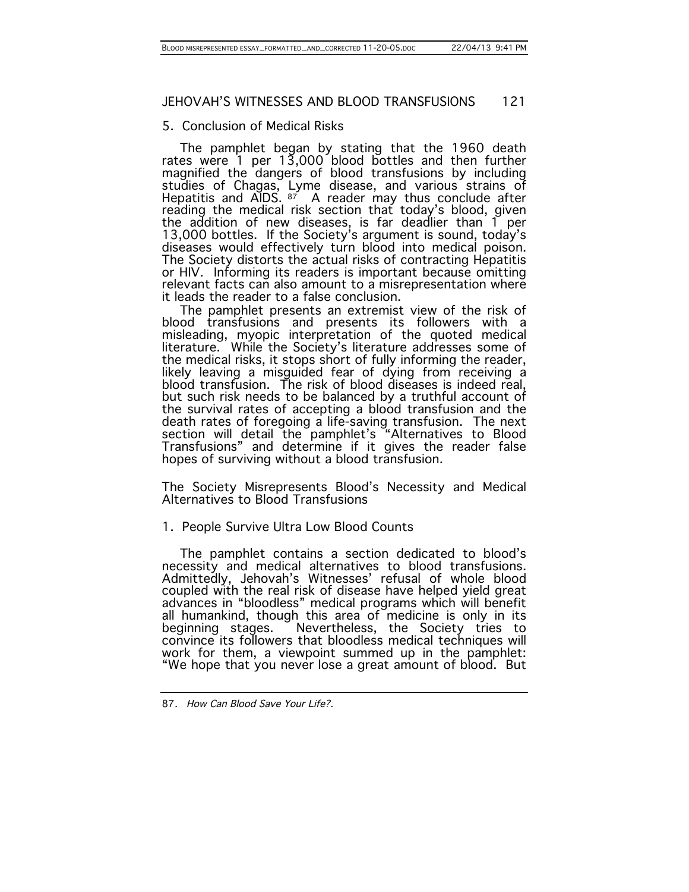### 5. Conclusion of Medical Risks

The pamphlet began by stating that the 1960 death rates were 1 per 13,000 blood bottles and then further magnified the dangers of blood transfusions by including studies of Chagas, Lyme disease, and various strains of Hepatitis and AIDS. [87] A reader may thus conclude after reading the medical risk section that today's blood, given the addition of new diseases, is far deadlier than 1 per 13,000 bottles. If the Society's argument is sound, today's diseases would effectively turn blood into medical poison. The Society distorts the actual risks of contracting Hepatitis or HIV. Informing its readers is important because omitting relevant facts can also amount to a misrepresentation where it leads the reader to a false conclusion.

The pamphlet presents an extremist view of the risk of blood transfusions and presents its followers with a misleading, myopic interpretation of the quoted medical literature. While the Society's literature addresses some of the medical risks, it stops short of fully informing the reader, likely leaving a misguided fear of dying from receiving a blood transfusion. The risk of blood diseases is indeed real, but such risk needs to be balanced by a truthful account of the survival rates of accepting a blood transfusion and the death rates of foregoing a life-saving transfusion. The next section will detail the pamphlet's "Alternatives to Blood Transfusions" and determine if it gives the reader false hopes of surviving without a blood transfusion.

## The Society Misrepresents Blood's Necessity and Medical Alternatives to Blood Transfusions

### 1. People Survive Ultra Low Blood Counts

The pamphlet contains a section dedicated to blood's necessity and medical alternatives to blood transfusions. Admittedly, Jehovah's Witnesses' refusal of whole blood coupled with the real risk of disease have helped yield great advances in "bloodless" medical programs which will benefit all humankind, though this area of medicine is only in its beginning stages. Nevertheless, the Society tries to convince its followers that bloodless medical techniques will work for them, a viewpoint summed up in the pamphlet: "We hope that you never lose a great amount of blood. But

---

87. *How Can Blood Save Your Life?*.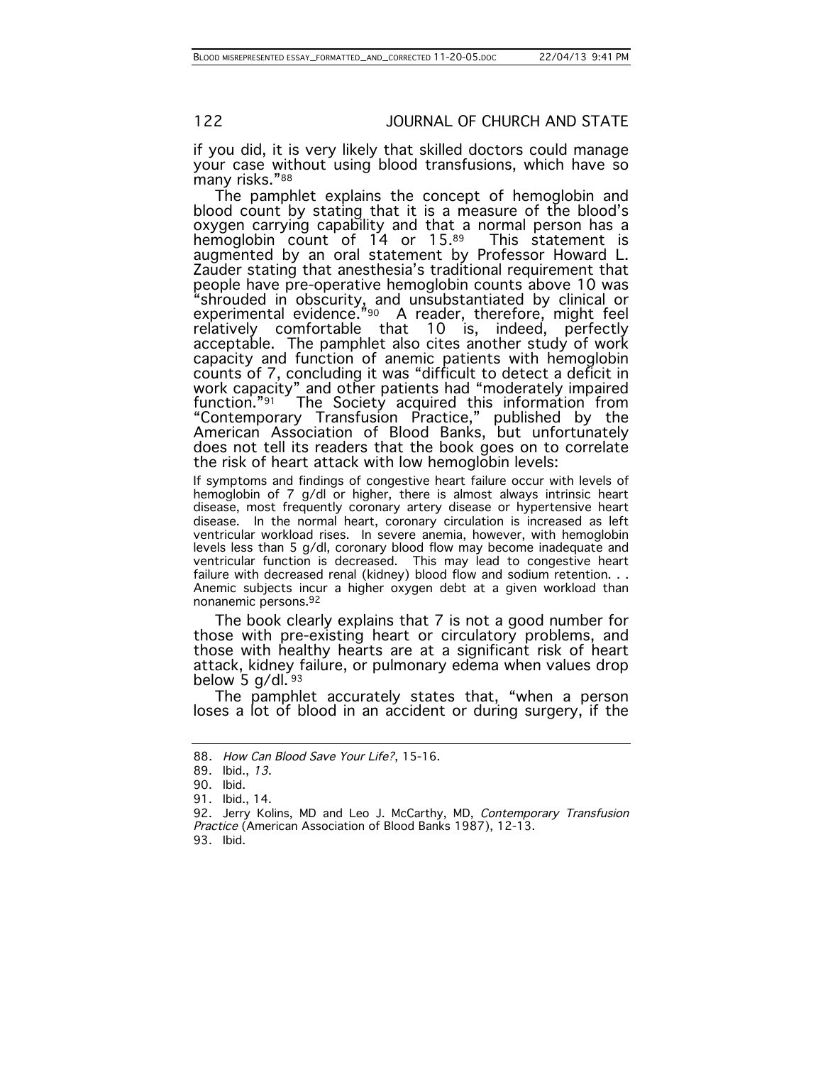if you did, it is very likely that skilled doctors could manage your case without using blood transfusions, which have so many risks."[88]

The pamphlet explains the concept of hemoglobin and blood count by stating that it is a measure of the blood's oxygen carrying capability and that a normal person has a hemoglobin count of 14 or 15.[89] This statement is augmented by an oral statement by Professor Howard L. Zauder stating that anesthesia's traditional requirement that people have pre-operative hemoglobin counts above 10 was "shrouded in obscurity, and unsubstantiated by clinical or experimental evidence."[90] A reader, therefore, might feel relatively comfortable that 10 is, indeed, perfectly acceptable. The pamphlet also cites another study of work capacity and function of anemic patients with hemoglobin counts of 7, concluding it was "difficult to detect a deficit in work capacity" and other patients had "moderately impaired function."[91] The Society acquired this information from "Contemporary Transfusion Practice," published by the American Association of Blood Banks, but unfortunately does not tell its readers that the book goes on to correlate the risk of heart attack with low hemoglobin levels:

> If symptoms and findings of congestive heart failure occur with levels of hemoglobin of 7 g/dl or higher, there is almost always intrinsic heart disease, most frequently coronary artery disease or hypertensive heart disease. In the normal heart, coronary circulation is increased as left ventricular workload rises. In severe anemia, however, with hemoglobin levels less than 5 g/dl, coronary blood flow may become inadequate and ventricular function is decreased. This may lead to congestive heart failure with decreased renal (kidney) blood flow and sodium retention. . . Anemic subjects incur a higher oxygen debt at a given workload than nonanemic persons.[92]

The book clearly explains that 7 is not a good number for those with pre-existing heart or circulatory problems, and those with healthy hearts are at a significant risk of heart attack, kidney failure, or pulmonary edema when values drop below 5 g/dl.[93]

The pamphlet accurately states that, "when a person loses a lot of blood in an accident or during surgery, if the

---

88. *How Can Blood Save Your Life?*, 15-16.

89. Ibid., *13.*

90. Ibid.

91. Ibid., 14.

92. Jerry Kolins, MD and Leo J. McCarthy, MD, *Contemporary Transfusion Practice* (American Association of Blood Banks 1987), 12-13.

93. Ibid.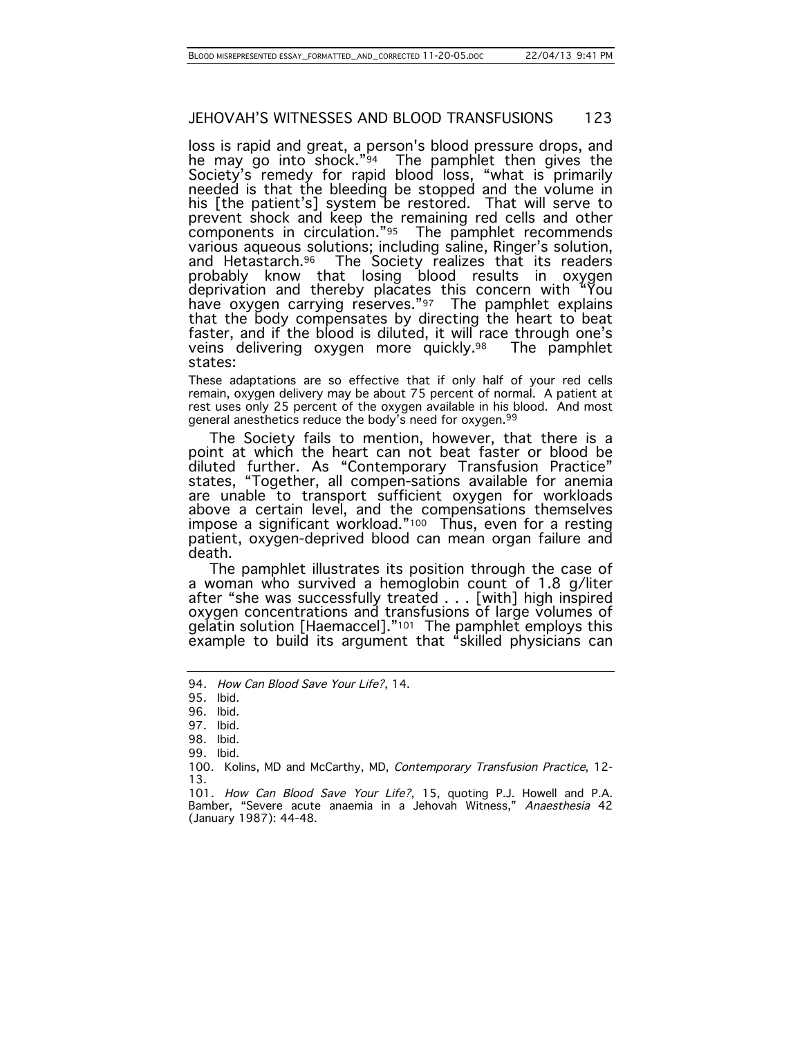loss is rapid and great, a person's blood pressure drops, and he may go into shock."[94] The pamphlet then gives the Society's remedy for rapid blood loss, "what is primarily needed is that the bleeding be stopped and the volume in his [the patient's] system be restored. That will serve to prevent shock and keep the remaining red cells and other components in circulation."[95] The pamphlet recommends various aqueous solutions; including saline, Ringer's solution, and Hetastarch.[96] The Society realizes that its readers probably know that losing blood results in oxygen deprivation and thereby placates this concern with "You have oxygen carrying reserves."[97] The pamphlet explains that the body compensates by directing the heart to beat faster, and if the blood is diluted, it will race through one's veins delivering oxygen more quickly.[98] The pamphlet states:

> These adaptations are so effective that if only half of your red cells remain, oxygen delivery may be about 75 percent of normal. A patient at rest uses only 25 percent of the oxygen available in his blood. And most general anesthetics reduce the body's need for oxygen.[99]

The Society fails to mention, however, that there is a point at which the heart can not beat faster or blood be diluted further. As "Contemporary Transfusion Practice" states, "Together, all compen-sations available for anemia are unable to transport sufficient oxygen for workloads above a certain level, and the compensations themselves impose a significant workload."[100] Thus, even for a resting patient, oxygen-deprived blood can mean organ failure and death.

The pamphlet illustrates its position through the case of a woman who survived a hemoglobin count of 1.8 g/liter after "she was successfully treated . . . [with] high inspired oxygen concentrations and transfusions of large volumes of gelatin solution [Haemaccel]."[101] The pamphlet employs this example to build its argument that "skilled physicians can

---

94. *How Can Blood Save Your Life?*, 14.

95. Ibid.

96. Ibid.

97. Ibid.

98. Ibid.

99. Ibid.

100. Kolins, MD and McCarthy, MD, *Contemporary Transfusion Practice*, 12-13.

101. *How Can Blood Save Your Life?*, 15, quoting P.J. Howell and P.A. Bamber, "Severe acute anaemia in a Jehovah Witness," *Anaesthesia* 42 (January 1987): 44-48.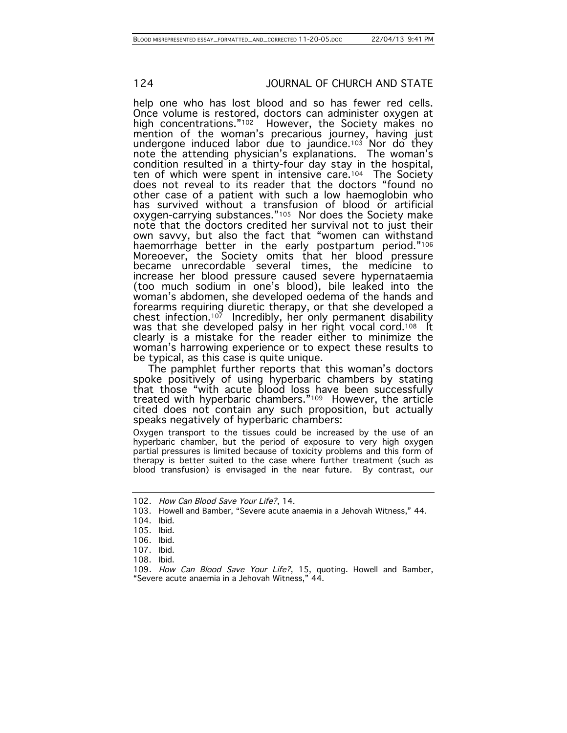help one who has lost blood and so has fewer red cells. Once volume is restored, doctors can administer oxygen at high concentrations."[102] However, the Society makes no mention of the woman's precarious journey, having just undergone induced labor due to jaundice.[103] Nor do they note the attending physician's explanations. The woman's condition resulted in a thirty-four day stay in the hospital, ten of which were spent in intensive care.[104] The Society does not reveal to its reader that the doctors "found no other case of a patient with such a low haemoglobin who has survived without a transfusion of blood or artificial oxygen-carrying substances."[105] Nor does the Society make note that the doctors credited her survival not to just their own savvy, but also the fact that "women can withstand haemorrhage better in the early postpartum period."[106] Moreoever, the Society omits that her blood pressure became unrecordable several times, the medicine to increase her blood pressure caused severe hypernataemia (too much sodium in one's blood), bile leaked into the woman's abdomen, she developed oedema of the hands and forearms requiring diuretic therapy, or that she developed a chest infection.[107] Incredibly, her only permanent disability was that she developed palsy in her right vocal cord.[108] It clearly is a mistake for the reader either to minimize the woman's harrowing experience or to expect these results to be typical, as this case is quite unique.

The pamphlet further reports that this woman's doctors spoke positively of using hyperbaric chambers by stating that those "with acute blood loss have been successfully treated with hyperbaric chambers."[109] However, the article cited does not contain any such proposition, but actually speaks negatively of hyperbaric chambers:

> Oxygen transport to the tissues could be increased by the use of an hyperbaric chamber, but the period of exposure to very high oxygen partial pressures is limited because of toxicity problems and this form of therapy is better suited to the case where further treatment (such as blood transfusion) is envisaged in the near future. By contrast, our

---

102. *How Can Blood Save Your Life?*, 14.
103. Howell and Bamber, "Severe acute anaemia in a Jehovah Witness," 44.
104. Ibid.
105. Ibid.
106. Ibid.
107. Ibid.
108. Ibid.
109. *How Can Blood Save Your Life?*, 15, quoting. Howell and Bamber, "Severe acute anaemia in a Jehovah Witness," 44.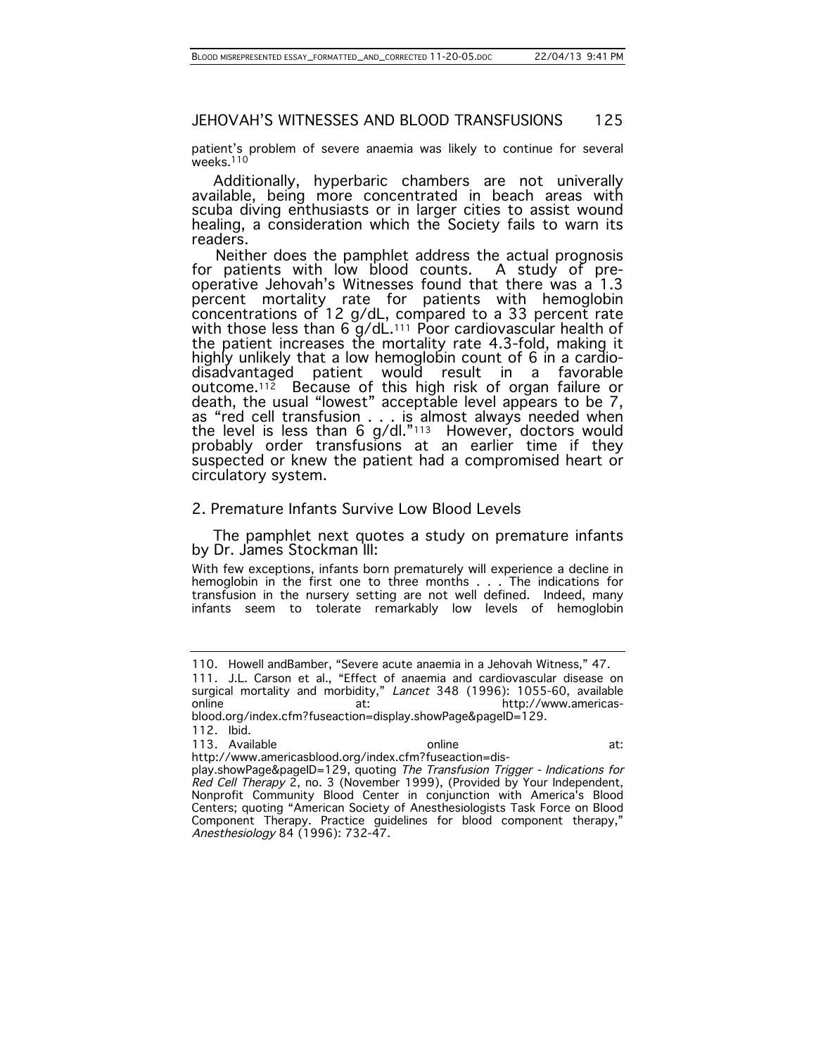patient's problem of severe anaemia was likely to continue for several weeks.[110]

Additionally, hyperbaric chambers are not univerally available, being more concentrated in beach areas with scuba diving enthusiasts or in larger cities to assist wound healing, a consideration which the Society fails to warn its readers.

Neither does the pamphlet address the actual prognosis for patients with low blood counts. A study of pre-operative Jehovah's Witnesses found that there was a 1.3 percent mortality rate for patients with hemoglobin concentrations of 12 g/dL, compared to a 33 percent rate with those less than 6 g/dL.[111] Poor cardiovascular health of the patient increases the mortality rate 4.3-fold, making it highly unlikely that a low hemoglobin count of 6 in a cardio-disadvantaged patient would result in a favorable outcome.[112] Because of this high risk of organ failure or death, the usual "lowest" acceptable level appears to be 7, as "red cell transfusion . . . is almost always needed when the level is less than 6 g/dl."[113] However, doctors would probably order transfusions at an earlier time if they suspected or knew the patient had a compromised heart or circulatory system.

## 2. Premature Infants Survive Low Blood Levels

The pamphlet next quotes a study on premature infants by Dr. James Stockman III:

> With few exceptions, infants born prematurely will experience a decline in hemoglobin in the first one to three months . . . The indications for transfusion in the nursery setting are not well defined. Indeed, many infants seem to tolerate remarkably low levels of hemoglobin

---

110. Howell andBamber, "Severe acute anaemia in a Jehovah Witness," 47.

111. J.L. Carson et al., "Effect of anaemia and cardiovascular disease on surgical mortality and morbidity," *Lancet* 348 (1996): 1055-60, available online at: http://www.americas-blood.org/index.cfm?fuseaction=display.showPage&pageID=129.

112. Ibid.

113. Available online at: http://www.americasblood.org/index.cfm?fuseaction=dis-play.showPage&pageID=129, quoting *The Transfusion Trigger - Indications for Red Cell Therapy* 2, no. 3 (November 1999), (Provided by Your Independent, Nonprofit Community Blood Center in conjunction with America's Blood Centers; quoting "American Society of Anesthesiologists Task Force on Blood Component Therapy. Practice guidelines for blood component therapy," *Anesthesiology* 84 (1996): 732-47.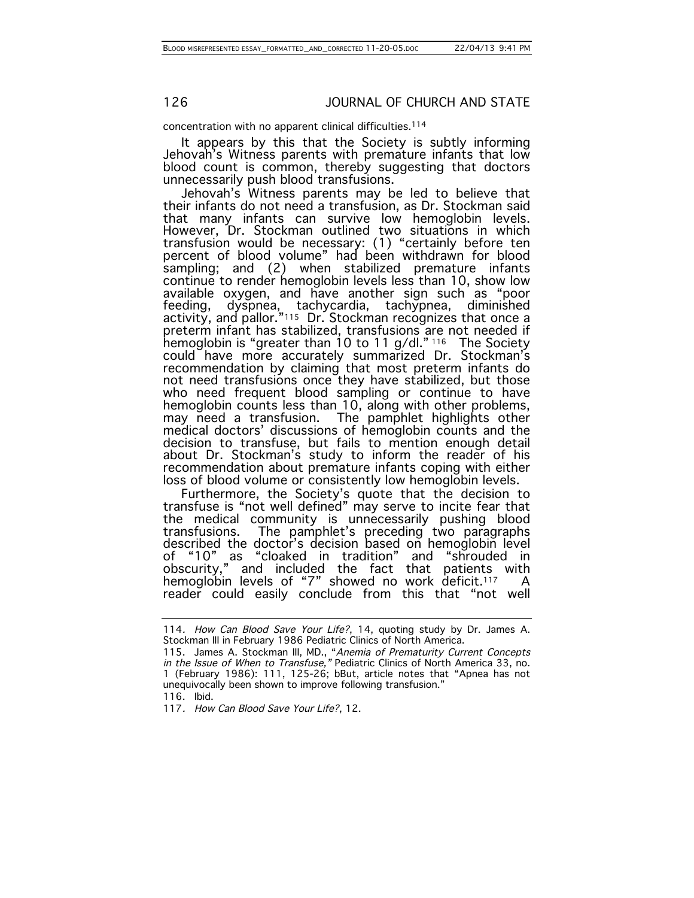concentration with no apparent clinical difficulties.[114]

It appears by this that the Society is subtly informing Jehovah's Witness parents with premature infants that low blood count is common, thereby suggesting that doctors unnecessarily push blood transfusions.

Jehovah's Witness parents may be led to believe that their infants do not need a transfusion, as Dr. Stockman said that many infants can survive low hemoglobin levels. However, Dr. Stockman outlined two situations in which transfusion would be necessary: (1) "certainly before ten percent of blood volume" had been withdrawn for blood sampling; and (2) when stabilized premature infants continue to render hemoglobin levels less than 10, show low available oxygen, and have another sign such as "poor feeding, dyspnea, tachycardia, tachypnea, diminished activity, and pallor."[115] Dr. Stockman recognizes that once a preterm infant has stabilized, transfusions are not needed if hemoglobin is "greater than 10 to 11 g/dl."[116] The Society could have more accurately summarized Dr. Stockman's recommendation by claiming that most preterm infants do not need transfusions once they have stabilized, but those who need frequent blood sampling or continue to have hemoglobin counts less than 10, along with other problems, may need a transfusion. The pamphlet highlights other medical doctors' discussions of hemoglobin counts and the decision to transfuse, but fails to mention enough detail about Dr. Stockman's study to inform the reader of his recommendation about premature infants coping with either loss of blood volume or consistently low hemoglobin levels.

Furthermore, the Society's quote that the decision to transfuse is "not well defined" may serve to incite fear that the medical community is unnecessarily pushing blood transfusions. The pamphlet's preceding two paragraphs described the doctor's decision based on hemoglobin level of "10" as "cloaked in tradition" and "shrouded in obscurity," and included the fact that patients with hemoglobin levels of "7" showed no work deficit.[117] A reader could easily conclude from this that "not well

---

114. *How Can Blood Save Your Life?*, 14, quoting study by Dr. James A. Stockman III in February 1986 Pediatric Clinics of North America.

115. James A. Stockman III, MD., "*Anemia of Prematurity Current Concepts in the Issue of When to Transfuse,*" Pediatric Clinics of North America 33, no. 1 (February 1986): 111, 125-26; bBut, article notes that "Apnea has not unequivocally been shown to improve following transfusion."

116. Ibid.

117. *How Can Blood Save Your Life?*, 12.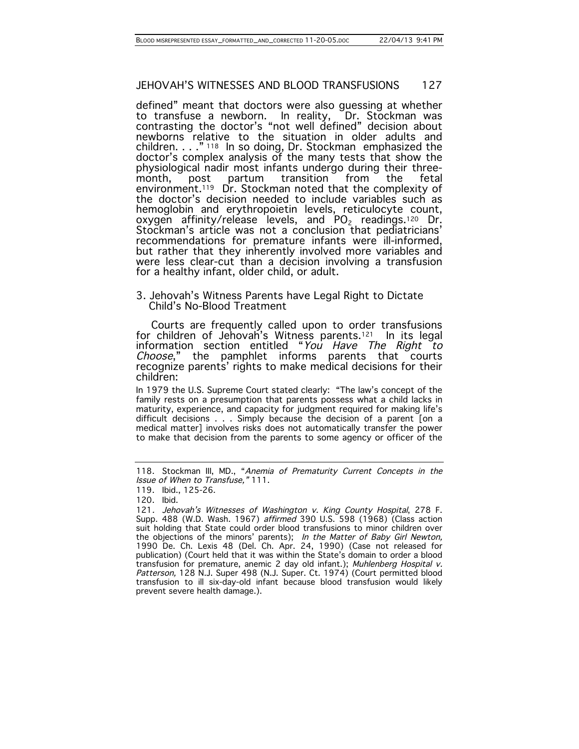defined" meant that doctors were also guessing at whether to transfuse a newborn. In reality, Dr. Stockman was contrasting the doctor's "not well defined" decision about newborns relative to the situation in older adults and children. . . ."[118] In so doing, Dr. Stockman emphasized the doctor's complex analysis of the many tests that show the physiological nadir most infants undergo during their three-month, post partum transition from the fetal environment.[119] Dr. Stockman noted that the complexity of the doctor's decision needed to include variables such as hemoglobin and erythropoietin levels, reticulocyte count, oxygen affinity/release levels, and $PO_2$ readings.[120] Dr. Stockman's article was not a conclusion that pediatricians' recommendations for premature infants were ill-informed, but rather that they inherently involved more variables and were less clear-cut than a decision involving a transfusion for a healthy infant, older child, or adult.

### 3. Jehovah's Witness Parents have Legal Right to Dictate Child's No-Blood Treatment

Courts are frequently called upon to order transfusions for children of Jehovah's Witness parents.[121] In its legal information section entitled "*You Have The Right to Choose*," the pamphlet informs parents that courts recognize parents' rights to make medical decisions for their children:

> In 1979 the U.S. Supreme Court stated clearly: "The law's concept of the family rests on a presumption that parents possess what a child lacks in maturity, experience, and capacity for judgment required for making life's difficult decisions . . . Simply because the decision of a parent [on a medical matter] involves risks does not automatically transfer the power to make that decision from the parents to some agency or officer of the

---

118. Stockman III, MD., "*Anemia of Prematurity Current Concepts in the Issue of When to Transfuse,"* 111.

119. Ibid., 125-26.

120. Ibid.

121. *Jehovah's Witnesses of Washington v. King County Hospital*, 278 F. Supp. 488 (W.D. Wash. 1967) *affirmed* 390 U.S. 598 (1968) (Class action suit holding that State could order blood transfusions to minor children over the objections of the minors' parents); *In the Matter of Baby Girl Newton,* 1990 De. Ch. Lexis 48 (Del. Ch. Apr. 24, 1990) (Case not released for publication) (Court held that it was within the State's domain to order a blood transfusion for premature, anemic 2 day old infant.); *Muhlenberg Hospital v. Patterson,* 128 N.J. Super 498 (N.J. Super. Ct. 1974) (Court permitted blood transfusion to ill six-day-old infant because blood transfusion would likely prevent severe health damage.).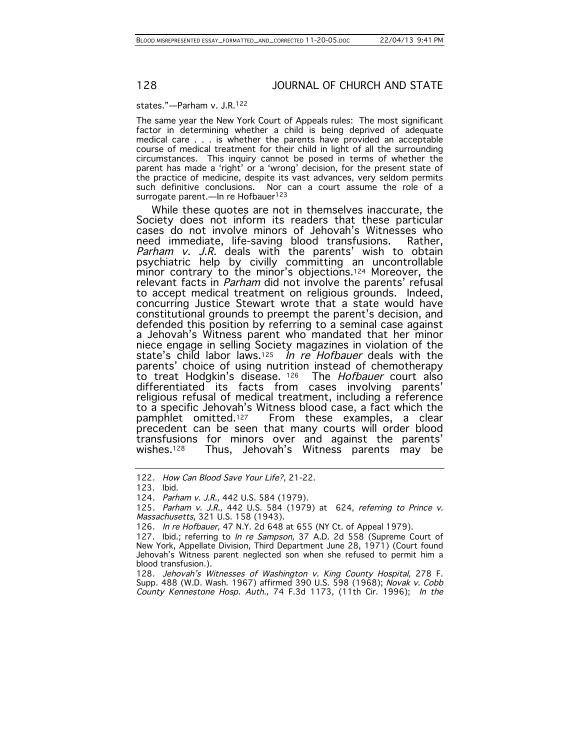states."—Parham v. J.R.[122]

The same year the New York Court of Appeals rules: The most significant factor in determining whether a child is being deprived of adequate medical care . . . is whether the parents have provided an acceptable course of medical treatment for their child in light of all the surrounding circumstances. This inquiry cannot be posed in terms of whether the parent has made a 'right' or a 'wrong' decision, for the present state of the practice of medicine, despite its vast advances, very seldom permits such definitive conclusions. Nor can a court assume the role of a surrogate parent.—In re Hofbauer[123]

While these quotes are not in themselves inaccurate, the Society does not inform its readers that these particular cases do not involve minors of Jehovah's Witnesses who need immediate, life-saving blood transfusions. Rather, *Parham v. J.R.* deals with the parents' wish to obtain psychiatric help by civilly committing an uncontrollable minor contrary to the minor's objections.[124] Moreover, the relevant facts in *Parham* did not involve the parents' refusal to accept medical treatment on religious grounds. Indeed, concurring Justice Stewart wrote that a state would have constitutional grounds to preempt the parent's decision, and defended this position by referring to a seminal case against a Jehovah's Witness parent who mandated that her minor niece engage in selling Society magazines in violation of the state's child labor laws.[125] *In re Hofbauer* deals with the parents' choice of using nutrition instead of chemotherapy to treat Hodgkin's disease.[126] The *Hofbauer* court also differentiated its facts from cases involving parents' religious refusal of medical treatment, including a reference to a specific Jehovah's Witness blood case, a fact which the pamphlet omitted.[127] From these examples, a clear precedent can be seen that many courts will order blood transfusions for minors over and against the parents' wishes.[128] Thus, Jehovah's Witness parents may be

---

122. *How Can Blood Save Your Life?*, 21-22.

123. Ibid.

124. *Parham v. J.R.,* 442 U.S. 584 (1979).

125. *Parham v. J.R.,* 442 U.S. 584 (1979) at 624, *referring to Prince v. Massachusetts*, 321 U.S. 158 (1943).

126. *In re Hofbauer,* 47 N.Y. 2d 648 at 655 (NY Ct. of Appeal 1979).

127. Ibid.; referring to *In re Sampson,* 37 A.D. 2d 558 (Supreme Court of New York, Appellate Division, Third Department June 28, 1971) (Court found Jehovah's Witness parent neglected son when she refused to permit him a blood transfusion.).

128. *Jehovah's Witnesses of Washington v. King County Hospital,* 278 F. Supp. 488 (W.D. Wash. 1967) affirmed 390 U.S. 598 (1968); *Novak v. Cobb County Kennestone Hosp. Auth.,* 74 F.3d 1173, (11th Cir. 1996); *In the*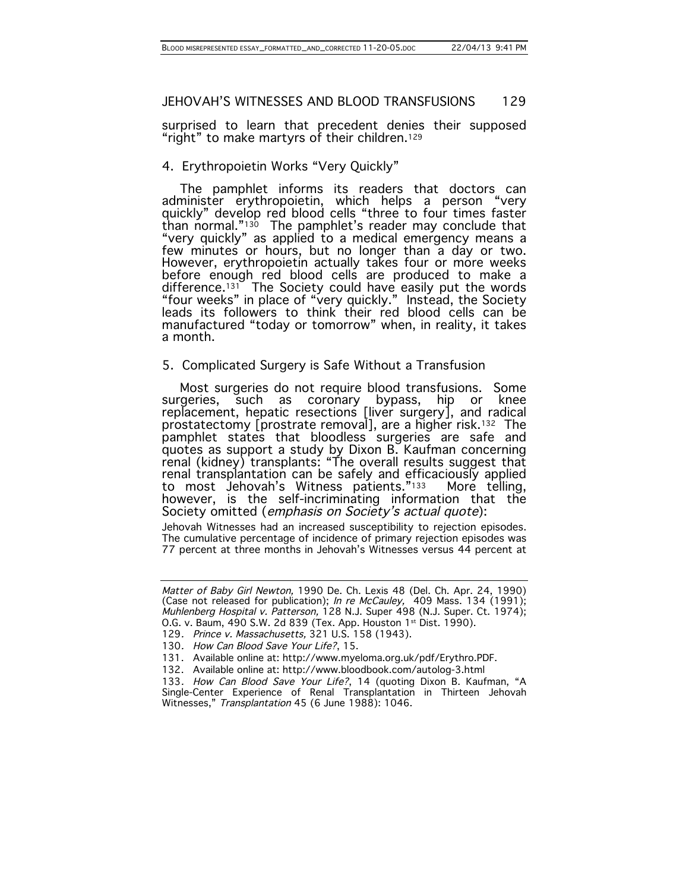surprised to learn that precedent denies their supposed "right" to make martyrs of their children.[129]

## 4. Erythropoietin Works "Very Quickly"

The pamphlet informs its readers that doctors can administer erythropoietin, which helps a person "very quickly" develop red blood cells "three to four times faster than normal."[130] The pamphlet's reader may conclude that "very quickly" as applied to a medical emergency means a few minutes or hours, but no longer than a day or two. However, erythropoietin actually takes four or more weeks before enough red blood cells are produced to make a difference.[131] The Society could have easily put the words "four weeks" in place of "very quickly." Instead, the Society leads its followers to think their red blood cells can be manufactured "today or tomorrow" when, in reality, it takes a month.

## 5. Complicated Surgery is Safe Without a Transfusion

Most surgeries do not require blood transfusions. Some surgeries, such as coronary bypass, hip or knee replacement, hepatic resections [liver surgery], and radical prostatectomy [prostrate removal], are a higher risk.[132] The pamphlet states that bloodless surgeries are safe and quotes as support a study by Dixon B. Kaufman concerning renal (kidney) transplants: "The overall results suggest that renal transplantation can be safely and efficaciously applied to most Jehovah's Witness patients."[133] More telling, however, is the self-incriminating information that the Society omitted (*emphasis on Society's actual quote*):

> Jehovah Witnesses had an increased susceptibility to rejection episodes. The cumulative percentage of incidence of primary rejection episodes was 77 percent at three months in Jehovah's Witnesses versus 44 percent at

---

*Matter of Baby Girl Newton,* 1990 De. Ch. Lexis 48 (Del. Ch. Apr. 24, 1990) (Case not released for publication); *In re McCauley,* 409 Mass. 134 (1991); *Muhlenberg Hospital v. Patterson,* 128 N.J. Super 498 (N.J. Super. Ct. 1974); O.G. v. Baum, 490 S.W. 2d 839 (Tex. App. Houston 1st Dist. 1990).

129. *Prince v. Massachusetts,* 321 U.S. 158 (1943).

130. *How Can Blood Save Your Life?*, 15.

131. Available online at: http://www.myeloma.org.uk/pdf/Erythro.PDF.

132. Available online at: http://www.bloodbook.com/autolog-3.html

133. *How Can Blood Save Your Life?*, 14 (quoting Dixon B. Kaufman, "A Single-Center Experience of Renal Transplantation in Thirteen Jehovah Witnesses," *Transplantation* 45 (6 June 1988): 1046.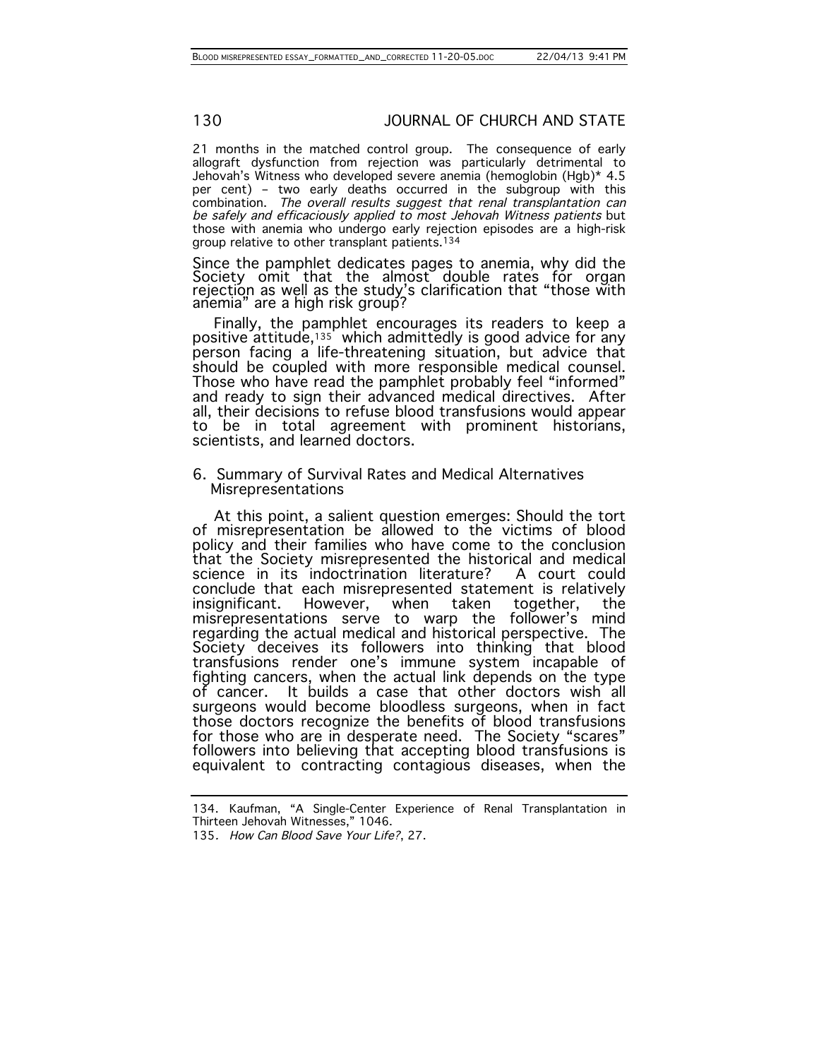21 months in the matched control group. The consequence of early allograft dysfunction from rejection was particularly detrimental to Jehovah's Witness who developed severe anemia (hemoglobin (Hgb)* 4.5 per cent) – two early deaths occurred in the subgroup with this combination. *The overall results suggest that renal transplantation can be safely and efficaciously applied to most Jehovah Witness patients* but those with anemia who undergo early rejection episodes are a high-risk group relative to other transplant patients.[134]

Since the pamphlet dedicates pages to anemia, why did the Society omit that the almost double rates for organ rejection as well as the study's clarification that "those with anemia" are a high risk group?

Finally, the pamphlet encourages its readers to keep a positive attitude,[135] which admittedly is good advice for any person facing a life-threatening situation, but advice that should be coupled with more responsible medical counsel. Those who have read the pamphlet probably feel "informed" and ready to sign their advanced medical directives. After all, their decisions to refuse blood transfusions would appear to be in total agreement with prominent historians, scientists, and learned doctors.

## 6. Summary of Survival Rates and Medical Alternatives Misrepresentations

At this point, a salient question emerges: Should the tort of misrepresentation be allowed to the victims of blood policy and their families who have come to the conclusion that the Society misrepresented the historical and medical science in its indoctrination literature? A court could conclude that each misrepresented statement is relatively insignificant. However, when taken together, the misrepresentations serve to warp the follower's mind regarding the actual medical and historical perspective. The Society deceives its followers into thinking that blood transfusions render one's immune system incapable of fighting cancers, when the actual link depends on the type of cancer. It builds a case that other doctors wish all surgeons would become bloodless surgeons, when in fact those doctors recognize the benefits of blood transfusions for those who are in desperate need. The Society "scares" followers into believing that accepting blood transfusions is equivalent to contracting contagious diseases, when the

---

134. Kaufman, "A Single-Center Experience of Renal Transplantation in Thirteen Jehovah Witnesses," 1046.

135. *How Can Blood Save Your Life?*, 27.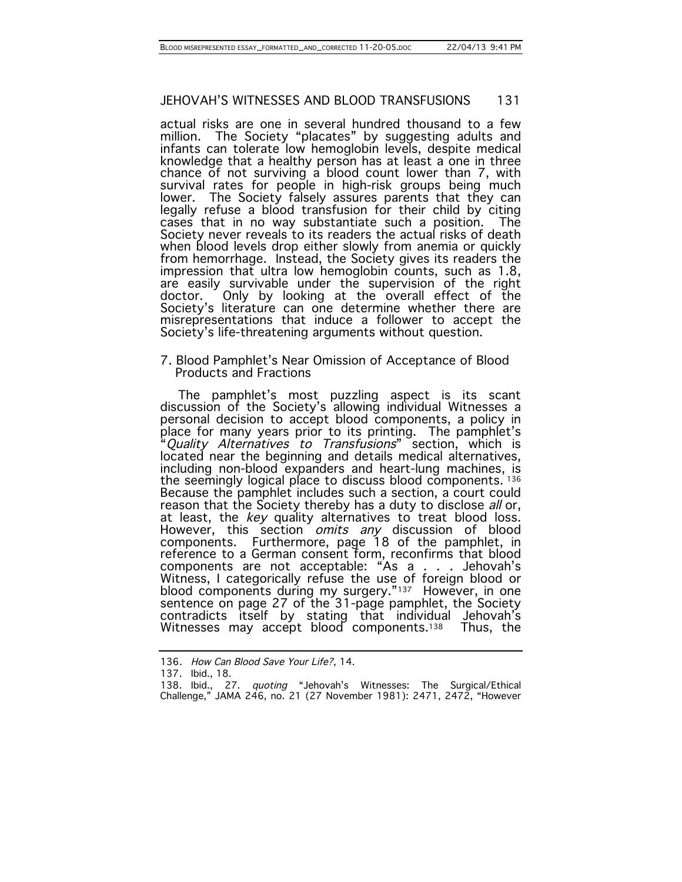actual risks are one in several hundred thousand to a few million. The Society "placates" by suggesting adults and infants can tolerate low hemoglobin levels, despite medical knowledge that a healthy person has at least a one in three chance of not surviving a blood count lower than 7, with survival rates for people in high-risk groups being much lower. The Society falsely assures parents that they can legally refuse a blood transfusion for their child by citing cases that in no way substantiate such a position. The Society never reveals to its readers the actual risks of death when blood levels drop either slowly from anemia or quickly from hemorrhage. Instead, the Society gives its readers the impression that ultra low hemoglobin counts, such as 1.8, are easily survivable under the supervision of the right doctor. Only by looking at the overall effect of the Society's literature can one determine whether there are misrepresentations that induce a follower to accept the Society's life-threatening arguments without question.

### 7. Blood Pamphlet's Near Omission of Acceptance of Blood Products and Fractions

The pamphlet's most puzzling aspect is its scant discussion of the Society's allowing individual Witnesses a personal decision to accept blood components, a policy in place for many years prior to its printing. The pamphlet's "*Quality Alternatives to Transfusions*" section, which is located near the beginning and details medical alternatives, including non-blood expanders and heart-lung machines, is the seemingly logical place to discuss blood components.[136] Because the pamphlet includes such a section, a court could reason that the Society thereby has a duty to disclose *all* or, at least, the *key* quality alternatives to treat blood loss. However, this section *omits any* discussion of blood components. Furthermore, page 18 of the pamphlet, in reference to a German consent form, reconfirms that blood components are not acceptable: "As a . . . Jehovah's Witness, I categorically refuse the use of foreign blood or blood components during my surgery."[137] However, in one sentence on page 27 of the 31-page pamphlet, the Society contradicts itself by stating that individual Jehovah's Witnesses may accept blood components.[138] Thus, the

---

136. *How Can Blood Save Your Life?*, 14.

137. Ibid., 18.

138. Ibid., 27. *quoting* "Jehovah's Witnesses: The Surgical/Ethical Challenge," JAMA 246, no. 21 (27 November 1981): 2471, 2472, "However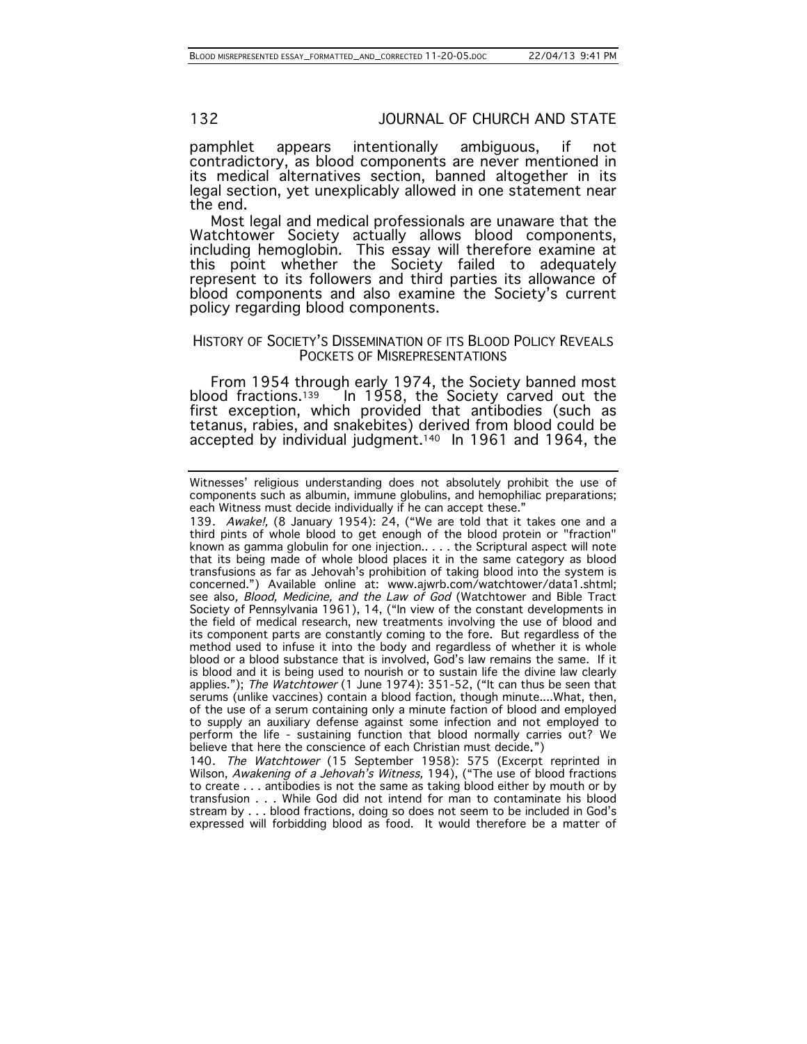pamphlet appears intentionally ambiguous, if not contradictory, as blood components are never mentioned in its medical alternatives section, banned altogether in its legal section, yet unexplicably allowed in one statement near the end.

Most legal and medical professionals are unaware that the Watchtower Society actually allows blood components, including hemoglobin. This essay will therefore examine at this point whether the Society failed to adequately represent to its followers and third parties its allowance of blood components and also examine the Society's current policy regarding blood components.

## HISTORY OF SOCIETY'S DISSEMINATION OF ITS BLOOD POLICY REVEALS POCKETS OF MISREPRESENTATIONS

From 1954 through early 1974, the Society banned most blood fractions.[139] In 1958, the Society carved out the first exception, which provided that antibodies (such as tetanus, rabies, and snakebites) derived from blood could be accepted by individual judgment.[140] In 1961 and 1964, the

---

Witnesses' religious understanding does not absolutely prohibit the use of components such as albumin, immune globulins, and hemophiliac preparations; each Witness must decide individually if he can accept these."

139. *Awake!,* (8 January 1954): 24, ("We are told that it takes one and a third pints of whole blood to get enough of the blood protein or "fraction" known as gamma globulin for one injection.. . . . the Scriptural aspect will note that its being made of whole blood places it in the same category as blood transfusions as far as Jehovah's prohibition of taking blood into the system is concerned.") Available online at: www.ajwrb.com/watchtower/data1.shtml; see also*, Blood, Medicine, and the Law of God* (Watchtower and Bible Tract Society of Pennsylvania 1961), 14, ("In view of the constant developments in the field of medical research, new treatments involving the use of blood and its component parts are constantly coming to the fore. But regardless of the method used to infuse it into the body and regardless of whether it is whole blood or a blood substance that is involved, God's law remains the same. If it is blood and it is being used to nourish or to sustain life the divine law clearly applies."); *The Watchtower* (1 June 1974): 351-52, ("It can thus be seen that serums (unlike vaccines) contain a blood faction, though minute....What, then, of the use of a serum containing only a minute faction of blood and employed to supply an auxiliary defense against some infection and not employed to perform the life - sustaining function that blood normally carries out? We believe that here the conscience of each Christian must decide.")

140. *The Watchtower* (15 September 1958): 575 (Excerpt reprinted in Wilson, *Awakening of a Jehovah's Witness,* 194), ("The use of blood fractions to create . . . antibodies is not the same as taking blood either by mouth or by transfusion . . . While God did not intend for man to contaminate his blood stream by . . . blood fractions, doing so does not seem to be included in God's expressed will forbidding blood as food. It would therefore be a matter of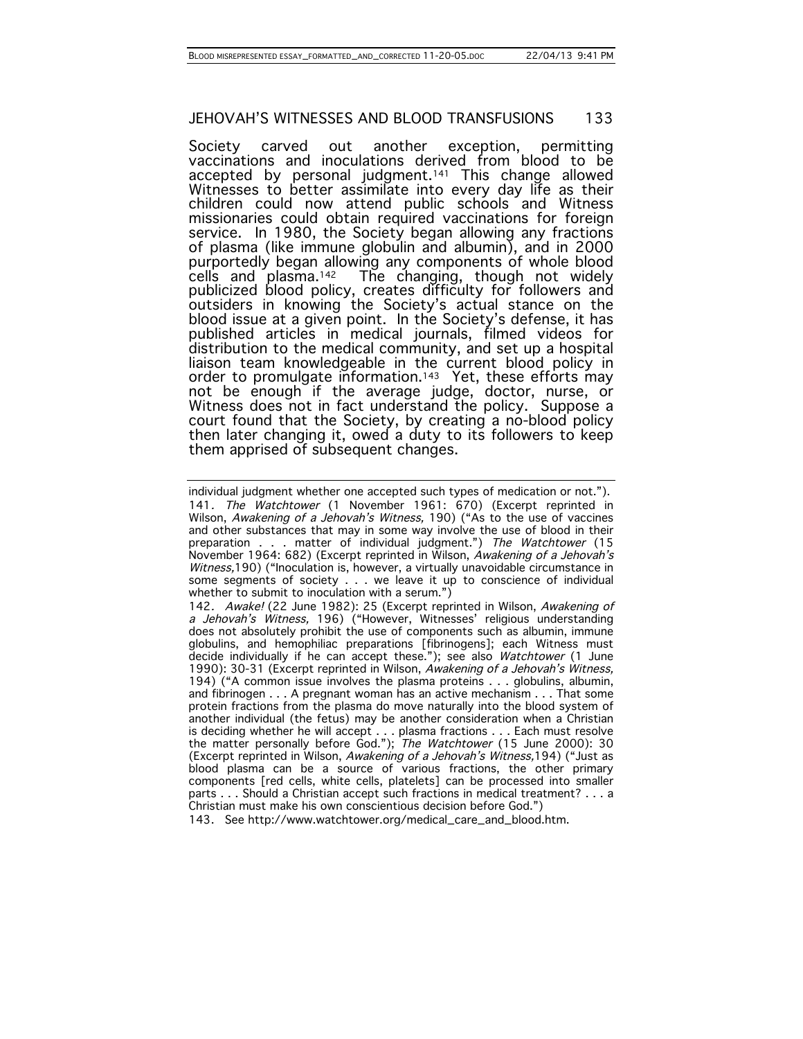Society carved out another exception, permitting vaccinations and inoculations derived from blood to be accepted by personal judgment.[141] This change allowed Witnesses to better assimilate into every day life as their children could now attend public schools and Witness missionaries could obtain required vaccinations for foreign service. In 1980, the Society began allowing any fractions of plasma (like immune globulin and albumin), and in 2000 purportedly began allowing any components of whole blood cells and plasma.[142] The changing, though not widely publicized blood policy, creates difficulty for followers and outsiders in knowing the Society's actual stance on the blood issue at a given point. In the Society's defense, it has published articles in medical journals, filmed videos for distribution to the medical community, and set up a hospital liaison team knowledgeable in the current blood policy in order to promulgate information.[143] Yet, these efforts may not be enough if the average judge, doctor, nurse, or Witness does not in fact understand the policy. Suppose a court found that the Society, by creating a no-blood policy then later changing it, owed a duty to its followers to keep them apprised of subsequent changes.

---

individual judgment whether one accepted such types of medication or not.").

141. *The Watchtower* (1 November 1961: 670) (Excerpt reprinted in Wilson, *Awakening of a Jehovah's Witness,* 190) ("As to the use of vaccines and other substances that may in some way involve the use of blood in their preparation . . . matter of individual judgment.") *The Watchtower* (15 November 1964: 682) (Excerpt reprinted in Wilson, *Awakening of a Jehovah's Witness,*190) ("Inoculation is, however, a virtually unavoidable circumstance in some segments of society . . . we leave it up to conscience of individual whether to submit to inoculation with a serum.")

142. *Awake!* (22 June 1982): 25 (Excerpt reprinted in Wilson, *Awakening of a Jehovah's Witness,* 196) ("However, Witnesses' religious understanding does not absolutely prohibit the use of components such as albumin, immune globulins, and hemophiliac preparations [fibrinogens]; each Witness must decide individually if he can accept these."); see also *Watchtower* (1 June 1990): 30-31 (Excerpt reprinted in Wilson, *Awakening of a Jehovah's Witness,* 194) ("A common issue involves the plasma proteins . . . globulins, albumin, and fibrinogen . . . A pregnant woman has an active mechanism . . . That some protein fractions from the plasma do move naturally into the blood system of another individual (the fetus) may be another consideration when a Christian is deciding whether he will accept . . . plasma fractions . . . Each must resolve the matter personally before God."); *The Watchtower* (15 June 2000): 30 (Excerpt reprinted in Wilson, *Awakening of a Jehovah's Witness,*194) ("Just as blood plasma can be a source of various fractions, the other primary components [red cells, white cells, platelets] can be processed into smaller parts . . . Should a Christian accept such fractions in medical treatment? . . . a Christian must make his own conscientious decision before God.")

143. See http://www.watchtower.org/medical_care_and_blood.htm.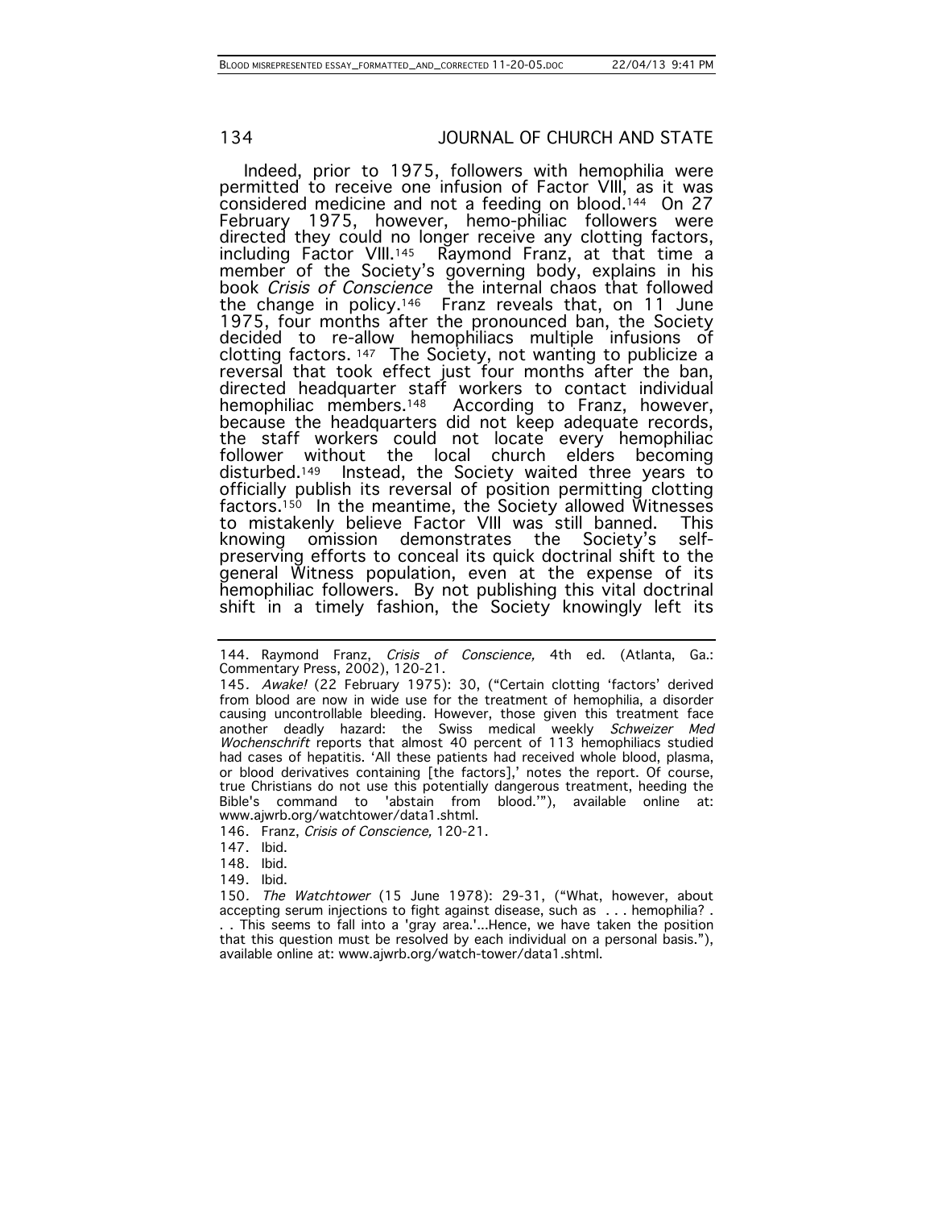Indeed, prior to 1975, followers with hemophilia were permitted to receive one infusion of Factor VIII, as it was considered medicine and not a feeding on blood.[144] On 27 February 1975, however, hemo-philiac followers were directed they could no longer receive any clotting factors, including Factor VIII.[145] Raymond Franz, at that time a member of the Society's governing body, explains in his book *Crisis of Conscience* the internal chaos that followed the change in policy.[146] Franz reveals that, on 11 June 1975, four months after the pronounced ban, the Society decided to re-allow hemophiliacs multiple infusions of clotting factors.[147] The Society, not wanting to publicize a reversal that took effect just four months after the ban, directed headquarter staff workers to contact individual hemophiliac members.[148] According to Franz, however, because the headquarters did not keep adequate records, the staff workers could not locate every hemophiliac follower without the local church elders becoming disturbed.[149] Instead, the Society waited three years to officially publish its reversal of position permitting clotting factors.[150] In the meantime, the Society allowed Witnesses to mistakenly believe Factor VIII was still banned. This knowing omission demonstrates the Society's self-preserving efforts to conceal its quick doctrinal shift to the general Witness population, even at the expense of its hemophiliac followers. By not publishing this vital doctrinal shift in a timely fashion, the Society knowingly left its

---

144. Raymond Franz, *Crisis of Conscience,* 4th ed. (Atlanta, Ga.: Commentary Press, 2002), 120-21.

145. *Awake!* (22 February 1975): 30, ("Certain clotting 'factors' derived from blood are now in wide use for the treatment of hemophilia, a disorder causing uncontrollable bleeding. However, those given this treatment face another deadly hazard: the Swiss medical weekly *Schweizer Med Wochenschrift* reports that almost 40 percent of 113 hemophiliacs studied had cases of hepatitis. 'All these patients had received whole blood, plasma, or blood derivatives containing [the factors],' notes the report. Of course, true Christians do not use this potentially dangerous treatment, heeding the Bible's command to 'abstain from blood.'"), available online at: www.ajwrb.org/watchtower/data1.shtml.

146. Franz, *Crisis of Conscience,* 120-21.

147. Ibid.

148. Ibid.

149. Ibid.

150. *The Watchtower* (15 June 1978): 29-31, ("What, however, about accepting serum injections to fight against disease, such as . . . hemophilia? . . . This seems to fall into a 'gray area.'...Hence, we have taken the position that this question must be resolved by each individual on a personal basis."), available online at: www.ajwrb.org/watch-tower/data1.shtml.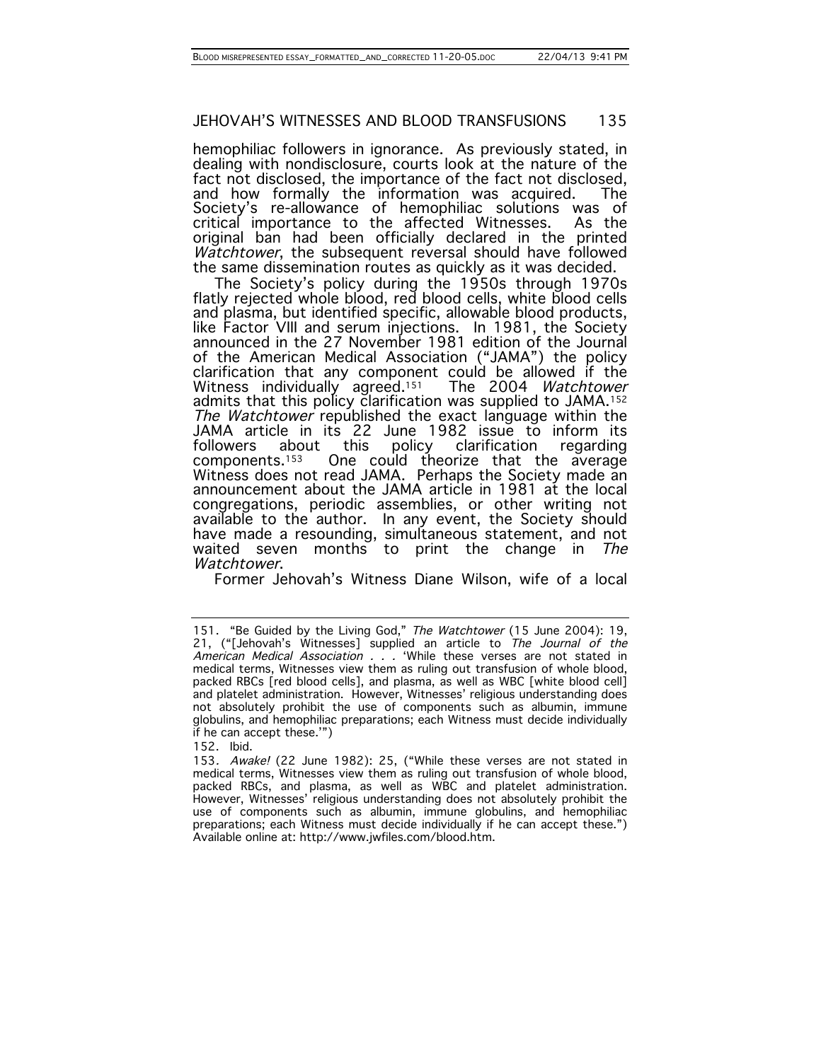hemophiliac followers in ignorance. As previously stated, in dealing with nondisclosure, courts look at the nature of the fact not disclosed, the importance of the fact not disclosed, and how formally the information was acquired. The Society's re-allowance of hemophiliac solutions was of critical importance to the affected Witnesses. As the original ban had been officially declared in the printed *Watchtower*, the subsequent reversal should have followed the same dissemination routes as quickly as it was decided.

The Society's policy during the 1950s through 1970s flatly rejected whole blood, red blood cells, white blood cells and plasma, but identified specific, allowable blood products, like Factor VIII and serum injections. In 1981, the Society announced in the 27 November 1981 edition of the Journal of the American Medical Association ("JAMA") the policy clarification that any component could be allowed if the Witness individually agreed.[151] The 2004 *Watchtower* admits that this policy clarification was supplied to JAMA.[152] *The Watchtower* republished the exact language within the JAMA article in its 22 June 1982 issue to inform its followers about this policy clarification regarding components.[153] One could theorize that the average Witness does not read JAMA. Perhaps the Society made an announcement about the JAMA article in 1981 at the local congregations, periodic assemblies, or other writing not available to the author. In any event, the Society should have made a resounding, simultaneous statement, and not waited seven months to print the change in *The Watchtower*.

Former Jehovah's Witness Diane Wilson, wife of a local

---

151. "Be Guided by the Living God," *The Watchtower* (15 June 2004): 19, 21, ("[Jehovah's Witnesses] supplied an article to *The Journal of the American Medical Association . . .* 'While these verses are not stated in medical terms, Witnesses view them as ruling out transfusion of whole blood, packed RBCs [red blood cells], and plasma, as well as WBC [white blood cell] and platelet administration. However, Witnesses' religious understanding does not absolutely prohibit the use of components such as albumin, immune globulins, and hemophiliac preparations; each Witness must decide individually if he can accept these.'")

152. Ibid.

153. *Awake!* (22 June 1982): 25, ("While these verses are not stated in medical terms, Witnesses view them as ruling out transfusion of whole blood, packed RBCs, and plasma, as well as WBC and platelet administration. However, Witnesses' religious understanding does not absolutely prohibit the use of components such as albumin, immune globulins, and hemophiliac preparations; each Witness must decide individually if he can accept these.") Available online at: http://www.jwfiles.com/blood.htm.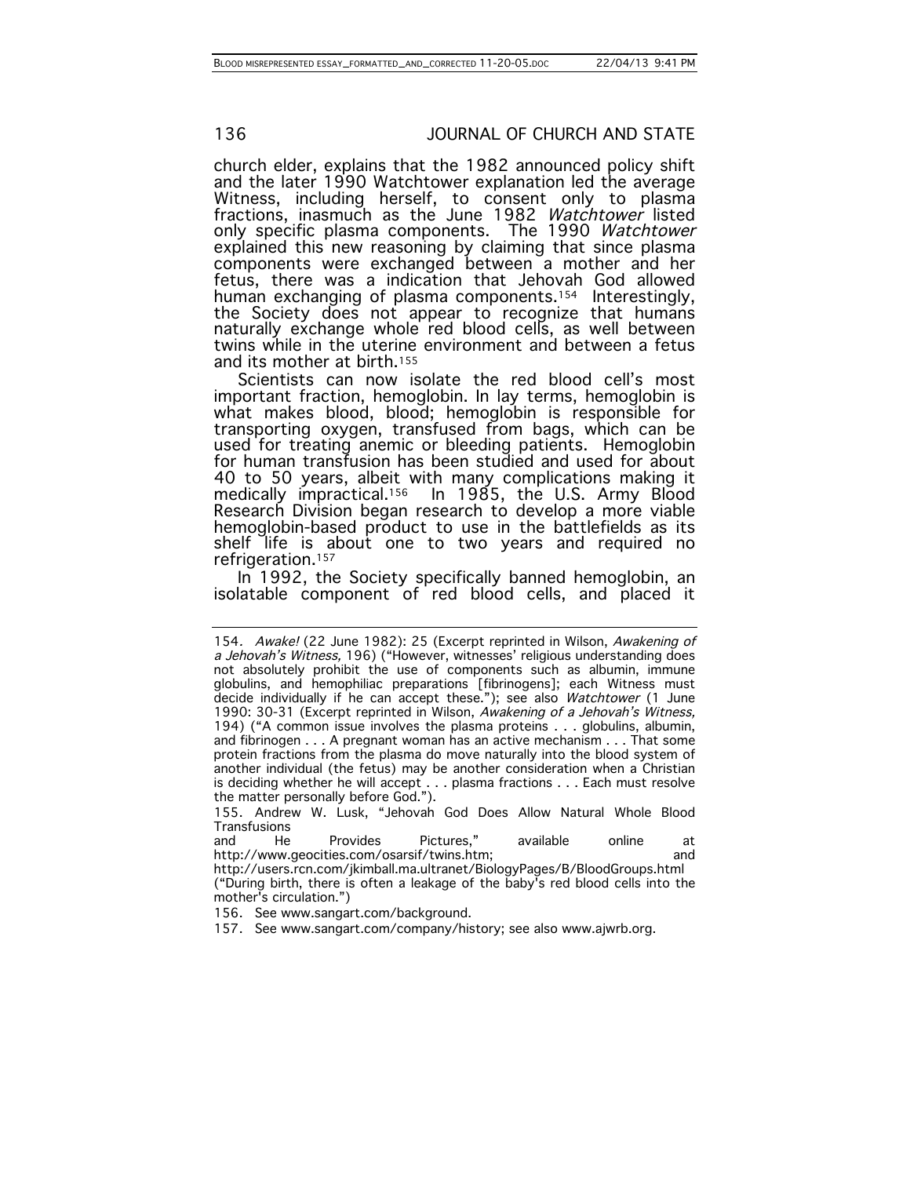church elder, explains that the 1982 announced policy shift and the later 1990 Watchtower explanation led the average Witness, including herself, to consent only to plasma fractions, inasmuch as the June 1982 *Watchtower* listed only specific plasma components. The 1990 *Watchtower* explained this new reasoning by claiming that since plasma components were exchanged between a mother and her fetus, there was a indication that Jehovah God allowed human exchanging of plasma components.[154] Interestingly, the Society does not appear to recognize that humans naturally exchange whole red blood cells, as well between twins while in the uterine environment and between a fetus and its mother at birth.[155]

Scientists can now isolate the red blood cell's most important fraction, hemoglobin. In lay terms, hemoglobin is what makes blood, blood; hemoglobin is responsible for transporting oxygen, transfused from bags, which can be used for treating anemic or bleeding patients. Hemoglobin for human transfusion has been studied and used for about 40 to 50 years, albeit with many complications making it medically impractical.[156] In 1985, the U.S. Army Blood Research Division began research to develop a more viable hemoglobin-based product to use in the battlefields as its shelf life is about one to two years and required no refrigeration.[157]

In 1992, the Society specifically banned hemoglobin, an isolatable component of red blood cells, and placed it

---

154. *Awake!* (22 June 1982): 25 (Excerpt reprinted in Wilson, *Awakening of a Jehovah's Witness,* 196) ("However, witnesses' religious understanding does not absolutely prohibit the use of components such as albumin, immune globulins, and hemophiliac preparations [fibrinogens]; each Witness must decide individually if he can accept these."); see also *Watchtower* (1 June 1990: 30-31 (Excerpt reprinted in Wilson, *Awakening of a Jehovah's Witness,* 194) ("A common issue involves the plasma proteins . . . globulins, albumin, and fibrinogen . . . A pregnant woman has an active mechanism . . . That some protein fractions from the plasma do move naturally into the blood system of another individual (the fetus) may be another consideration when a Christian is deciding whether he will accept . . . plasma fractions . . . Each must resolve the matter personally before God.").

155. Andrew W. Lusk, "Jehovah God Does Allow Natural Whole Blood Transfusions and He Provides Pictures," available online at http://www.geocities.com/osarsif/twins.htm; and http://users.rcn.com/jkimball.ma.ultranet/BiologyPages/B/BloodGroups.html ("During birth, there is often a leakage of the baby's red blood cells into the mother's circulation.")

156. See www.sangart.com/background.

157. See www.sangart.com/company/history; see also www.ajwrb.org.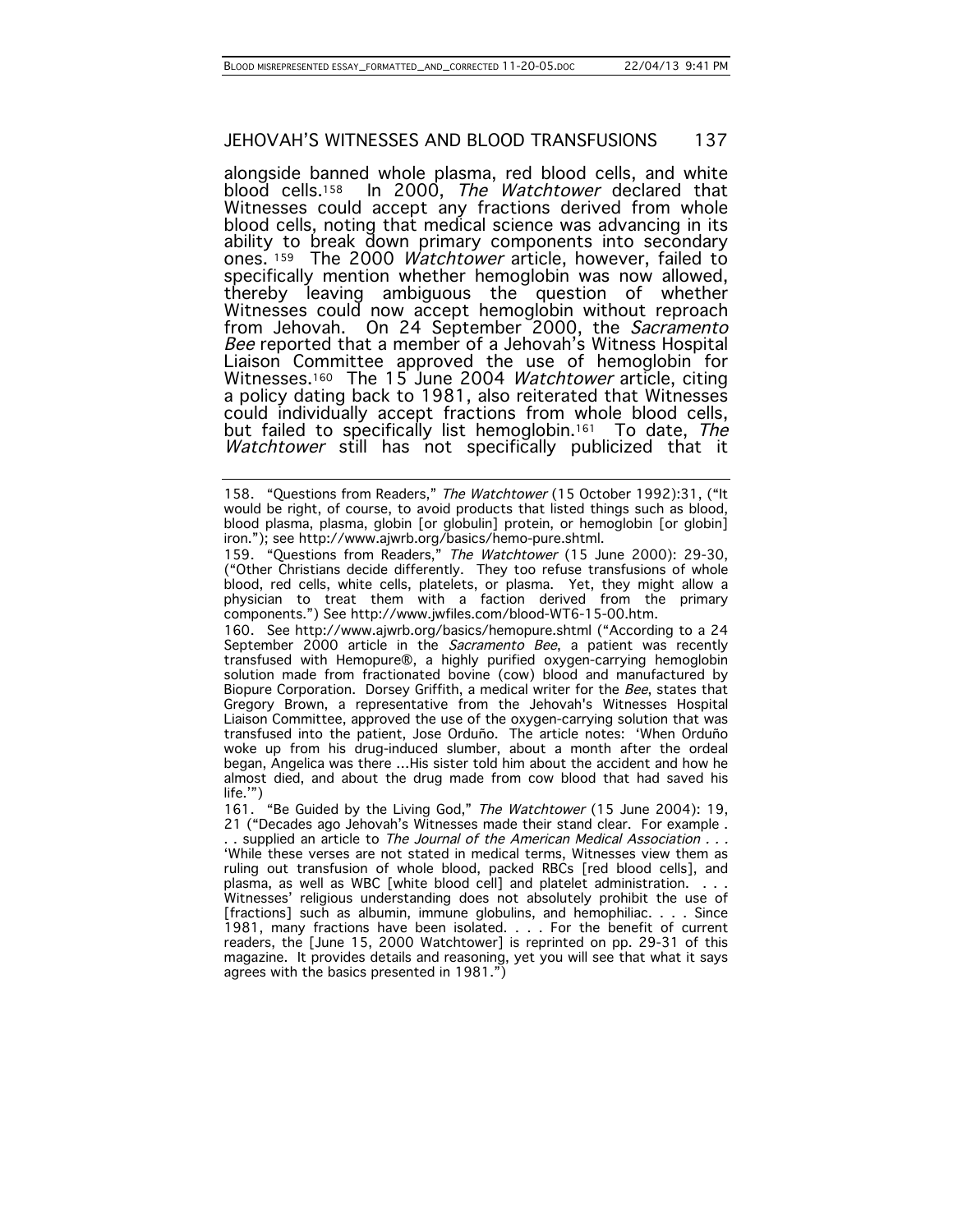alongside banned whole plasma, red blood cells, and white blood cells.[158] In 2000, *The Watchtower* declared that Witnesses could accept any fractions derived from whole blood cells, noting that medical science was advancing in its ability to break down primary components into secondary ones.[159] The 2000 *Watchtower* article, however, failed to specifically mention whether hemoglobin was now allowed, thereby leaving ambiguous the question of whether Witnesses could now accept hemoglobin without reproach from Jehovah. On 24 September 2000, the *Sacramento Bee* reported that a member of a Jehovah's Witness Hospital Liaison Committee approved the use of hemoglobin for Witnesses.[160] The 15 June 2004 *Watchtower* article, citing a policy dating back to 1981, also reiterated that Witnesses could individually accept fractions from whole blood cells, but failed to specifically list hemoglobin.[161] To date, *The Watchtower* still has not specifically publicized that it

---

158. "Questions from Readers," *The Watchtower* (15 October 1992):31, ("It would be right, of course, to avoid products that listed things such as blood, blood plasma, plasma, globin [or globulin] protein, or hemoglobin [or globin] iron."); see http://www.ajwrb.org/basics/hemo-pure.shtml.

159. "Questions from Readers," *The Watchtower* (15 June 2000): 29-30, ("Other Christians decide differently. They too refuse transfusions of whole blood, red cells, white cells, platelets, or plasma. Yet, they might allow a physician to treat them with a faction derived from the primary components.") See http://www.jwfiles.com/blood-WT6-15-00.htm.

160. See http://www.ajwrb.org/basics/hemopure.shtml ("According to a 24 September 2000 article in the *Sacramento Bee*, a patient was recently transfused with Hemopure®, a highly purified oxygen-carrying hemoglobin solution made from fractionated bovine (cow) blood and manufactured by Biopure Corporation. Dorsey Griffith, a medical writer for the *Bee*, states that Gregory Brown, a representative from the Jehovah's Witnesses Hospital Liaison Committee, approved the use of the oxygen-carrying solution that was transfused into the patient, Jose Orduño. The article notes: 'When Orduño woke up from his drug-induced slumber, about a month after the ordeal began, Angelica was there ...His sister told him about the accident and how he almost died, and about the drug made from cow blood that had saved his life.'")

161. "Be Guided by the Living God," *The Watchtower* (15 June 2004): 19, 21 ("Decades ago Jehovah's Witnesses made their stand clear. For example . . . supplied an article to *The Journal of the American Medical Association . . .* 'While these verses are not stated in medical terms, Witnesses view them as ruling out transfusion of whole blood, packed RBCs [red blood cells], and plasma, as well as WBC [white blood cell] and platelet administration. . . . Witnesses' religious understanding does not absolutely prohibit the use of [fractions] such as albumin, immune globulins, and hemophiliac. . . . Since 1981, many fractions have been isolated. . . . For the benefit of current readers, the [June 15, 2000 Watchtower] is reprinted on pp. 29-31 of this magazine. It provides details and reasoning, yet you will see that what it says agrees with the basics presented in 1981.")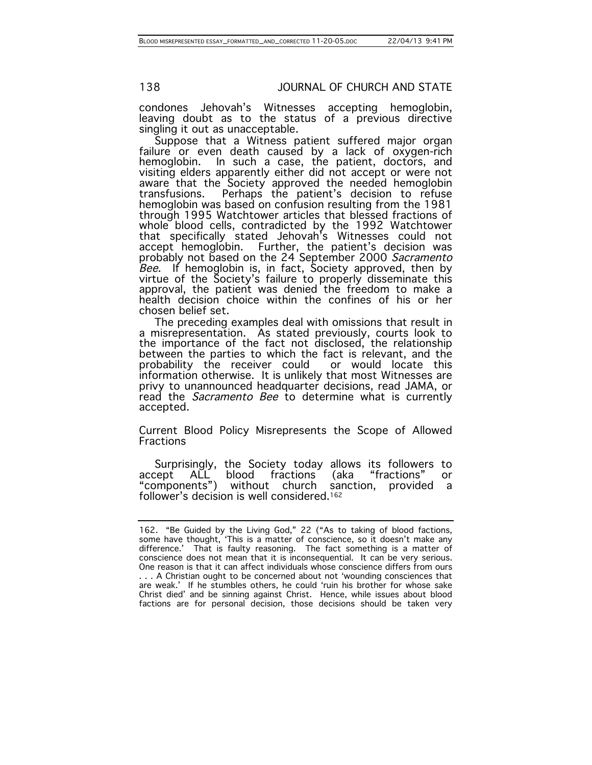condones Jehovah's Witnesses accepting hemoglobin, leaving doubt as to the status of a previous directive singling it out as unacceptable.

Suppose that a Witness patient suffered major organ failure or even death caused by a lack of oxygen-rich hemoglobin. In such a case, the patient, doctors, and visiting elders apparently either did not accept or were not aware that the Society approved the needed hemoglobin transfusions. Perhaps the patient's decision to refuse hemoglobin was based on confusion resulting from the 1981 through 1995 Watchtower articles that blessed fractions of whole blood cells, contradicted by the 1992 Watchtower that specifically stated Jehovah's Witnesses could not accept hemoglobin. Further, the patient's decision was probably not based on the 24 September 2000 *Sacramento Bee*. If hemoglobin is, in fact, Society approved, then by virtue of the Society's failure to properly disseminate this approval, the patient was denied the freedom to make a health decision choice within the confines of his or her chosen belief set.

The preceding examples deal with omissions that result in a misrepresentation. As stated previously, courts look to the importance of the fact not disclosed, the relationship between the parties to which the fact is relevant, and the probability the receiver could or would locate this information otherwise. It is unlikely that most Witnesses are privy to unannounced headquarter decisions, read JAMA, or read the *Sacramento Bee* to determine what is currently accepted.

## Current Blood Policy Misrepresents the Scope of Allowed Fractions

Surprisingly, the Society today allows its followers to accept ALL blood fractions (aka "fractions" or "components") without church sanction, provided a follower's decision is well considered.[162]

---

162. "Be Guided by the Living God," 22 ("As to taking of blood factions, some have thought, 'This is a matter of conscience, so it doesn't make any difference.' That is faulty reasoning. The fact something is a matter of conscience does not mean that it is inconsequential. It can be very serious. One reason is that it can affect individuals whose conscience differs from ours . . . A Christian ought to be concerned about not 'wounding consciences that are weak.' If he stumbles others, he could 'ruin his brother for whose sake Christ died' and be sinning against Christ. Hence, while issues about blood factions are for personal decision, those decisions should be taken very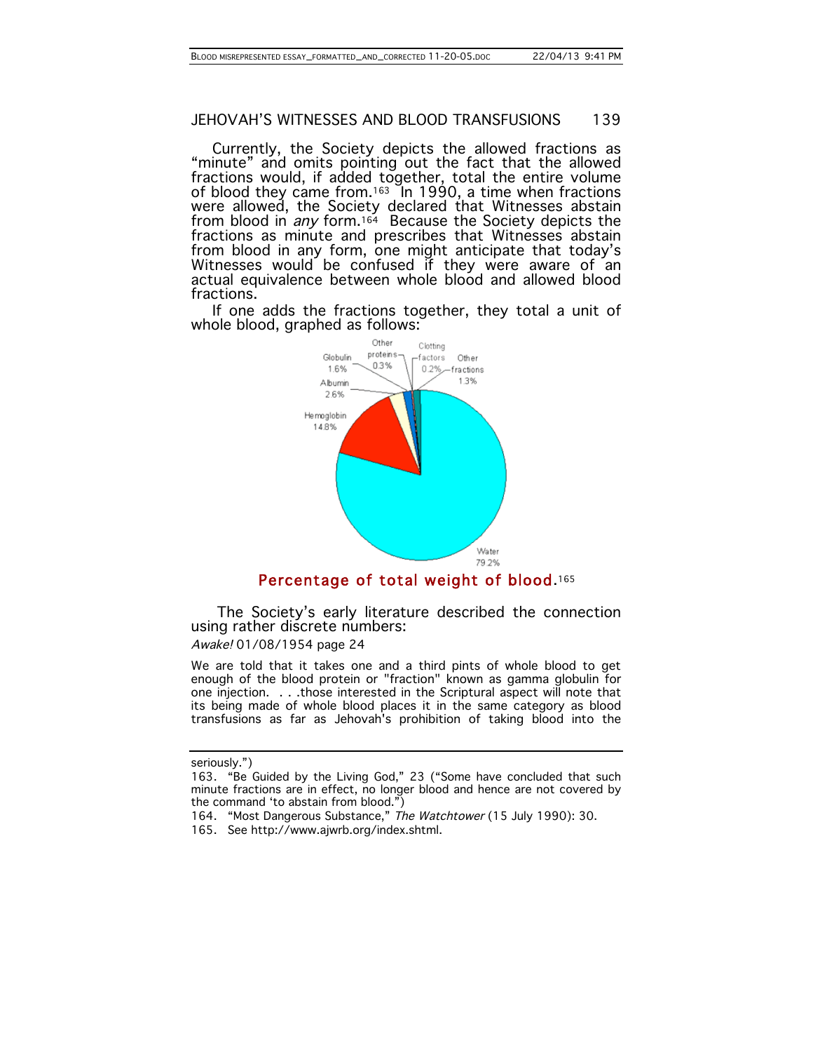Currently, the Society depicts the allowed fractions as "minute" and omits pointing out the fact that the allowed fractions would, if added together, total the entire volume of blood they came from.[163] In 1990, a time when fractions were allowed, the Society declared that Witnesses abstain from blood in *any* form.[164] Because the Society depicts the fractions as minute and prescribes that Witnesses abstain from blood in any form, one might anticipate that today's Witnesses would be confused if they were aware of an actual equivalence between whole blood and allowed blood fractions.

If one adds the fractions together, they total a unit of whole blood, graphed as follows:

Percentage of total weight of blood.[165]

The Society's early literature described the connection using rather discrete numbers:

*Awake!* 01/08/1954 page 24

We are told that it takes one and a third pints of whole blood to get enough of the blood protein or "fraction" known as gamma globulin for one injection. . . .those interested in the Scriptural aspect will note that its being made of whole blood places it in the same category as blood transfusions as far as Jehovah's prohibition of taking blood into the

---

seriously.")

163. "Be Guided by the Living God," 23 ("Some have concluded that such minute fractions are in effect, no longer blood and hence are not covered by the command 'to abstain from blood.'")

164. "Most Dangerous Substance," *The Watchtower* (15 July 1990): 30.

165. See http://www.ajwrb.org/index.shtml.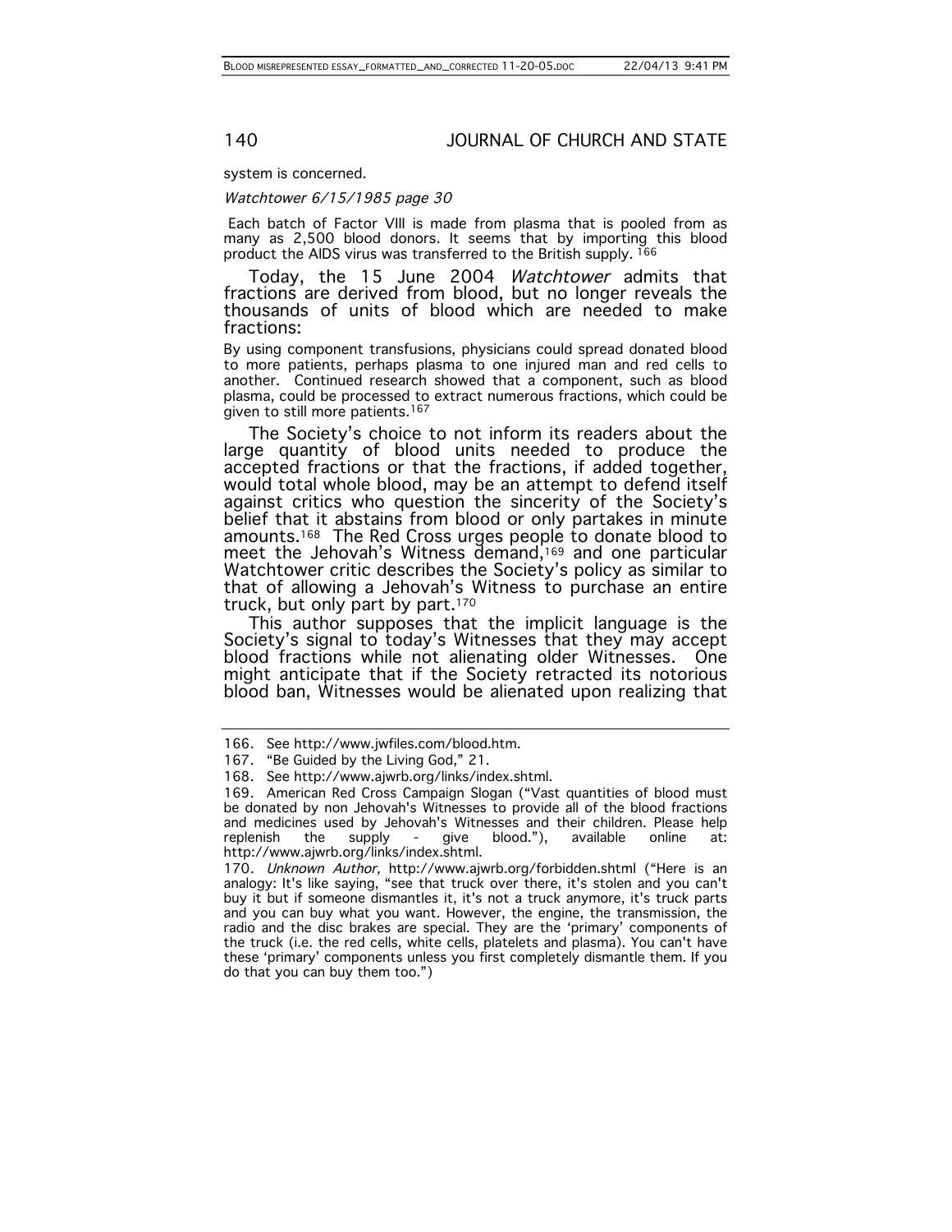system is concerned.

*Watchtower 6/15/1985 page 30*

Each batch of Factor VIII is made from plasma that is pooled from as many as 2,500 blood donors. It seems that by importing this blood product the AIDS virus was transferred to the British supply. [166]

Today, the 15 June 2004 *Watchtower* admits that fractions are derived from blood, but no longer reveals the thousands of units of blood which are needed to make fractions:

By using component transfusions, physicians could spread donated blood to more patients, perhaps plasma to one injured man and red cells to another. Continued research showed that a component, such as blood plasma, could be processed to extract numerous fractions, which could be given to still more patients.[167]

The Society's choice to not inform its readers about the large quantity of blood units needed to produce the accepted fractions or that the fractions, if added together, would total whole blood, may be an attempt to defend itself against critics who question the sincerity of the Society's belief that it abstains from blood or only partakes in minute amounts.[168] The Red Cross urges people to donate blood to meet the Jehovah's Witness demand,[169] and one particular Watchtower critic describes the Society's policy as similar to that of allowing a Jehovah's Witness to purchase an entire truck, but only part by part.[170]

This author supposes that the implicit language is the Society's signal to today's Witnesses that they may accept blood fractions while not alienating older Witnesses. One might anticipate that if the Society retracted its notorious blood ban, Witnesses would be alienated upon realizing that

---

166. See http://www.jwfiles.com/blood.htm.

167. "Be Guided by the Living God," 21.

168. See http://www.ajwrb.org/links/index.shtml.

169. American Red Cross Campaign Slogan ("Vast quantities of blood must be donated by non Jehovah's Witnesses to provide all of the blood fractions and medicines used by Jehovah's Witnesses and their children. Please help replenish the supply - give blood."), available online at: http://www.ajwrb.org/links/index.shtml.

170. *Unknown Author,* http://www.ajwrb.org/forbidden.shtml ("Here is an analogy: It's like saying, "see that truck over there, it's stolen and you can't buy it but if someone dismantles it, it's not a truck anymore, it's truck parts and you can buy what you want. However, the engine, the transmission, the radio and the disc brakes are special. They are the 'primary' components of the truck (i.e. the red cells, white cells, platelets and plasma). You can't have these 'primary' components unless you first completely dismantle them. If you do that you can buy them too.")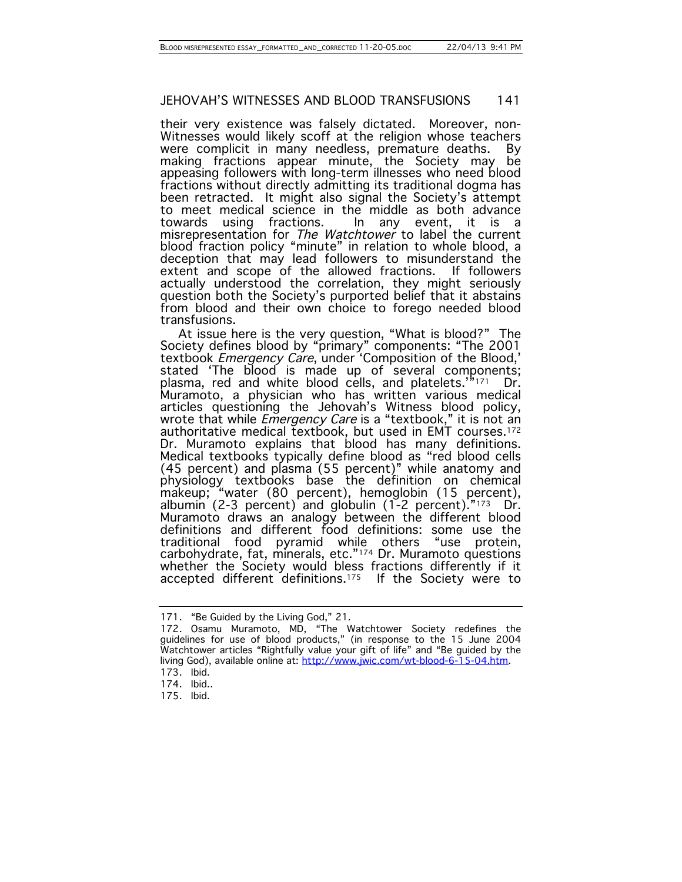their very existence was falsely dictated. Moreover, non-Witnesses would likely scoff at the religion whose teachers were complicit in many needless, premature deaths. By making fractions appear minute, the Society may be appeasing followers with long-term illnesses who need blood fractions without directly admitting its traditional dogma has been retracted. It might also signal the Society's attempt to meet medical science in the middle as both advance towards using fractions. In any event, it is a misrepresentation for *The Watchtower* to label the current blood fraction policy "minute" in relation to whole blood, a deception that may lead followers to misunderstand the extent and scope of the allowed fractions. If followers actually understood the correlation, they might seriously question both the Society's purported belief that it abstains from blood and their own choice to forego needed blood transfusions.

At issue here is the very question, "What is blood?" The Society defines blood by "primary" components: "The 2001 textbook *Emergency Care*, under 'Composition of the Blood,' stated 'The blood is made up of several components; plasma, red and white blood cells, and platelets.'"[171] Dr. Muramoto, a physician who has written various medical articles questioning the Jehovah's Witness blood policy, wrote that while *Emergency Care* is a "textbook," it is not an authoritative medical textbook, but used in EMT courses.[172] Dr. Muramoto explains that blood has many definitions. Medical textbooks typically define blood as "red blood cells (45 percent) and plasma (55 percent)" while anatomy and physiology textbooks base the definition on chemical makeup; "water (80 percent), hemoglobin (15 percent), albumin (2-3 percent) and globulin (1-2 percent)."[173] Dr. Muramoto draws an analogy between the different blood definitions and different food definitions: some use the traditional food pyramid while others "use protein, carbohydrate, fat, minerals, etc."[174] Dr. Muramoto questions whether the Society would bless fractions differently if it accepted different definitions.[175] If the Society were to

---

171. "Be Guided by the Living God," 21.

172. Osamu Muramoto, MD, "The Watchtower Society redefines the guidelines for use of blood products," (in response to the 15 June 2004 Watchtower articles "Rightfully value your gift of life" and "Be guided by the living God), available online at: http://www.jwic.com/wt-blood-6-15-04.htm.

173. Ibid.

174. Ibid..

175. Ibid.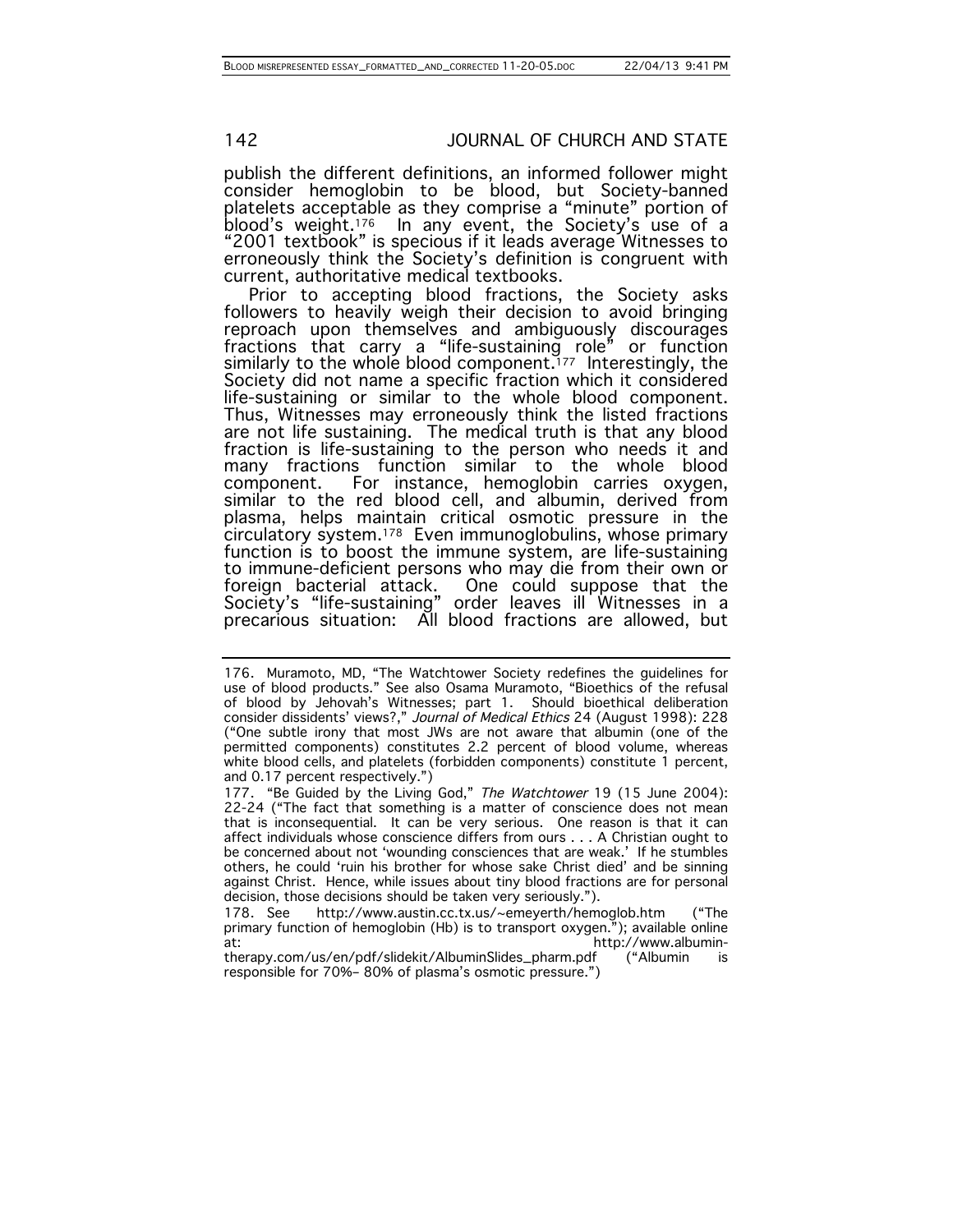publish the different definitions, an informed follower might consider hemoglobin to be blood, but Society-banned platelets acceptable as they comprise a "minute" portion of blood's weight.[176] In any event, the Society's use of a "2001 textbook" is specious if it leads average Witnesses to erroneously think the Society's definition is congruent with current, authoritative medical textbooks.

Prior to accepting blood fractions, the Society asks followers to heavily weigh their decision to avoid bringing reproach upon themselves and ambiguously discourages fractions that carry a "life-sustaining role" or function similarly to the whole blood component.[177] Interestingly, the Society did not name a specific fraction which it considered life-sustaining or similar to the whole blood component. Thus, Witnesses may erroneously think the listed fractions are not life sustaining. The medical truth is that any blood fraction is life-sustaining to the person who needs it and many fractions function similar to the whole blood component. For instance, hemoglobin carries oxygen, similar to the red blood cell, and albumin, derived from plasma, helps maintain critical osmotic pressure in the circulatory system.[178] Even immunoglobulins, whose primary function is to boost the immune system, are life-sustaining to immune-deficient persons who may die from their own or foreign bacterial attack. One could suppose that the Society's "life-sustaining" order leaves ill Witnesses in a precarious situation: All blood fractions are allowed, but

---

176. Muramoto, MD, "The Watchtower Society redefines the guidelines for use of blood products." See also Osama Muramoto, "Bioethics of the refusal of blood by Jehovah's Witnesses; part 1. Should bioethical deliberation consider dissidents' views?," *Journal of Medical Ethics* 24 (August 1998): 228 ("One subtle irony that most JWs are not aware that albumin (one of the permitted components) constitutes 2.2 percent of blood volume, whereas white blood cells, and platelets (forbidden components) constitute 1 percent, and 0.17 percent respectively.")

177. "Be Guided by the Living God," *The Watchtower* 19 (15 June 2004): 22-24 ("The fact that something is a matter of conscience does not mean that is inconsequential. It can be very serious. One reason is that it can affect individuals whose conscience differs from ours . . . A Christian ought to be concerned about not 'wounding consciences that are weak.' If he stumbles others, he could 'ruin his brother for whose sake Christ died' and be sinning against Christ. Hence, while issues about tiny blood fractions are for personal decision, those decisions should be taken very seriously.").

178. See http://www.austin.cc.tx.us/~emeyerth/hemoglob.htm ("The primary function of hemoglobin (Hb) is to transport oxygen."); available online at: http://www.albumin-therapy.com/us/en/pdf/slidekit/AlbuminSlides_pharm.pdf ("Albumin is responsible for 70%– 80% of plasma's osmotic pressure.")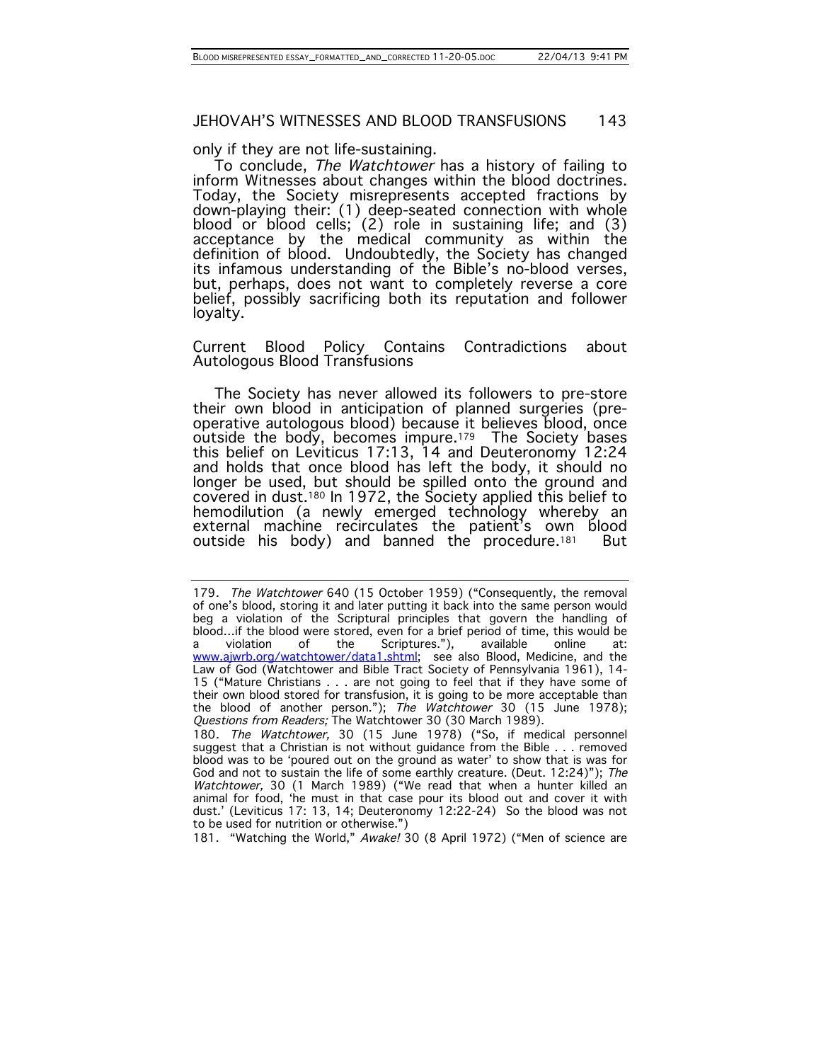only if they are not life-sustaining.

To conclude, *The Watchtower* has a history of failing to inform Witnesses about changes within the blood doctrines. Today, the Society misrepresents accepted fractions by down-playing their: (1) deep-seated connection with whole blood or blood cells; (2) role in sustaining life; and (3) acceptance by the medical community as within the definition of blood. Undoubtedly, the Society has changed its infamous understanding of the Bible's no-blood verses, but, perhaps, does not want to completely reverse a core belief, possibly sacrificing both its reputation and follower loyalty.

## Current Blood Policy Contains Contradictions about Autologous Blood Transfusions

The Society has never allowed its followers to pre-store their own blood in anticipation of planned surgeries (pre-operative autologous blood) because it believes blood, once outside the body, becomes impure.[179] The Society bases this belief on Leviticus 17:13, 14 and Deuteronomy 12:24 and holds that once blood has left the body, it should no longer be used, but should be spilled onto the ground and covered in dust.[180] In 1972, the Society applied this belief to hemodilution (a newly emerged technology whereby an external machine recirculates the patient's own blood outside his body) and banned the procedure.[181] But

---

179. *The Watchtower* 640 (15 October 1959) ("Consequently, the removal of one's blood, storing it and later putting it back into the same person would beg a violation of the Scriptural principles that govern the handling of blood...if the blood were stored, even for a brief period of time, this would be a violation of the Scriptures."), available online at: www.ajwrb.org/watchtower/data1.shtml; see also Blood, Medicine, and the Law of God (Watchtower and Bible Tract Society of Pennsylvania 1961), 14-15 ("Mature Christians . . . are not going to feel that if they have some of their own blood stored for transfusion, it is going to be more acceptable than the blood of another person."); *The Watchtower* 30 (15 June 1978); *Questions from Readers;* The Watchtower 30 (30 March 1989).

180. *The Watchtower,* 30 (15 June 1978) ("So, if medical personnel suggest that a Christian is not without guidance from the Bible . . . removed blood was to be 'poured out on the ground as water' to show that is was for God and not to sustain the life of some earthly creature. (Deut. 12:24)"); *The Watchtower,* 30 (1 March 1989) ("We read that when a hunter killed an animal for food, 'he must in that case pour its blood out and cover it with dust.' (Leviticus 17: 13, 14; Deuteronomy 12:22-24) So the blood was not to be used for nutrition or otherwise.")

181. "Watching the World," *Awake!* 30 (8 April 1972) ("Men of science are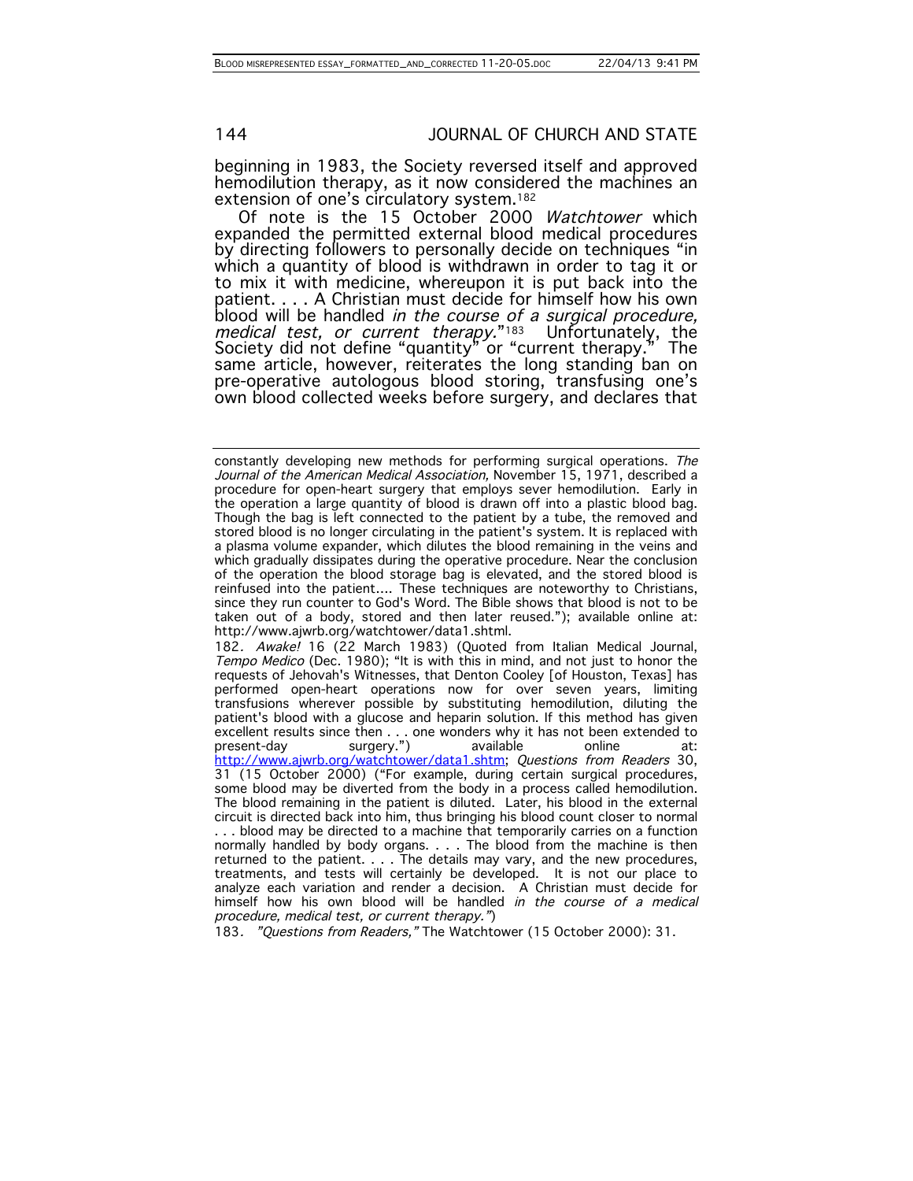beginning in 1983, the Society reversed itself and approved hemodilution therapy, as it now considered the machines an extension of one's circulatory system.[182]

Of note is the 15 October 2000 *Watchtower* which expanded the permitted external blood medical procedures by directing followers to personally decide on techniques "in which a quantity of blood is withdrawn in order to tag it or to mix it with medicine, whereupon it is put back into the patient. . . . A Christian must decide for himself how his own blood will be handled *in the course of a surgical procedure, medical test, or current therapy.*"[183] Unfortunately, the Society did not define "quantity" or "current therapy." The same article, however, reiterates the long standing ban on pre-operative autologous blood storing, transfusing one's own blood collected weeks before surgery, and declares that

---

constantly developing new methods for performing surgical operations. *The Journal of the American Medical Association,* November 15, 1971, described a procedure for open-heart surgery that employs sever hemodilution. Early in the operation a large quantity of blood is drawn off into a plastic blood bag. Though the bag is left connected to the patient by a tube, the removed and stored blood is no longer circulating in the patient's system. It is replaced with a plasma volume expander, which dilutes the blood remaining in the veins and which gradually dissipates during the operative procedure. Near the conclusion of the operation the blood storage bag is elevated, and the stored blood is reinfused into the patient.... These techniques are noteworthy to Christians, since they run counter to God's Word. The Bible shows that blood is not to be taken out of a body, stored and then later reused."); available online at: http://www.ajwrb.org/watchtower/data1.shtml.

182. *Awake!* 16 (22 March 1983) (Quoted from Italian Medical Journal, *Tempo Medico* (Dec. 1980); "It is with this in mind, and not just to honor the requests of Jehovah's Witnesses, that Denton Cooley [of Houston, Texas] has performed open-heart operations now for over seven years, limiting transfusions wherever possible by substituting hemodilution, diluting the patient's blood with a glucose and heparin solution. If this method has given excellent results since then . . . one wonders why it has not been extended to present-day surgery.") available online at: http://www.ajwrb.org/watchtower/data1.shtm; *Questions from Readers* 30, 31 (15 October 2000) ("For example, during certain surgical procedures, some blood may be diverted from the body in a process called hemodilution. The blood remaining in the patient is diluted. Later, his blood in the external circuit is directed back into him, thus bringing his blood count closer to normal . . . blood may be directed to a machine that temporarily carries on a function normally handled by body organs. . . . The blood from the machine is then returned to the patient. . . . The details may vary, and the new procedures, treatments, and tests will certainly be developed. It is not our place to analyze each variation and render a decision. A Christian must decide for himself how his own blood will be handled *in the course of a medical procedure, medical test, or current therapy."*)

183. *"Questions from Readers,"* The Watchtower (15 October 2000): 31.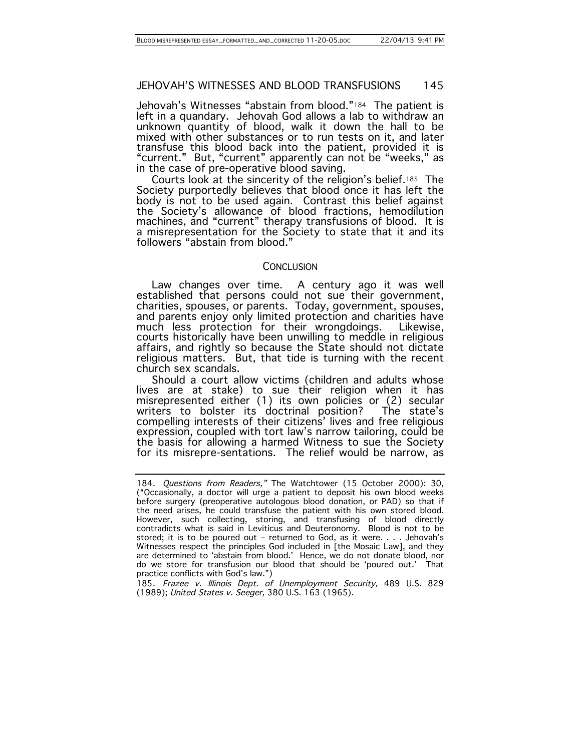Jehovah's Witnesses "abstain from blood."[184] The patient is left in a quandary. Jehovah God allows a lab to withdraw an unknown quantity of blood, walk it down the hall to be mixed with other substances or to run tests on it, and later transfuse this blood back into the patient, provided it is "current." But, "current" apparently can not be "weeks," as in the case of pre-operative blood saving.

Courts look at the sincerity of the religion's belief.[185] The Society purportedly believes that blood once it has left the body is not to be used again. Contrast this belief against the Society's allowance of blood fractions, hemodilution machines, and "current" therapy transfusions of blood. It is a misrepresentation for the Society to state that it and its followers "abstain from blood."

## CONCLUSION

Law changes over time. A century ago it was well established that persons could not sue their government, charities, spouses, or parents. Today, government, spouses, and parents enjoy only limited protection and charities have much less protection for their wrongdoings. Likewise, courts historically have been unwilling to meddle in religious affairs, and rightly so because the State should not dictate religious matters. But, that tide is turning with the recent church sex scandals.

Should a court allow victims (children and adults whose lives are at stake) to sue their religion when it has misrepresented either (1) its own policies or (2) secular writers to bolster its doctrinal position? The state's compelling interests of their citizens' lives and free religious expression, coupled with tort law's narrow tailoring, could be the basis for allowing a harmed Witness to sue the Society for its misrepre-sentations. The relief would be narrow, as

---

184. *Questions from Readers,"* The Watchtower (15 October 2000): 30, ("Occasionally, a doctor will urge a patient to deposit his own blood weeks before surgery (preoperative autologous blood donation, or PAD) so that if the need arises, he could transfuse the patient with his own stored blood. However, such collecting, storing, and transfusing of blood directly contradicts what is said in Leviticus and Deuteronomy. Blood is not to be stored; it is to be poured out – returned to God, as it were. . . . Jehovah's Witnesses respect the principles God included in [the Mosaic Law], and they are determined to 'abstain from blood.' Hence, we do not donate blood, nor do we store for transfusion our blood that should be 'poured out.' That practice conflicts with God's law.")

185. *Frazee v. Illinois Dept. of Unemployment Security,* 489 U.S. 829 (1989); *United States v. Seeger,* 380 U.S. 163 (1965).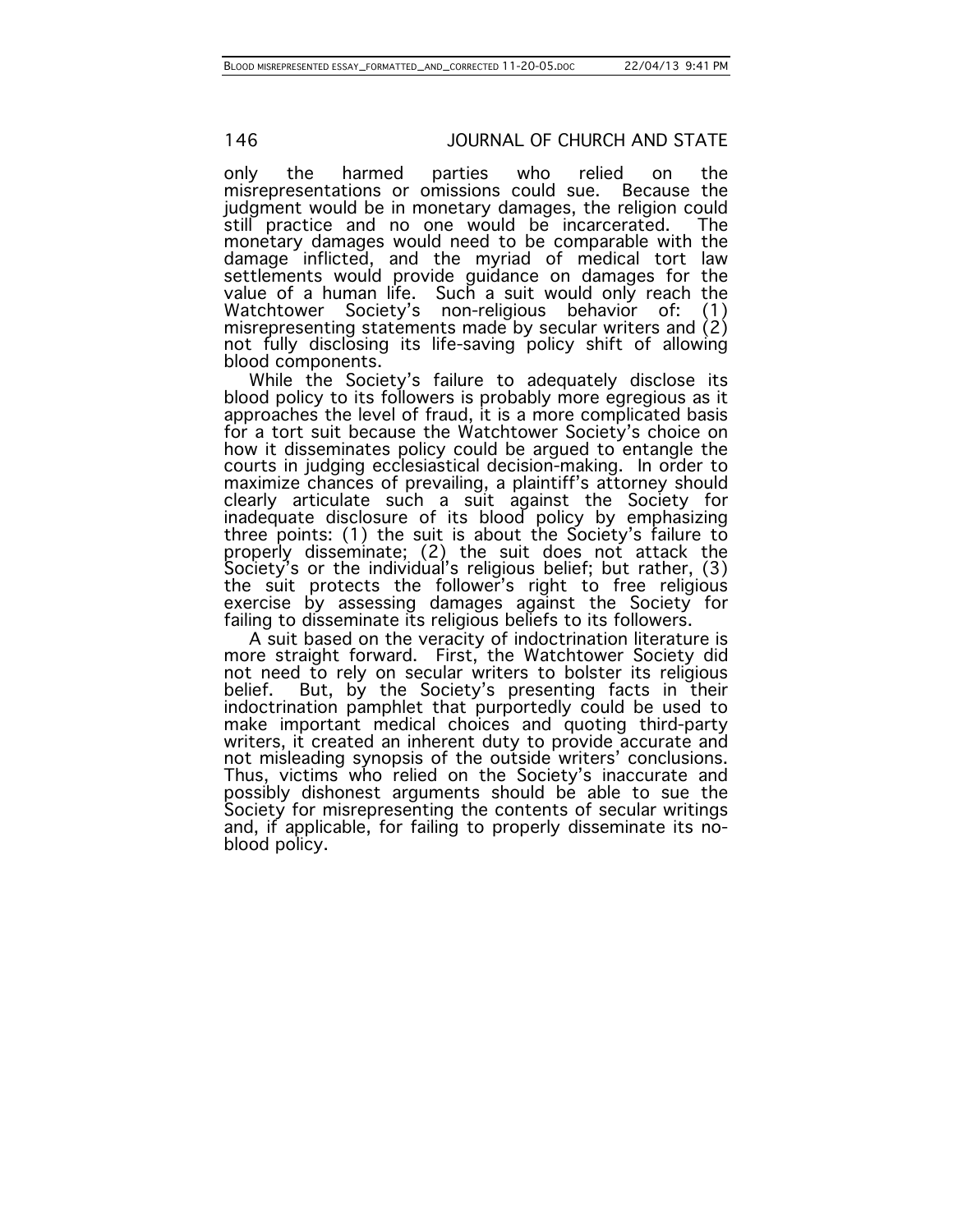only the harmed parties who relied on the misrepresentations or omissions could sue. Because the judgment would be in monetary damages, the religion could still practice and no one would be incarcerated. The monetary damages would need to be comparable with the damage inflicted, and the myriad of medical tort law settlements would provide guidance on damages for the value of a human life. Such a suit would only reach the Watchtower Society's non-religious behavior of: (1) misrepresenting statements made by secular writers and (2) not fully disclosing its life-saving policy shift of allowing blood components.

While the Society's failure to adequately disclose its blood policy to its followers is probably more egregious as it approaches the level of fraud, it is a more complicated basis for a tort suit because the Watchtower Society's choice on how it disseminates policy could be argued to entangle the courts in judging ecclesiastical decision-making. In order to maximize chances of prevailing, a plaintiff's attorney should clearly articulate such a suit against the Society for inadequate disclosure of its blood policy by emphasizing three points: (1) the suit is about the Society's failure to properly disseminate; (2) the suit does not attack the Society's or the individual's religious belief; but rather, (3) the suit protects the follower's right to free religious exercise by assessing damages against the Society for failing to disseminate its religious beliefs to its followers.

A suit based on the veracity of indoctrination literature is more straight forward. First, the Watchtower Society did not need to rely on secular writers to bolster its religious belief. But, by the Society's presenting facts in their indoctrination pamphlet that purportedly could be used to make important medical choices and quoting third-party writers, it created an inherent duty to provide accurate and not misleading synopsis of the outside writers' conclusions. Thus, victims who relied on the Society's inaccurate and possibly dishonest arguments should be able to sue the Society for misrepresenting the contents of secular writings and, if applicable, for failing to properly disseminate its no-blood policy.